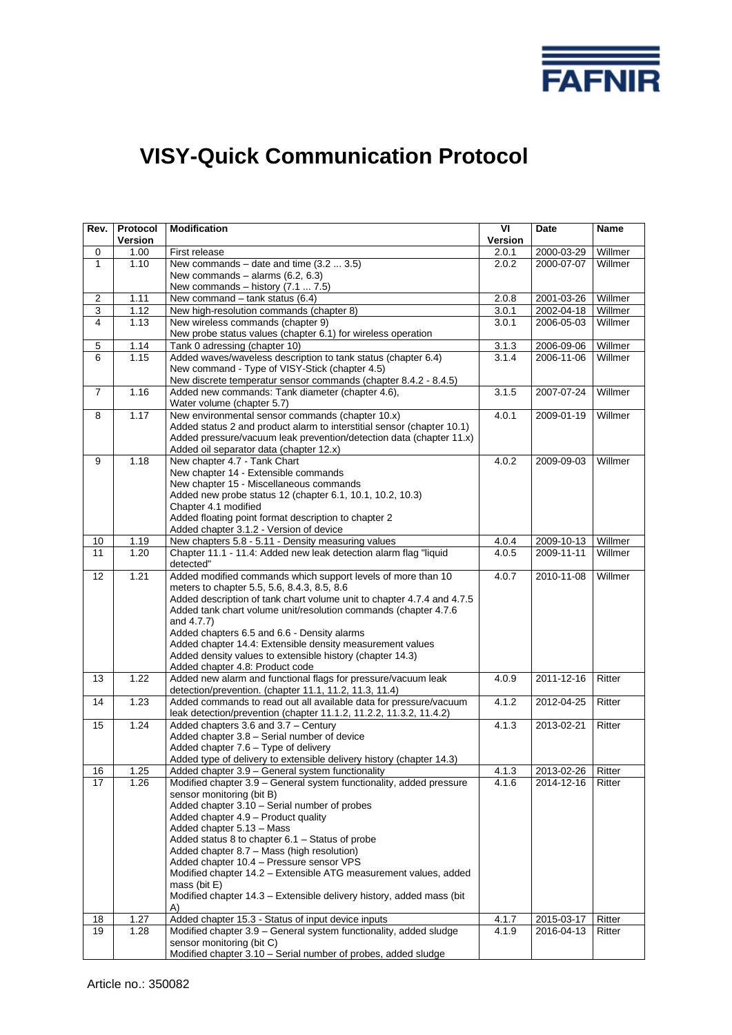FAFNIR

# VISY-Quick Communication Protocol

| Rev. | Protocol Version | Modification | VI Version | Date | Name |
|---|---|---|---|---|---|
| 0 | 1.00 | First release | 2.0.1 | 2000-03-29 | Willmer |
| 1 | 1.10 | New commands – date and time (3.2 ... 3.5)<br>New commands – alarms (6.2, 6.3)<br>New commands – history (7.1 ... 7.5) | 2.0.2 | 2000-07-07 | Willmer |
| 2 | 1.11 | New command – tank status (6.4) | 2.0.8 | 2001-03-26 | Willmer |
| 3 | 1.12 | New high-resolution commands (chapter 8) | 3.0.1 | 2002-04-18 | Willmer |
| 4 | 1.13 | New wireless commands (chapter 9)<br>New probe status values (chapter 6.1) for wireless operation | 3.0.1 | 2006-05-03 | Willmer |
| 5 | 1.14 | Tank 0 adressing (chapter 10) | 3.1.3 | 2006-09-06 | Willmer |
| 6 | 1.15 | Added waves/waveless description to tank status (chapter 6.4)<br>New command - Type of VISY-Stick (chapter 4.5)<br>New discrete temperatur sensor commands (chapter 8.4.2 - 8.4.5) | 3.1.4 | 2006-11-06 | Willmer |
| 7 | 1.16 | Added new commands: Tank diameter (chapter 4.6),<br>Water volume (chapter 5.7) | 3.1.5 | 2007-07-24 | Willmer |
| 8 | 1.17 | New environmental sensor commands (chapter 10.x)<br>Added status 2 and product alarm to interstitial sensor (chapter 10.1)<br>Added pressure/vacuum leak prevention/detection data (chapter 11.x)<br>Added oil separator data (chapter 12.x) | 4.0.1 | 2009-01-19 | Willmer |
| 9 | 1.18 | New chapter 4.7 - Tank Chart<br>New chapter 14 - Extensible commands<br>New chapter 15 - Miscellaneous commands<br>Added new probe status 12 (chapter 6.1, 10.1, 10.2, 10.3)<br>Chapter 4.1 modified<br>Added floating point format description to chapter 2<br>Added chapter 3.1.2 - Version of device | 4.0.2 | 2009-09-03 | Willmer |
| 10 | 1.19 | New chapters 5.8 - 5.11 - Density measuring values | 4.0.4 | 2009-10-13 | Willmer |
| 11 | 1.20 | Chapter 11.1 - 11.4: Added new leak detection alarm flag "liquid detected" | 4.0.5 | 2009-11-11 | Willmer |
| 12 | 1.21 | Added modified commands which support levels of more than 10 meters to chapter 5.5, 5.6, 8.4.3, 8.5, 8.6<br>Added description of tank chart volume unit to chapter 4.7.4 and 4.7.5<br>Added tank chart volume unit/resolution commands (chapter 4.7.6 and 4.7.7)<br>Added chapters 6.5 and 6.6 - Density alarms<br>Added chapter 14.4: Extensible density measurement values<br>Added density values to extensible history (chapter 14.3)<br>Added chapter 4.8: Product code | 4.0.7 | 2010-11-08 | Willmer |
| 13 | 1.22 | Added new alarm and functional flags for pressure/vacuum leak detection/prevention. (chapter 11.1, 11.2, 11.3, 11.4) | 4.0.9 | 2011-12-16 | Ritter |
| 14 | 1.23 | Added commands to read out all available data for pressure/vacuum leak detection/prevention (chapter 11.1.2, 11.2.2, 11.3.2, 11.4.2) | 4.1.2 | 2012-04-25 | Ritter |
| 15 | 1.24 | Added chapters 3.6 and 3.7 – Century<br>Added chapter 3.8 – Serial number of device<br>Added chapter 7.6 – Type of delivery<br>Added type of delivery to extensible delivery history (chapter 14.3) | 4.1.3 | 2013-02-21 | Ritter |
| 16 | 1.25 | Added chapter 3.9 – General system functionality | 4.1.3 | 2013-02-26 | Ritter |
| 17 | 1.26 | Modified chapter 3.9 – General system functionality, added pressure sensor monitoring (bit B)<br>Added chapter 3.10 – Serial number of probes<br>Added chapter 4.9 – Product quality<br>Added chapter 5.13 – Mass<br>Added status 8 to chapter 6.1 – Status of probe<br>Added chapter 8.7 – Mass (high resolution)<br>Added chapter 10.4 – Pressure sensor VPS<br>Modified chapter 14.2 – Extensible ATG measurement values, added mass (bit E)<br>Modified chapter 14.3 – Extensible delivery history, added mass (bit A) | 4.1.6 | 2014-12-16 | Ritter |
| 18 | 1.27 | Added chapter 15.3 - Status of input device inputs | 4.1.7 | 2015-03-17 | Ritter |
| 19 | 1.28 | Modified chapter 3.9 – General system functionality, added sludge sensor monitoring (bit C)<br>Modified chapter 3.10 – Serial number of probes, added sludge | 4.1.9 | 2016-04-13 | Ritter |

Article no.: 350082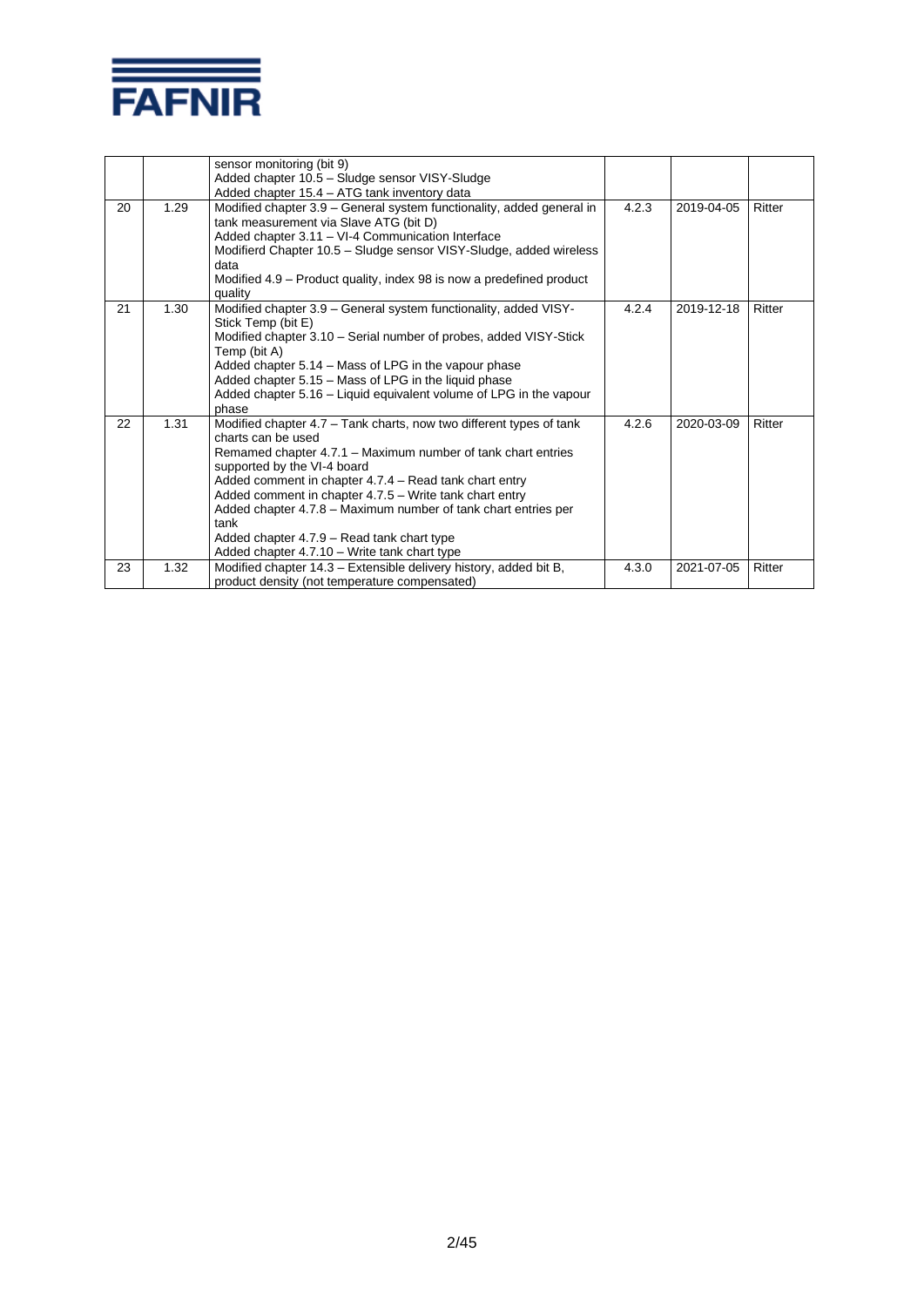|  |  | sensor monitoring (bit 9)<br>Added chapter 10.5 – Sludge sensor VISY-Sludge<br>Added chapter 15.4 – ATG tank inventory data |  |  |  |
|---|---|---|---|---|---|
| 20 | 1.29 | Modified chapter 3.9 – General system functionality, added general in tank measurement via Slave ATG (bit D)<br>Added chapter 3.11 – VI-4 Communication Interface<br>Modifierd Chapter 10.5 – Sludge sensor VISY-Sludge, added wireless data<br>Modified 4.9 – Product quality, index 98 is now a predefined product quality | 4.2.3 | 2019-04-05 | Ritter |
| 21 | 1.30 | Modified chapter 3.9 – General system functionality, added VISY-Stick Temp (bit E)<br>Modified chapter 3.10 – Serial number of probes, added VISY-Stick Temp (bit A)<br>Added chapter 5.14 – Mass of LPG in the vapour phase<br>Added chapter 5.15 – Mass of LPG in the liquid phase<br>Added chapter 5.16 – Liquid equivalent volume of LPG in the vapour phase | 4.2.4 | 2019-12-18 | Ritter |
| 22 | 1.31 | Modified chapter 4.7 – Tank charts, now two different types of tank charts can be used<br>Remamed chapter 4.7.1 – Maximum number of tank chart entries supported by the VI-4 board<br>Added comment in chapter 4.7.4 – Read tank chart entry<br>Added comment in chapter 4.7.5 – Write tank chart entry<br>Added chapter 4.7.8 – Maximum number of tank chart entries per tank<br>Added chapter 4.7.9 – Read tank chart type<br>Added chapter 4.7.10 – Write tank chart type | 4.2.6 | 2020-03-09 | Ritter |
| 23 | 1.32 | Modified chapter 14.3 – Extensible delivery history, added bit B, product density (not temperature compensated) | 4.3.0 | 2021-07-05 | Ritter |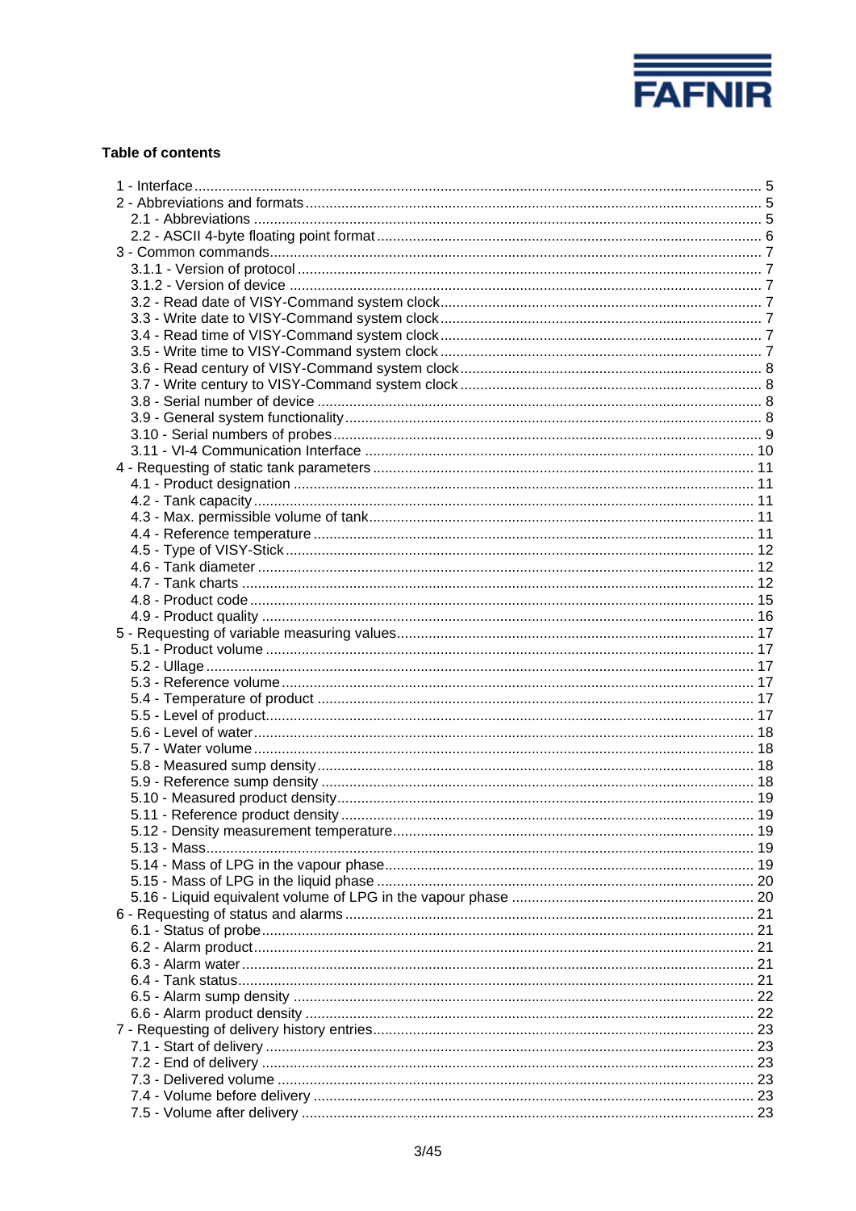**Table of contents**

1 - Interface ..... 5
2 - Abbreviations and formats ..... 5
  2.1 - Abbreviations ..... 5
  2.2 - ASCII 4-byte floating point format ..... 6
3 - Common commands ..... 7
  3.1.1 - Version of protocol ..... 7
  3.1.2 - Version of device ..... 7
  3.2 - Read date of VISY-Command system clock ..... 7
  3.3 - Write date to VISY-Command system clock ..... 7
  3.4 - Read time of VISY-Command system clock ..... 7
  3.5 - Write time to VISY-Command system clock ..... 7
  3.6 - Read century of VISY-Command system clock ..... 8
  3.7 - Write century to VISY-Command system clock ..... 8
  3.8 - Serial number of device ..... 8
  3.9 - General system functionality ..... 8
  3.10 - Serial numbers of probes ..... 9
  3.11 - VI-4 Communication Interface ..... 10
4 - Requesting of static tank parameters ..... 11
  4.1 - Product designation ..... 11
  4.2 - Tank capacity ..... 11
  4.3 - Max. permissible volume of tank ..... 11
  4.4 - Reference temperature ..... 11
  4.5 - Type of VISY-Stick ..... 12
  4.6 - Tank diameter ..... 12
  4.7 - Tank charts ..... 12
  4.8 - Product code ..... 15
  4.9 - Product quality ..... 16
5 - Requesting of variable measuring values ..... 17
  5.1 - Product volume ..... 17
  5.2 - Ullage ..... 17
  5.3 - Reference volume ..... 17
  5.4 - Temperature of product ..... 17
  5.5 - Level of product ..... 17
  5.6 - Level of water ..... 18
  5.7 - Water volume ..... 18
  5.8 - Measured sump density ..... 18
  5.9 - Reference sump density ..... 18
  5.10 - Measured product density ..... 19
  5.11 - Reference product density ..... 19
  5.12 - Density measurement temperature ..... 19
  5.13 - Mass ..... 19
  5.14 - Mass of LPG in the vapour phase ..... 19
  5.15 - Mass of LPG in the liquid phase ..... 20
  5.16 - Liquid equivalent volume of LPG in the vapour phase ..... 20
6 - Requesting of status and alarms ..... 21
  6.1 - Status of probe ..... 21
  6.2 - Alarm product ..... 21
  6.3 - Alarm water ..... 21
  6.4 - Tank status ..... 21
  6.5 - Alarm sump density ..... 22
  6.6 - Alarm product density ..... 22
7 - Requesting of delivery history entries ..... 23
  7.1 - Start of delivery ..... 23
  7.2 - End of delivery ..... 23
  7.3 - Delivered volume ..... 23
  7.4 - Volume before delivery ..... 23
  7.5 - Volume after delivery ..... 23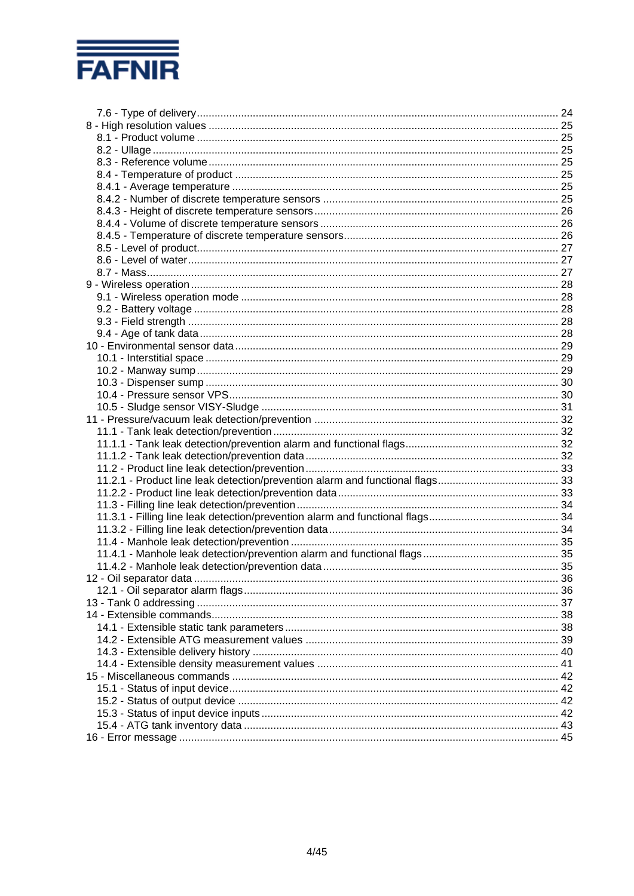7.6 - Type of delivery ........................................................................................................ 24
8 - High resolution values ...................................................................................................... 25
8.1 - Product volume ........................................................................................................ 25
8.2 - Ullage ........................................................................................................................ 25
8.3 - Reference volume ..................................................................................................... 25
8.4 - Temperature of product ............................................................................................ 25
8.4.1 - Average temperature ............................................................................................. 25
8.4.2 - Number of discrete temperature sensors ............................................................... 25
8.4.3 - Height of discrete temperature sensors .................................................................. 26
8.4.4 - Volume of discrete temperature sensors ................................................................ 26
8.4.5 - Temperature of discrete temperature sensors ......................................................... 26
8.5 - Level of product ........................................................................................................ 27
8.6 - Level of water ........................................................................................................... 27
8.7 - Mass ......................................................................................................................... 27
9 - Wireless operation ............................................................................................................ 28
9.1 - Wireless operation mode .......................................................................................... 28
9.2 - Battery voltage .......................................................................................................... 28
9.3 - Field strength ............................................................................................................ 28
9.4 - Age of tank data ........................................................................................................ 28
10 - Environmental sensor data ............................................................................................. 29
10.1 - Interstitial space ...................................................................................................... 29
10.2 - Manway sump .......................................................................................................... 29
10.3 - Dispenser sump ....................................................................................................... 30
10.4 - Pressure sensor VPS ................................................................................................ 30
10.5 - Sludge sensor VISY-Sludge ..................................................................................... 31
11 - Pressure/vacuum leak detection/prevention .................................................................. 32
11.1 - Tank leak detection/prevention ................................................................................ 32
11.1.1 - Tank leak detection/prevention alarm and functional flags .................................... 32
11.1.2 - Tank leak detection/prevention data ..................................................................... 32
11.2 - Product line leak detection/prevention ..................................................................... 33
11.2.1 - Product line leak detection/prevention alarm and functional flags ......................... 33
11.2.2 - Product line leak detection/prevention data .......................................................... 33
11.3 - Filling line leak detection/prevention ......................................................................... 34
11.3.1 - Filling line leak detection/prevention alarm and functional flags ............................ 34
11.3.2 - Filling line leak detection/prevention data ............................................................. 34
11.4 - Manhole leak detection/prevention ........................................................................... 35
11.4.1 - Manhole leak detection/prevention alarm and functional flags .............................. 35
11.4.2 - Manhole leak detection/prevention data ............................................................... 35
12 - Oil separator data ............................................................................................................ 36
12.1 - Oil separator alarm flags .......................................................................................... 36
13 - Tank 0 addressing ........................................................................................................... 37
14 - Extensible commands ...................................................................................................... 38
14.1 - Extensible static tank parameters ............................................................................. 38
14.2 - Extensible ATG measurement values ....................................................................... 39
14.3 - Extensible delivery history ....................................................................................... 40
14.4 - Extensible density measurement values ................................................................... 41
15 - Miscellaneous commands ................................................................................................ 42
15.1 - Status of input device ............................................................................................... 42
15.2 - Status of output device ............................................................................................. 42
15.3 - Status of input device inputs ..................................................................................... 42
15.4 - ATG tank inventory data .......................................................................................... 43
16 - Error message ................................................................................................................. 45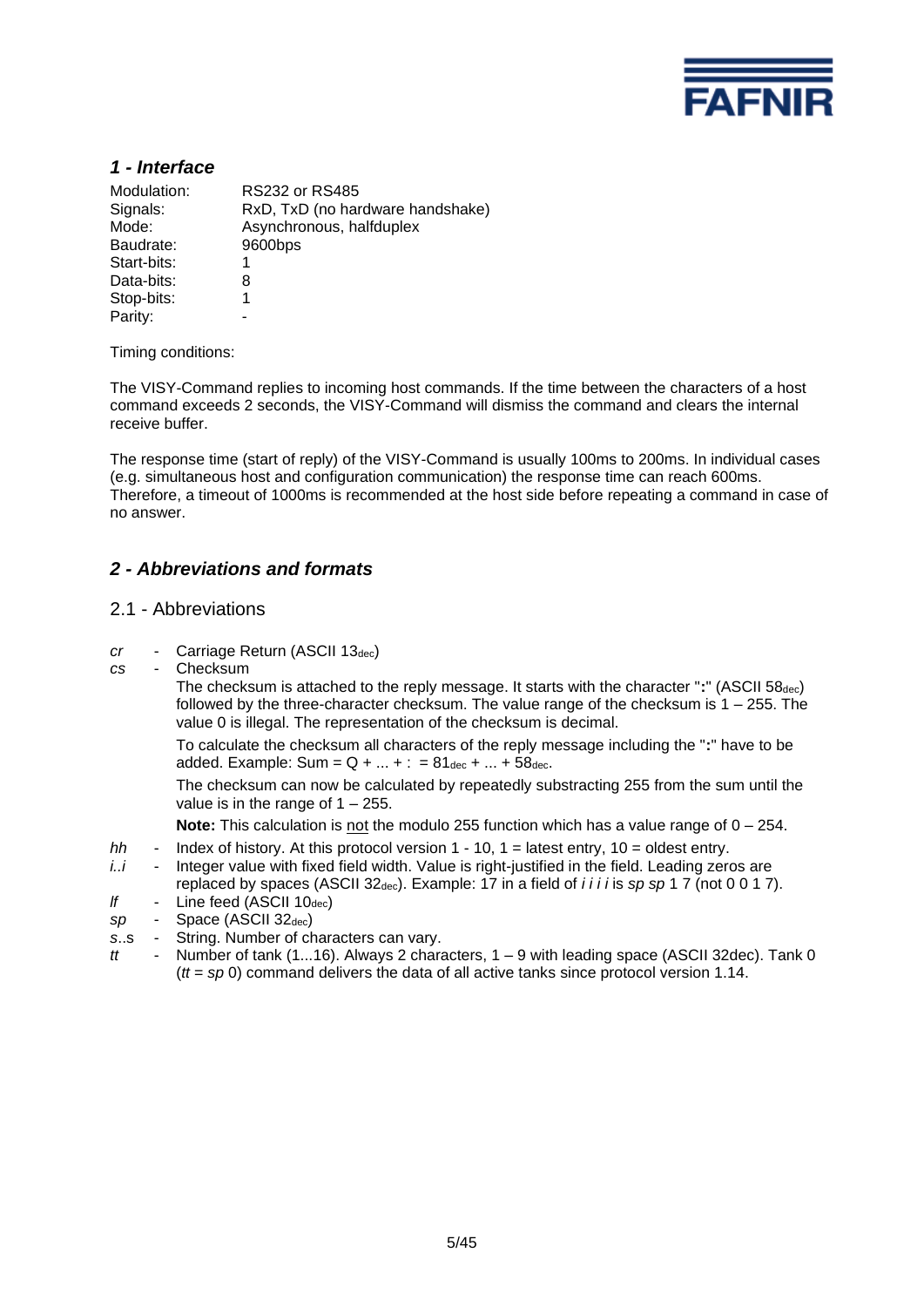## *1 - Interface*

| | |
|---|---|
| Modulation: | RS232 or RS485 |
| Signals: | RxD, TxD (no hardware handshake) |
| Mode: | Asynchronous, halfduplex |
| Baudrate: | 9600bps |
| Start-bits: | 1 |
| Data-bits: | 8 |
| Stop-bits: | 1 |
| Parity: | - |

Timing conditions:

The VISY-Command replies to incoming host commands. If the time between the characters of a host command exceeds 2 seconds, the VISY-Command will dismiss the command and clears the internal receive buffer.

The response time (start of reply) of the VISY-Command is usually 100ms to 200ms. In individual cases (e.g. simultaneous host and configuration communication) the response time can reach 600ms. Therefore, a timeout of 1000ms is recommended at the host side before repeating a command in case of no answer.

## *2 - Abbreviations and formats*

### 2.1 - Abbreviations

- *cr* - Carriage Return (ASCII $13_{dec}$)
- *cs* - Checksum

  The checksum is attached to the reply message. It starts with the character "**:**" (ASCII $58_{dec}$) followed by the three-character checksum. The value range of the checksum is 1 – 255. The value 0 is illegal. The representation of the checksum is decimal.

  To calculate the checksum all characters of the reply message including the "**:**" have to be added. Example: Sum = Q + ... + : = $81_{dec}$ + ... + $58_{dec}$.

  The checksum can now be calculated by repeatedly substracting 255 from the sum until the value is in the range of 1 – 255.

  **Note:** This calculation is <u>not</u> the modulo 255 function which has a value range of 0 – 254.
- *hh* - Index of history. At this protocol version 1 - 10, 1 = latest entry, 10 = oldest entry.
- *i..i* - Integer value with fixed field width. Value is right-justified in the field. Leading zeros are replaced by spaces (ASCII $32_{dec}$). Example: 17 in a field of *i i i i* is *sp sp* 1 7 (not 0 0 1 7).
- *lf* - Line feed (ASCII $10_{dec}$)
- *sp* - Space (ASCII $32_{dec}$)
- *s..s* - String. Number of characters can vary.
- *tt* - Number of tank (1...16). Always 2 characters, 1 – 9 with leading space (ASCII 32dec). Tank 0 (*tt* = *sp* 0) command delivers the data of all active tanks since protocol version 1.14.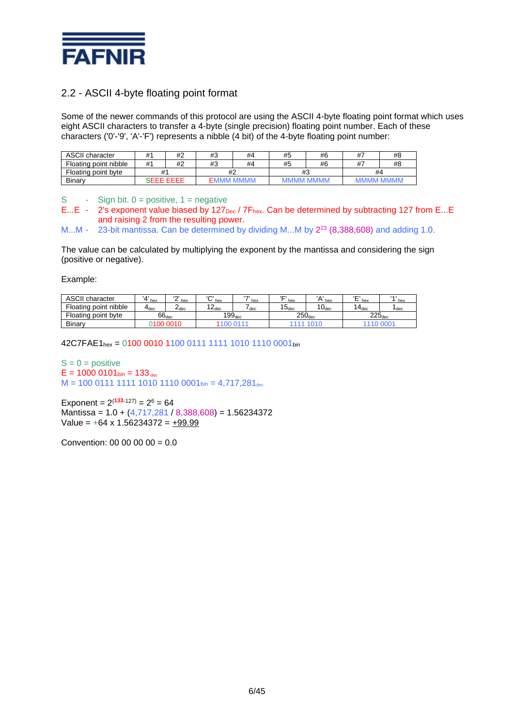## 2.2 - ASCII 4-byte floating point format

Some of the newer commands of this protocol are using the ASCII 4-byte floating point format which uses eight ASCII characters to transfer a 4-byte (single precision) floating point number. Each of these characters ('0'-'9', 'A'-'F') represents a nibble (4 bit) of the 4-byte floating point number:

| ASCII character | #1 | #2 | #3 | #4 | #5 | #6 | #7 | #8 |
|---|---|---|---|---|---|---|---|---|
| Floating point nibble | #1 | #2 | #3 | #4 | #5 | #6 | #7 | #8 |
| Floating point byte | #1 | | #2 | | #3 | | #4 | |
| Binary | SEEE EEEE | | EMMM MMMM | | MMMM MMMM | | MMMM MMMM | |

S - Sign bit. 0 = positive, 1 = negative

E...E - 2's exponent value biased by $127_{Dec}$ / $7F_{hex}$. Can be determined by subtracting 127 from E...E and raising 2 from the resulting power.

M...M - 23-bit mantissa. Can be determined by dividing M...M by $2^{23}$ (8,388,608) and adding 1.0.

The value can be calculated by multiplying the exponent by the mantissa and considering the sign (positive or negative).

Example:

| ASCII character | '4' $_{hex}$ | '2' $_{hex}$ | 'C' $_{hex}$ | '7' $_{hex}$ | 'F' $_{hex}$ | 'A' $_{hex}$ | 'E' $_{hex}$ | '1' $_{hex}$ |
|---|---|---|---|---|---|---|---|---|
| Floating point nibble | $4_{dec}$ | $2_{dec}$ | $12_{dec}$ | $7_{dec}$ | $15_{dec}$ | $10_{dec}$ | $14_{dec}$ | $1_{dec}$ |
| Floating point byte | $66_{dec}$ | | $199_{dec}$ | | $250_{dec}$ | | $225_{dec}$ | |
| Binary | 0100 0010 | | 1100 0111 | | 1111 1010 | | 1110 0001 | |

$42C7FAE1_{hex}$ = 0100 0010 1100 0111 1111 1010 1110 $0001_{bin}$

S = 0 = positive
E = 1000 $0101_{bin}$ = $133_{dec}$
M = 100 0111 1111 1010 1110 $0001_{bin}$ = $4{,}717{,}281_{dec}$

Exponent = $2^{(133-127)} = 2^6 = 64$
Mantissa = 1.0 + (4,717,281 / 8,388,608) = 1.56234372
Value = +64 x 1.56234372 = +99.99

Convention: 00 00 00 00 = 0.0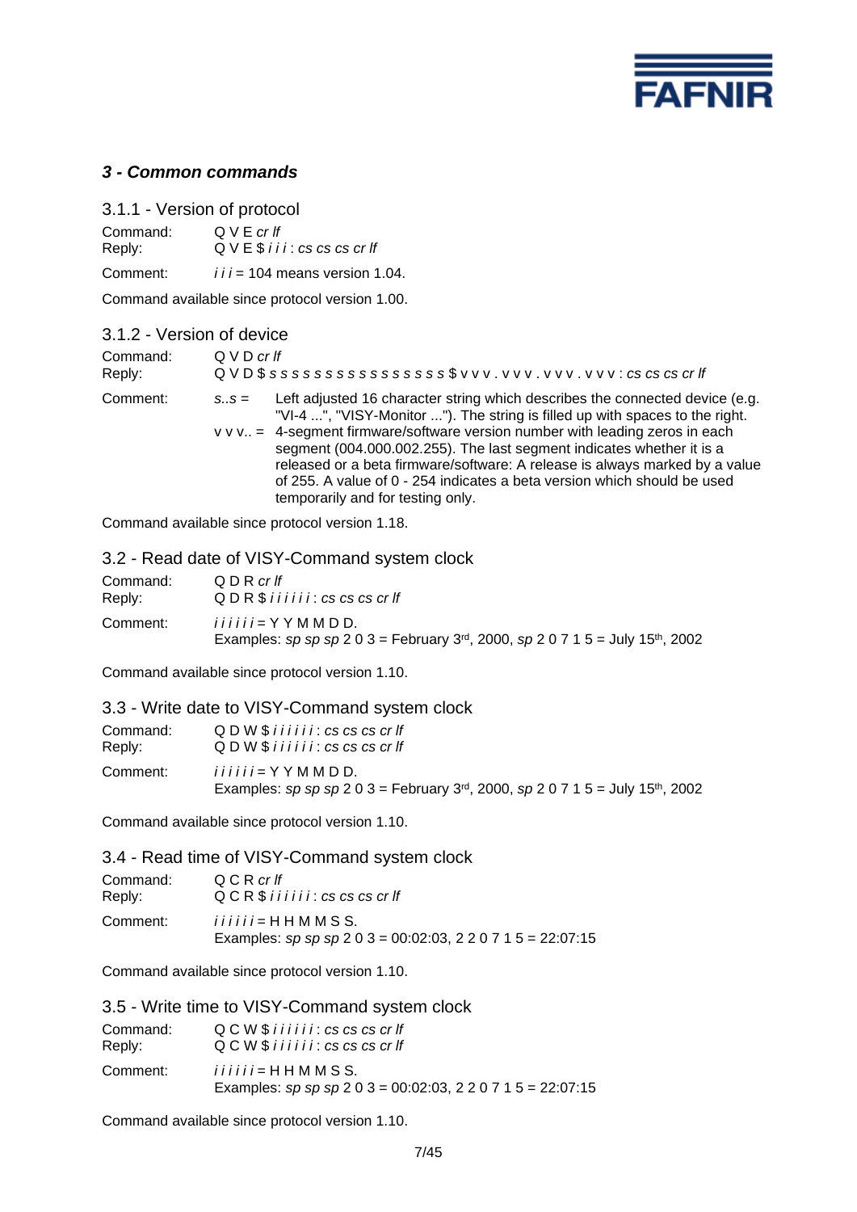## *3 - Common commands*

### 3.1.1 - Version of protocol

Command: Q V E *cr lf*
Reply: Q V E $ *i i i* : *cs cs cs cr lf*

Comment: *i i i* = 104 means version 1.04.

Command available since protocol version 1.00.

### 3.1.2 - Version of device

Command: Q V D *cr lf*
Reply: Q V D $ *s s s s s s s s s s s s s s s s* $ v v v . v v v . v v v . v v v : *cs cs cs cr lf*

Comment: *s..s* = Left adjusted 16 character string which describes the connected device (e.g. "VI-4 ...", "VISY-Monitor ..."). The string is filled up with spaces to the right.

v v v.. = 4-segment firmware/software version number with leading zeros in each segment (004.000.002.255). The last segment indicates whether it is a released or a beta firmware/software: A release is always marked by a value of 255. A value of 0 - 254 indicates a beta version which should be used temporarily and for testing only.

Command available since protocol version 1.18.

### 3.2 - Read date of VISY-Command system clock

Command: Q D R *cr lf*
Reply: Q D R $ *i i i i i i* : *cs cs cs cr lf*

Comment: *i i i i i i* = Y Y M M D D.
Examples: *sp sp sp* 2 0 3 = February 3rd, 2000, *sp* 2 0 7 1 5 = July 15th, 2002

Command available since protocol version 1.10.

### 3.3 - Write date to VISY-Command system clock

Command: Q D W $ *i i i i i i* : *cs cs cs cr lf*
Reply: Q D W $ *i i i i i i* : *cs cs cs cr lf*

Comment: *i i i i i i* = Y Y M M D D.
Examples: *sp sp sp* 2 0 3 = February 3rd, 2000, *sp* 2 0 7 1 5 = July 15th, 2002

Command available since protocol version 1.10.

### 3.4 - Read time of VISY-Command system clock

Command: Q C R *cr lf*
Reply: Q C R $ *i i i i i i* : *cs cs cs cr lf*

Comment: *i i i i i i* = H H M M S S.
Examples: *sp sp sp* 2 0 3 = 00:02:03, 2 2 0 7 1 5 = 22:07:15

Command available since protocol version 1.10.

### 3.5 - Write time to VISY-Command system clock

Command: Q C W $ *i i i i i i* : *cs cs cs cr lf*
Reply: Q C W $ *i i i i i i* : *cs cs cs cr lf*

Comment: *i i i i i i* = H H M M S S.
Examples: *sp sp sp* 2 0 3 = 00:02:03, 2 2 0 7 1 5 = 22:07:15

Command available since protocol version 1.10.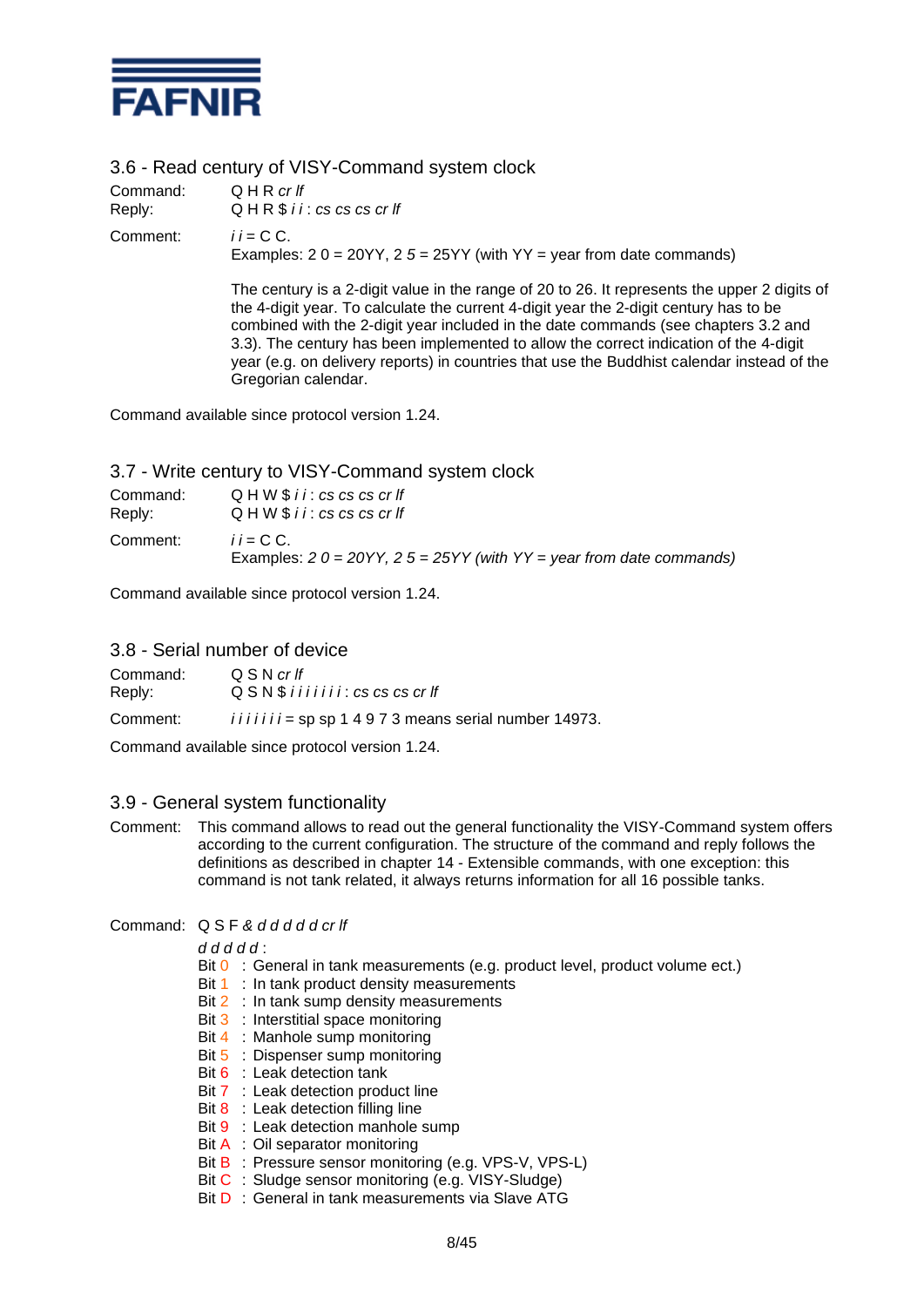## 3.6 - Read century of VISY-Command system clock

Command: Q H R *cr lf*
Reply: Q H R $ *i i* : *cs cs cs cr lf*

Comment: *i i* = C C.
Examples: 2 0 = 20YY, 2 5 = 25YY (with YY = year from date commands)

The century is a 2-digit value in the range of 20 to 26. It represents the upper 2 digits of the 4-digit year. To calculate the current 4-digit year the 2-digit century has to be combined with the 2-digit year included in the date commands (see chapters 3.2 and 3.3). The century has been implemented to allow the correct indication of the 4-digit year (e.g. on delivery reports) in countries that use the Buddhist calendar instead of the Gregorian calendar.

Command available since protocol version 1.24.

## 3.7 - Write century to VISY-Command system clock

Command: Q H W $ *i i* : *cs cs cs cr lf*
Reply: Q H W $ *i i* : *cs cs cs cr lf*

Comment: *i i* = C C.
Examples: *2 0 = 20YY, 2 5 = 25YY (with YY = year from date commands)*

Command available since protocol version 1.24.

## 3.8 - Serial number of device

Command: Q S N *cr lf*
Reply: Q S N $ *i i i i i i i* : *cs cs cs cr lf*

Comment: *i i i i i i i* = sp sp 1 4 9 7 3 means serial number 14973.

Command available since protocol version 1.24.

## 3.9 - General system functionality

Comment: This command allows to read out the general functionality the VISY-Command system offers according to the current configuration. The structure of the command and reply follows the definitions as described in chapter 14 - Extensible commands, with one exception: this command is not tank related, it always returns information for all 16 possible tanks.

Command: Q S F *& d d d d d cr lf*

*d d d d d* :

- Bit 0 : General in tank measurements (e.g. product level, product volume ect.)
- Bit 1 : In tank product density measurements
- Bit 2 : In tank sump density measurements
- Bit 3 : Interstitial space monitoring
- Bit 4 : Manhole sump monitoring
- Bit 5 : Dispenser sump monitoring
- Bit 6 : Leak detection tank
- Bit 7 : Leak detection product line
- Bit 8 : Leak detection filling line
- Bit 9 : Leak detection manhole sump
- Bit A : Oil separator monitoring
- Bit B : Pressure sensor monitoring (e.g. VPS-V, VPS-L)
- Bit C : Sludge sensor monitoring (e.g. VISY-Sludge)
- Bit D : General in tank measurements via Slave ATG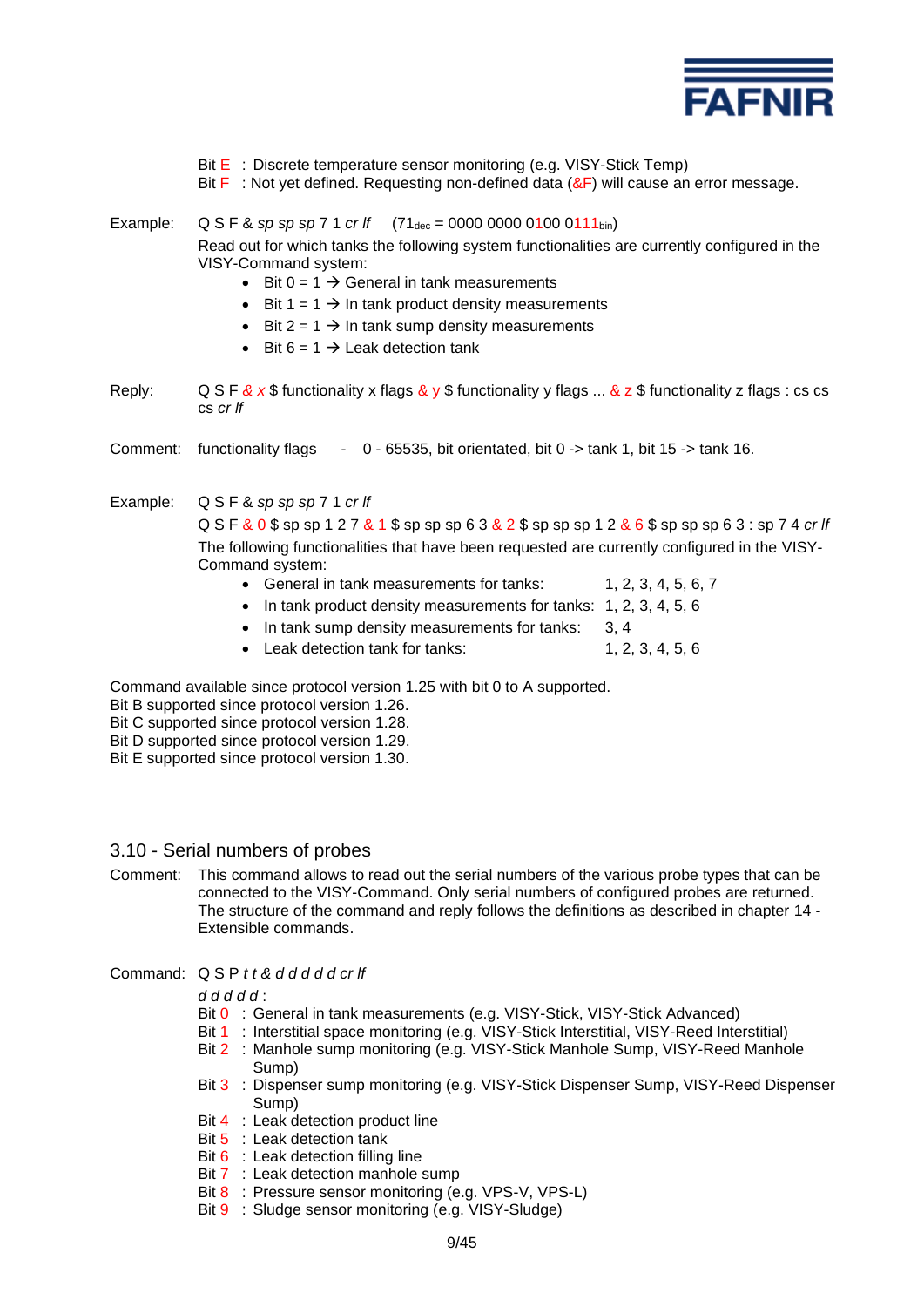Bit E : Discrete temperature sensor monitoring (e.g. VISY-Stick Temp)
Bit F : Not yet defined. Requesting non-defined data (&F) will cause an error message.

Example: Q S F & *sp sp sp* 7 1 *cr lf* ($71_{dec}$ = $0000\ 0000\ 0100\ 0111_{bin}$)

Read out for which tanks the following system functionalities are currently configured in the VISY-Command system:

- Bit 0 = 1 → General in tank measurements
- Bit 1 = 1 → In tank product density measurements
- Bit 2 = 1 → In tank sump density measurements
- Bit 6 = 1 → Leak detection tank

Reply: Q S F *& x* $ functionality x flags & y $ functionality y flags ... & z $ functionality z flags : cs cs cs *cr lf*

Comment: functionality flags - 0 - 65535, bit orientated, bit 0 -> tank 1, bit 15 -> tank 16.

Example: Q S F & *sp sp sp* 7 1 *cr lf*

Q S F & 0 $ sp sp 1 2 7 & 1 $ sp sp sp 6 3 & 2 $ sp sp sp 1 2 & 6 $ sp sp sp 6 3 : sp 7 4 *cr lf*

The following functionalities that have been requested are currently configured in the VISY-Command system:

- General in tank measurements for tanks: 1, 2, 3, 4, 5, 6, 7
- In tank product density measurements for tanks: 1, 2, 3, 4, 5, 6
- In tank sump density measurements for tanks: 3, 4
- Leak detection tank for tanks: 1, 2, 3, 4, 5, 6

Command available since protocol version 1.25 with bit 0 to A supported.
Bit B supported since protocol version 1.26.
Bit C supported since protocol version 1.28.
Bit D supported since protocol version 1.29.
Bit E supported since protocol version 1.30.

## 3.10 - Serial numbers of probes

Comment: This command allows to read out the serial numbers of the various probe types that can be connected to the VISY-Command. Only serial numbers of configured probes are returned. The structure of the command and reply follows the definitions as described in chapter 14 - Extensible commands.

Command: Q S P *t t & d d d d d cr lf*

*d d d d d* :

Bit 0 : General in tank measurements (e.g. VISY-Stick, VISY-Stick Advanced)
Bit 1 : Interstitial space monitoring (e.g. VISY-Stick Interstitial, VISY-Reed Interstitial)
Bit 2 : Manhole sump monitoring (e.g. VISY-Stick Manhole Sump, VISY-Reed Manhole Sump)
Bit 3 : Dispenser sump monitoring (e.g. VISY-Stick Dispenser Sump, VISY-Reed Dispenser Sump)
Bit 4 : Leak detection product line
Bit 5 : Leak detection tank
Bit 6 : Leak detection filling line
Bit 7 : Leak detection manhole sump
Bit 8 : Pressure sensor monitoring (e.g. VPS-V, VPS-L)
Bit 9 : Sludge sensor monitoring (e.g. VISY-Sludge)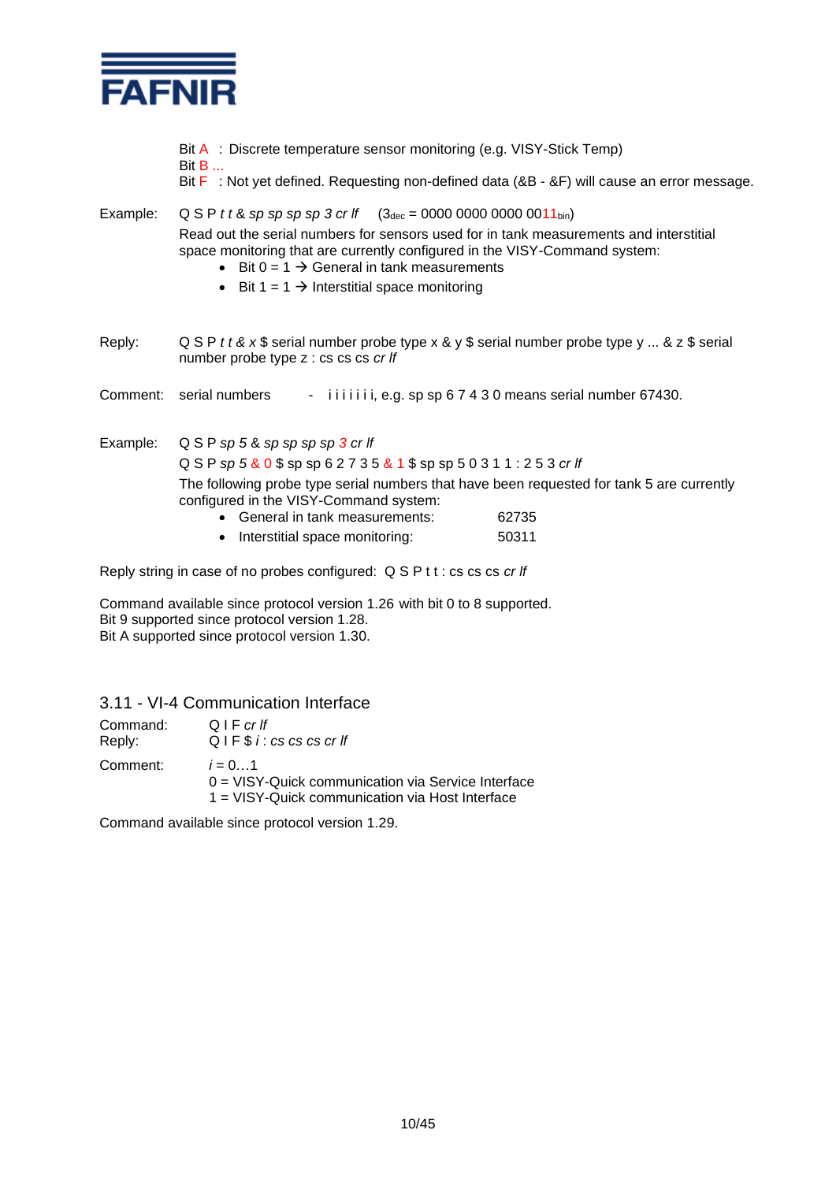Bit A : Discrete temperature sensor monitoring (e.g. VISY-Stick Temp)
Bit B ...
Bit F : Not yet defined. Requesting non-defined data (&B - &F) will cause an error message.

Example: Q S P *t t* & *sp sp sp sp 3 cr lf* ($3_{dec}$ = 0000 0000 0000 $0011_{bin}$)

Read out the serial numbers for sensors used for in tank measurements and interstitial space monitoring that are currently configured in the VISY-Command system:

- Bit 0 = 1 → General in tank measurements
- Bit 1 = 1 → Interstitial space monitoring

Reply: Q S P *t t & x* $ serial number probe type x & y $ serial number probe type y ... & z $ serial number probe type z : cs cs cs *cr lf*

Comment: serial numbers - i i i i i i i, e.g. sp sp 6 7 4 3 0 means serial number 67430.

Example: Q S P *sp 5* & *sp sp sp sp 3 cr lf*

Q S P *sp 5* & 0 $ sp sp 6 2 7 3 5 & 1 $ sp sp 5 0 3 1 1 : 2 5 3 *cr lf*

The following probe type serial numbers that have been requested for tank 5 are currently configured in the VISY-Command system:

- General in tank measurements: 62735
- Interstitial space monitoring: 50311

Reply string in case of no probes configured: Q S P t t : cs cs cs *cr lf*

Command available since protocol version 1.26 with bit 0 to 8 supported.
Bit 9 supported since protocol version 1.28.
Bit A supported since protocol version 1.30.

## 3.11 - VI-4 Communication Interface

Command: Q I F *cr lf*
Reply: Q I F $ *i* : *cs cs cs cr lf*

Comment: *i* = 0…1
0 = VISY-Quick communication via Service Interface
1 = VISY-Quick communication via Host Interface

Command available since protocol version 1.29.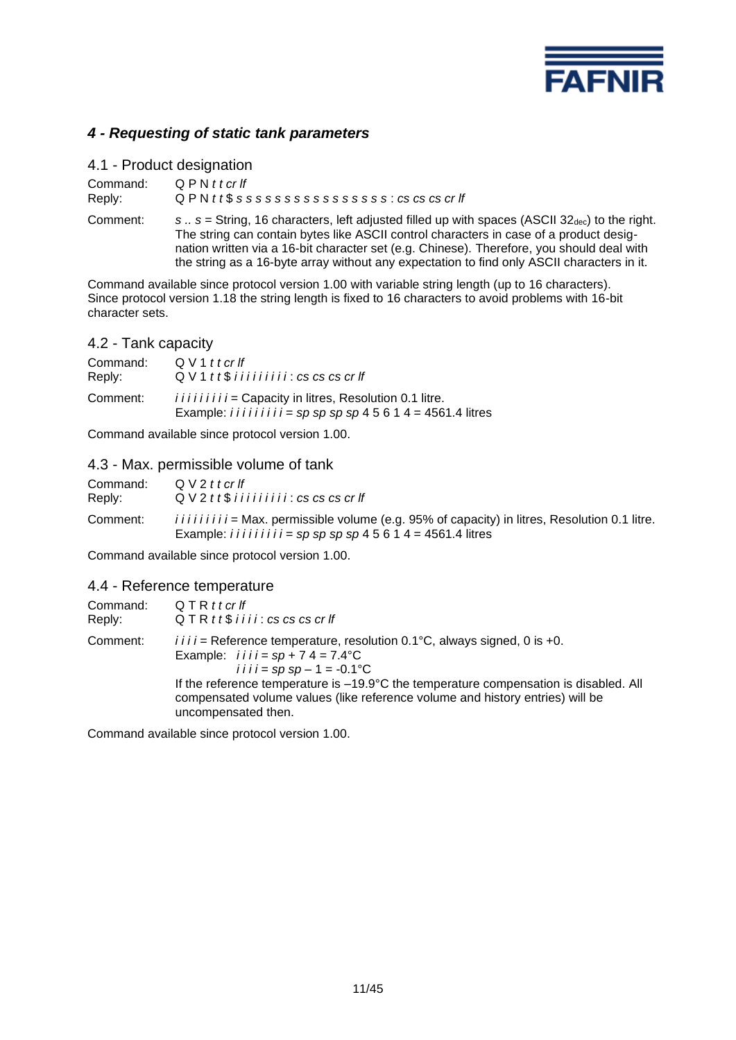## *4 - Requesting of static tank parameters*

### 4.1 - Product designation

Command: Q P N *t t cr lf*
Reply: Q P N *t t* $ *s s s s s s s s s s s s s s s s* : *cs cs cs cr lf*

Comment: *s .. s* = String, 16 characters, left adjusted filled up with spaces (ASCII $32_{dec}$) to the right. The string can contain bytes like ASCII control characters in case of a product designation written via a 16-bit character set (e.g. Chinese). Therefore, you should deal with the string as a 16-byte array without any expectation to find only ASCII characters in it.

Command available since protocol version 1.00 with variable string length (up to 16 characters). Since protocol version 1.18 the string length is fixed to 16 characters to avoid problems with 16-bit character sets.

### 4.2 - Tank capacity

Command: Q V 1 *t t cr lf*
Reply: Q V 1 *t t* $ *i i i i i i i i i* : *cs cs cs cr lf*

Comment: *i i i i i i i i i* = Capacity in litres, Resolution 0.1 litre.
Example: *i i i i i i i i i* = *sp sp sp sp* 4 5 6 1 4 = 4561.4 litres

Command available since protocol version 1.00.

### 4.3 - Max. permissible volume of tank

Command: Q V 2 *t t cr lf*
Reply: Q V 2 *t t* $ *i i i i i i i i i* : *cs cs cs cr lf*

Comment: *i i i i i i i i i* = Max. permissible volume (e.g. 95% of capacity) in litres, Resolution 0.1 litre.
Example: *i i i i i i i i i* = *sp sp sp sp* 4 5 6 1 4 = 4561.4 litres

Command available since protocol version 1.00.

### 4.4 - Reference temperature

Command: Q T R *t t cr lf*
Reply: Q T R *t t* $ *i i i i* : *cs cs cs cr lf*

Comment: *i i i i* = Reference temperature, resolution 0.1°C, always signed, 0 is +0.
Example: *i i i i* = *sp* + 7 4 = 7.4°C
*i i i i* = *sp sp* – 1 = -0.1°C
If the reference temperature is –19.9°C the temperature compensation is disabled. All compensated volume values (like reference volume and history entries) will be uncompensated then.

Command available since protocol version 1.00.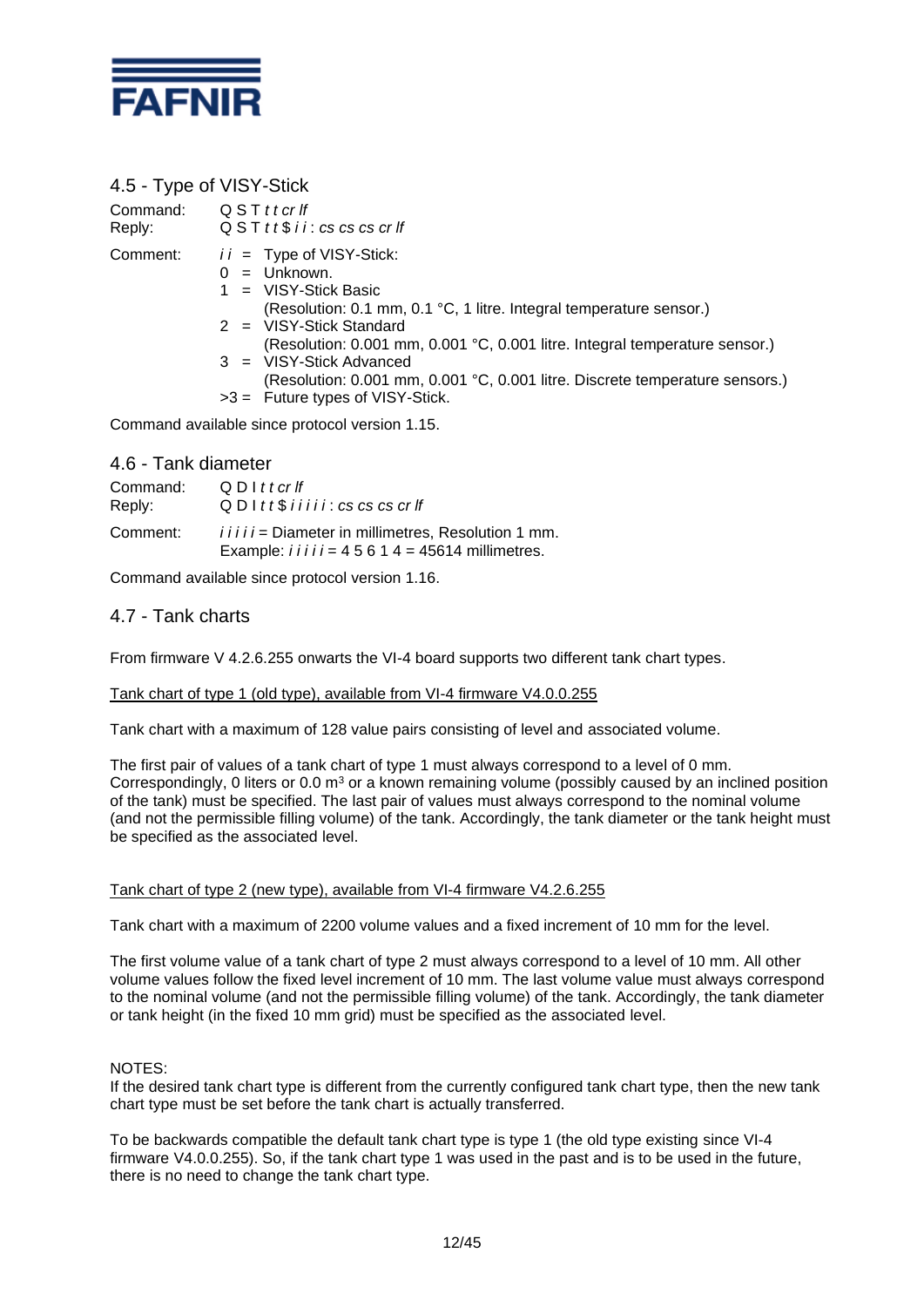## 4.5 - Type of VISY-Stick

Command: Q S T *t t cr lf*
Reply: Q S T *t t* $ *i i* : *cs cs cs cr lf*

Comment: *i i* = Type of VISY-Stick:
- 0 = Unknown.
- 1 = VISY-Stick Basic
  (Resolution: 0.1 mm, 0.1 °C, 1 litre. Integral temperature sensor.)
- 2 = VISY-Stick Standard
  (Resolution: 0.001 mm, 0.001 °C, 0.001 litre. Integral temperature sensor.)
- 3 = VISY-Stick Advanced
  (Resolution: 0.001 mm, 0.001 °C, 0.001 litre. Discrete temperature sensors.)
- >3 = Future types of VISY-Stick.

Command available since protocol version 1.15.

## 4.6 - Tank diameter

Command: Q D I *t t cr lf*
Reply: Q D I *t t* $ *i i i i i* : *cs cs cs cr lf*

Comment: *i i i i i* = Diameter in millimetres, Resolution 1 mm.
Example: *i i i i i* = 4 5 6 1 4 = 45614 millimetres.

Command available since protocol version 1.16.

## 4.7 - Tank charts

From firmware V 4.2.6.255 onwarts the VI-4 board supports two different tank chart types.

<u>Tank chart of type 1 (old type), available from VI-4 firmware V4.0.0.255</u>

Tank chart with a maximum of 128 value pairs consisting of level and associated volume.

The first pair of values of a tank chart of type 1 must always correspond to a level of 0 mm. Correspondingly, 0 liters or 0.0 m³ or a known remaining volume (possibly caused by an inclined position of the tank) must be specified. The last pair of values must always correspond to the nominal volume (and not the permissible filling volume) of the tank. Accordingly, the tank diameter or the tank height must be specified as the associated level.

<u>Tank chart of type 2 (new type), available from VI-4 firmware V4.2.6.255</u>

Tank chart with a maximum of 2200 volume values and a fixed increment of 10 mm for the level.

The first volume value of a tank chart of type 2 must always correspond to a level of 10 mm. All other volume values follow the fixed level increment of 10 mm. The last volume value must always correspond to the nominal volume (and not the permissible filling volume) of the tank. Accordingly, the tank diameter or tank height (in the fixed 10 mm grid) must be specified as the associated level.

NOTES:
If the desired tank chart type is different from the currently configured tank chart type, then the new tank chart type must be set before the tank chart is actually transferred.

To be backwards compatible the default tank chart type is type 1 (the old type existing since VI-4 firmware V4.0.0.255). So, if the tank chart type 1 was used in the past and is to be used in the future, there is no need to change the tank chart type.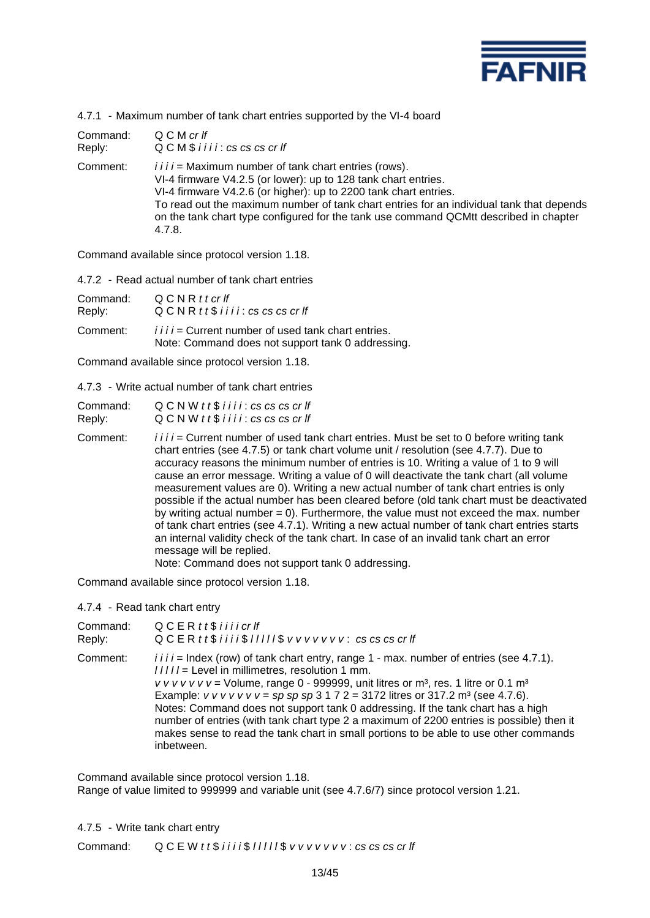### 4.7.1 - Maximum number of tank chart entries supported by the VI-4 board

Command: Q C M *cr lf*
Reply: Q C M $ *i i i i* : *cs cs cs cr lf*

Comment: *i i i i* = Maximum number of tank chart entries (rows).
VI-4 firmware V4.2.5 (or lower): up to 128 tank chart entries.
VI-4 firmware V4.2.6 (or higher): up to 2200 tank chart entries.
To read out the maximum number of tank chart entries for an individual tank that depends on the tank chart type configured for the tank use command QCMtt described in chapter 4.7.8.

Command available since protocol version 1.18.

### 4.7.2 - Read actual number of tank chart entries

Command: Q C N R *t t cr lf*
Reply: Q C N R *t t* $ *i i i i* : *cs cs cs cr lf*

Comment: *i i i i* = Current number of used tank chart entries.
Note: Command does not support tank 0 addressing.

Command available since protocol version 1.18.

### 4.7.3 - Write actual number of tank chart entries

Command: Q C N W *t t* $ *i i i i* : *cs cs cs cr lf*
Reply: Q C N W *t t* $ *i i i i* : *cs cs cs cr lf*

Comment: *i i i i* = Current number of used tank chart entries. Must be set to 0 before writing tank chart entries (see 4.7.5) or tank chart volume unit / resolution (see 4.7.7). Due to accuracy reasons the minimum number of entries is 10. Writing a value of 1 to 9 will cause an error message. Writing a value of 0 will deactivate the tank chart (all volume measurement values are 0). Writing a new actual number of tank chart entries is only possible if the actual number has been cleared before (old tank chart must be deactivated by writing actual number = 0). Furthermore, the value must not exceed the max. number of tank chart entries (see 4.7.1). Writing a new actual number of tank chart entries starts an internal validity check of the tank chart. In case of an invalid tank chart an error message will be replied.
Note: Command does not support tank 0 addressing.

Command available since protocol version 1.18.

### 4.7.4 - Read tank chart entry

Command: Q C E R *t t* $ *i i i i cr lf*
Reply: Q C E R *t t* $ *i i i i* $ *l l l l l* $ *v v v v v v v* : *cs cs cs cr lf*

Comment: *i i i i* = Index (row) of tank chart entry, range 1 - max. number of entries (see 4.7.1).
*l l l l l* = Level in millimetres, resolution 1 mm.
*v v v v v v v* = Volume, range 0 - 999999, unit litres or m³, res. 1 litre or 0.1 m³
Example: *v v v v v v v* = *sp sp sp* 3 1 7 2 = 3172 litres or 317.2 m³ (see 4.7.6).
Notes: Command does not support tank 0 addressing. If the tank chart has a high number of entries (with tank chart type 2 a maximum of 2200 entries is possible) then it makes sense to read the tank chart in small portions to be able to use other commands inbetween.

Command available since protocol version 1.18.
Range of value limited to 999999 and variable unit (see 4.7.6/7) since protocol version 1.21.

### 4.7.5 - Write tank chart entry

Command: Q C E W *t t* $ *i i i i* $ *l l l l l* $ *v v v v v v v* : *cs cs cs cr lf*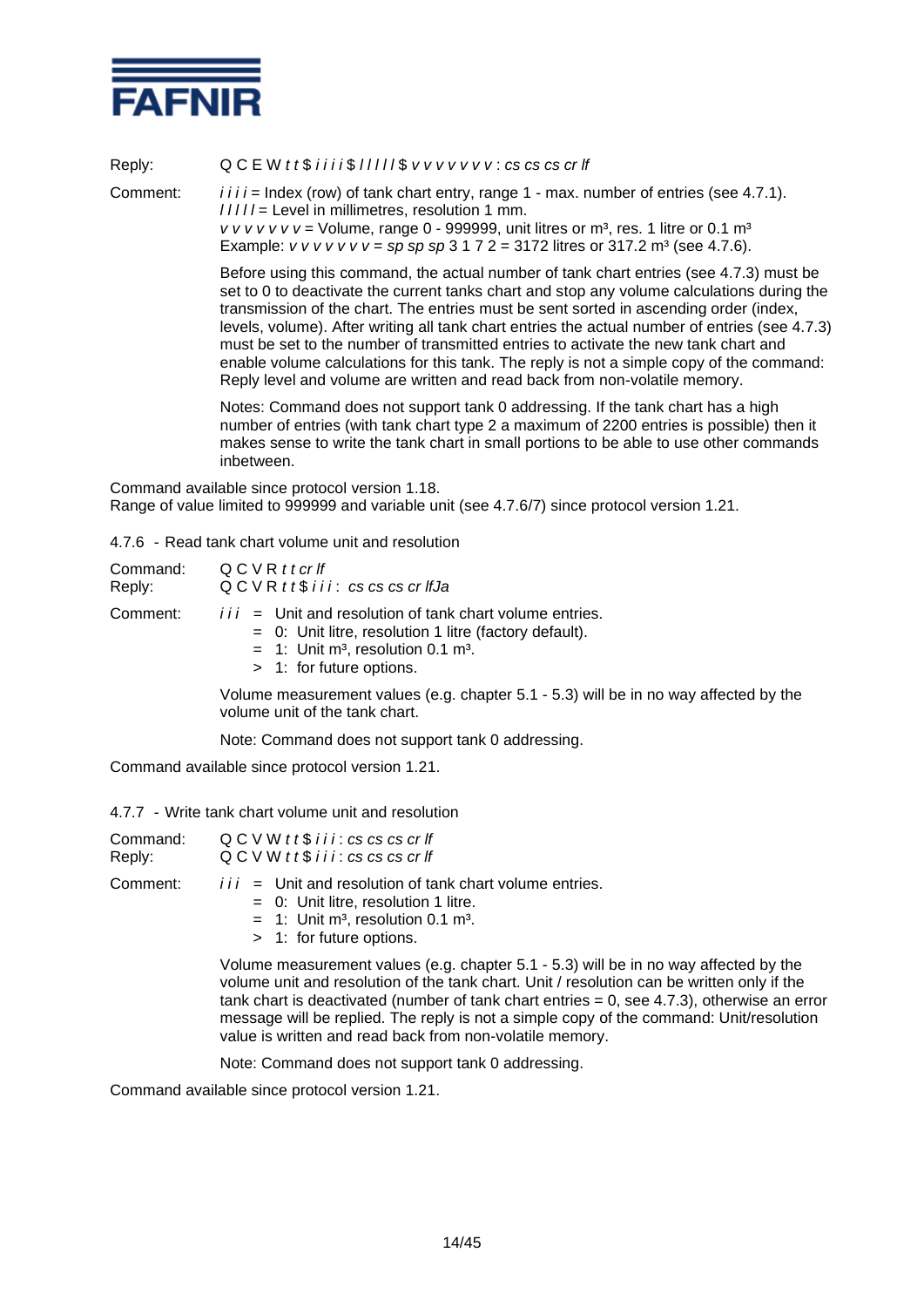Reply: Q C E W *t t* $ *i i i i* $ *l l l l l* $ *v v v v v v v* : *cs cs cs cr lf*

Comment: *i i i i* = Index (row) of tank chart entry, range 1 - max. number of entries (see 4.7.1).
*l l l l l* = Level in millimetres, resolution 1 mm.
*v v v v v v v* = Volume, range 0 - 999999, unit litres or m³, res. 1 litre or 0.1 m³
Example: *v v v v v v v* = *sp sp sp* 3 1 7 2 = 3172 litres or 317.2 m³ (see 4.7.6).

Before using this command, the actual number of tank chart entries (see 4.7.3) must be set to 0 to deactivate the current tanks chart and stop any volume calculations during the transmission of the chart. The entries must be sent sorted in ascending order (index, levels, volume). After writing all tank chart entries the actual number of entries (see 4.7.3) must be set to the number of transmitted entries to activate the new tank chart and enable volume calculations for this tank. The reply is not a simple copy of the command: Reply level and volume are written and read back from non-volatile memory.

Notes: Command does not support tank 0 addressing. If the tank chart has a high number of entries (with tank chart type 2 a maximum of 2200 entries is possible) then it makes sense to write the tank chart in small portions to be able to use other commands inbetween.

Command available since protocol version 1.18.
Range of value limited to 999999 and variable unit (see 4.7.6/7) since protocol version 1.21.

4.7.6 - Read tank chart volume unit and resolution

Command: Q C V R *t t cr lf*
Reply: Q C V R *t t* $ *i i i* : *cs cs cs cr lfJa*

Comment: *i i i* = Unit and resolution of tank chart volume entries.
= 0: Unit litre, resolution 1 litre (factory default).
= 1: Unit m³, resolution 0.1 m³.
> 1: for future options.

Volume measurement values (e.g. chapter 5.1 - 5.3) will be in no way affected by the volume unit of the tank chart.

Note: Command does not support tank 0 addressing.

Command available since protocol version 1.21.

4.7.7 - Write tank chart volume unit and resolution

Command: Q C V W *t t* $ *i i i* : *cs cs cs cr lf*
Reply: Q C V W *t t* $ *i i i* : *cs cs cs cr lf*

Comment: *i i i* = Unit and resolution of tank chart volume entries.
= 0: Unit litre, resolution 1 litre.
= 1: Unit m³, resolution 0.1 m³.
> 1: for future options.

Volume measurement values (e.g. chapter 5.1 - 5.3) will be in no way affected by the volume unit and resolution of the tank chart. Unit / resolution can be written only if the tank chart is deactivated (number of tank chart entries = 0, see 4.7.3), otherwise an error message will be replied. The reply is not a simple copy of the command: Unit/resolution value is written and read back from non-volatile memory.

Note: Command does not support tank 0 addressing.

Command available since protocol version 1.21.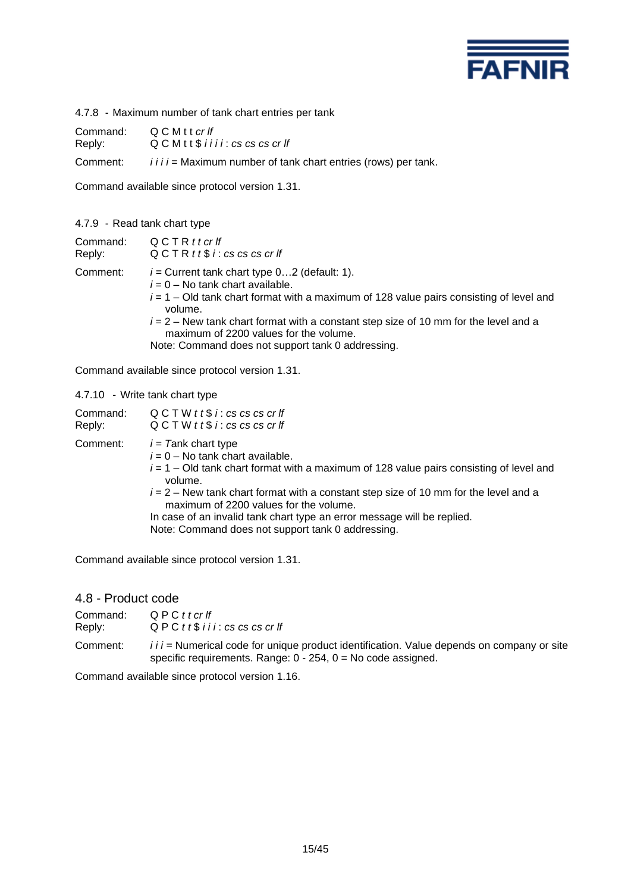4.7.8 - Maximum number of tank chart entries per tank

Command: Q C M t t *cr lf*
Reply: Q C M t t $ *i i i i* : *cs cs cs cr lf*

Comment: *i i i i* = Maximum number of tank chart entries (rows) per tank.

Command available since protocol version 1.31.

4.7.9 - Read tank chart type

Command: Q C T R *t t cr lf*
Reply: Q C T R *t t* $ *i* : *cs cs cs cr lf*

Comment: *i* = Current tank chart type 0…2 (default: 1).
*i* = 0 – No tank chart available.
*i* = 1 – Old tank chart format with a maximum of 128 value pairs consisting of level and volume.
*i* = 2 – New tank chart format with a constant step size of 10 mm for the level and a maximum of 2200 values for the volume.
Note: Command does not support tank 0 addressing.

Command available since protocol version 1.31.

4.7.10 - Write tank chart type

Command: Q C T W *t t* $ *i* : *cs cs cs cr lf*
Reply: Q C T W *t t* $ *i* : *cs cs cs cr lf*

Comment: *i* = *T*ank chart type
*i* = 0 – No tank chart available.
*i* = 1 – Old tank chart format with a maximum of 128 value pairs consisting of level and volume.
*i* = 2 – New tank chart format with a constant step size of 10 mm for the level and a maximum of 2200 values for the volume.
In case of an invalid tank chart type an error message will be replied.
Note: Command does not support tank 0 addressing.

Command available since protocol version 1.31.

## 4.8 - Product code

Command: Q P C *t t cr lf*
Reply: Q P C *t t* $ *i i i* : *cs cs cs cr lf*

Comment: *i i i* = Numerical code for unique product identification. Value depends on company or site specific requirements. Range: 0 - 254, 0 = No code assigned.

Command available since protocol version 1.16.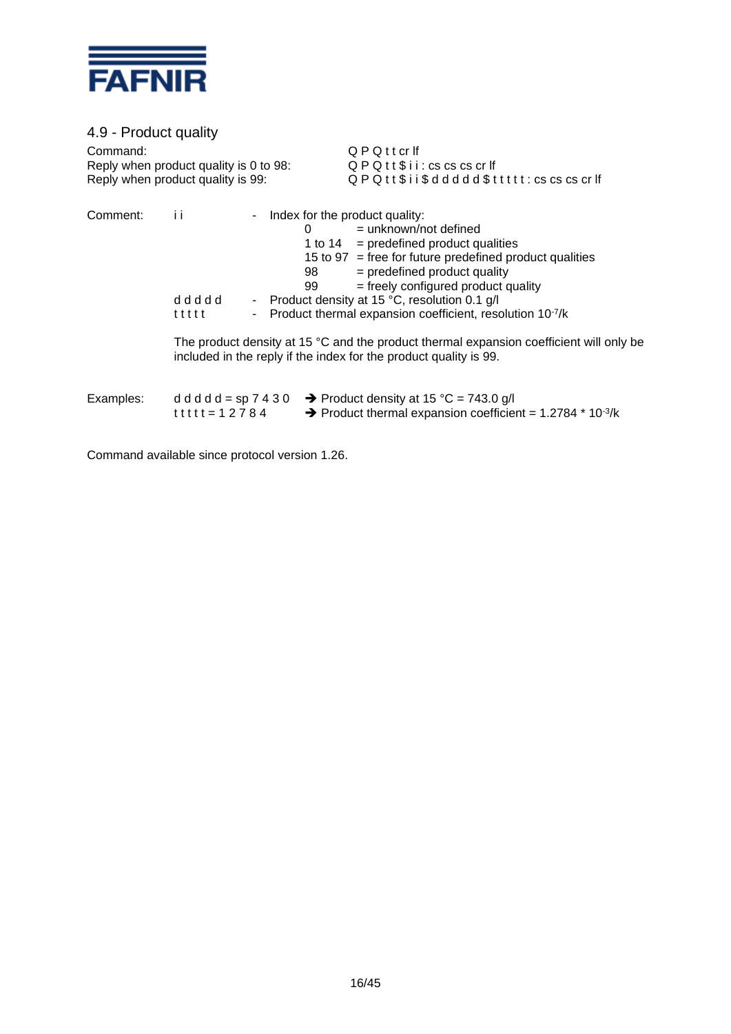## 4.9 - Product quality

| | |
|---|---|
| Command: | Q P Q t t cr lf |
| Reply when product quality is 0 to 98: | Q P Q t t $ i i : cs cs cs cr lf |
| Reply when product quality is 99: | Q P Q t t $ i i $ d d d d d $ t t t t t : cs cs cs cr lf |

Comment:

i i - Index for the product quality:

| | |
|---|---|
| 0 | = unknown/not defined |
| 1 to 14 | = predefined product qualities |
| 15 to 97 | = free for future predefined product qualities |
| 98 | = predefined product quality |
| 99 | = freely configured product quality |

d d d d d - Product density at 15 °C, resolution 0.1 g/l

t t t t t - Product thermal expansion coefficient, resolution $10^{-7}$/k

The product density at 15 °C and the product thermal expansion coefficient will only be included in the reply if the index for the product quality is 99.

Examples:

d d d d d = sp 7 4 3 0 ➔ Product density at 15 °C = 743.0 g/l

t t t t t = 1 2 7 8 4 ➔ Product thermal expansion coefficient = 1.2784 * $10^{-3}$/k

Command available since protocol version 1.26.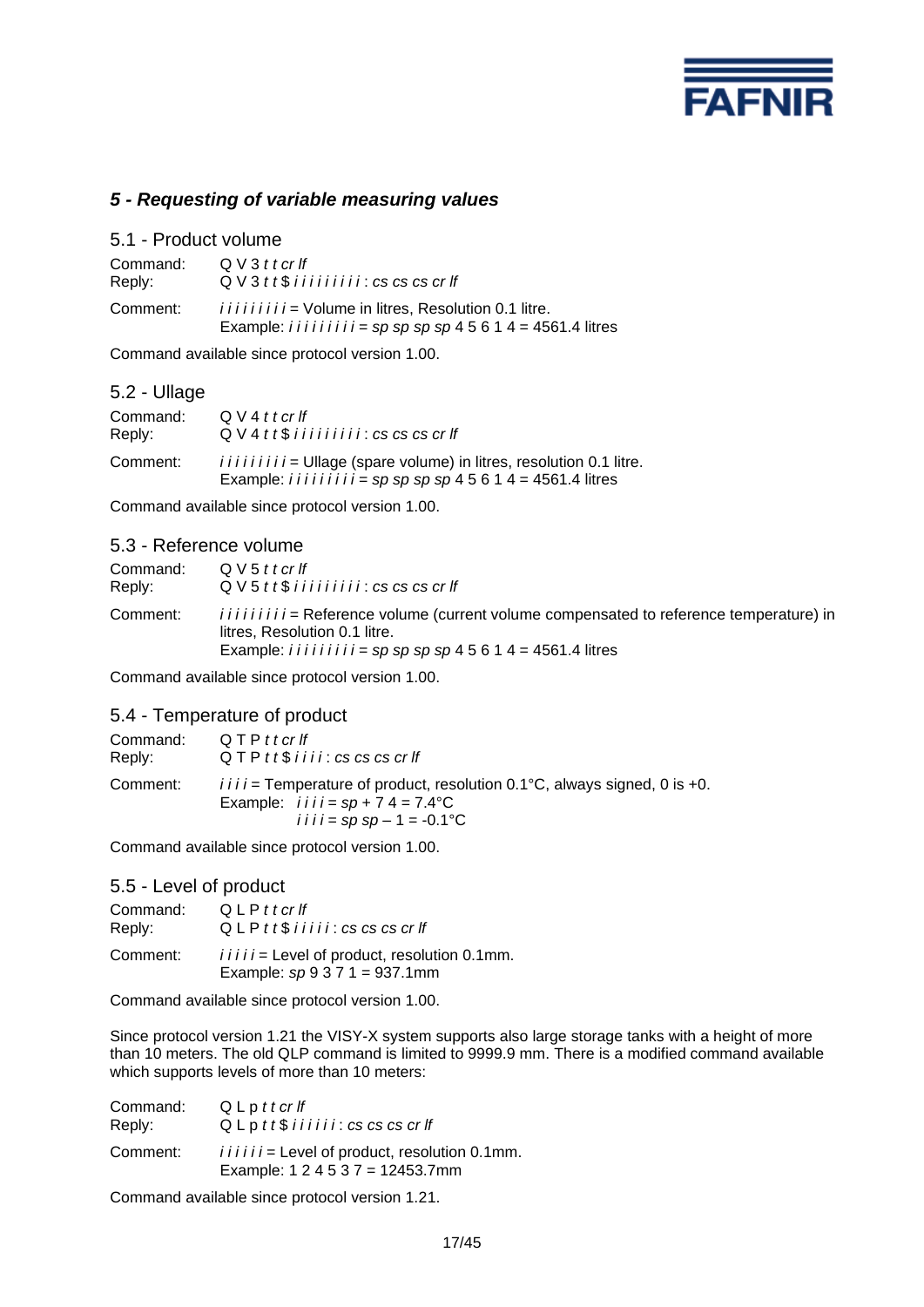## *5 - Requesting of variable measuring values*

### 5.1 - Product volume

Command: Q V 3 *t t cr lf*
Reply: Q V 3 *t t* $ *i i i i i i i i i* : *cs cs cs cr lf*

Comment: *i i i i i i i i i* = Volume in litres, Resolution 0.1 litre.
Example: *i i i i i i i i i* = *sp sp sp sp* 4 5 6 1 4 = 4561.4 litres

Command available since protocol version 1.00.

### 5.2 - Ullage

Command: Q V 4 *t t cr lf*
Reply: Q V 4 *t t* $ *i i i i i i i i i* : *cs cs cs cr lf*

Comment: *i i i i i i i i i* = Ullage (spare volume) in litres, resolution 0.1 litre.
Example: *i i i i i i i i i* = *sp sp sp sp* 4 5 6 1 4 = 4561.4 litres

Command available since protocol version 1.00.

### 5.3 - Reference volume

Command: Q V 5 *t t cr lf*
Reply: Q V 5 *t t* $ *i i i i i i i i i* : *cs cs cs cr lf*

Comment: *i i i i i i i i i* = Reference volume (current volume compensated to reference temperature) in litres, Resolution 0.1 litre.
Example: *i i i i i i i i i* = *sp sp sp sp* 4 5 6 1 4 = 4561.4 litres

Command available since protocol version 1.00.

### 5.4 - Temperature of product

Command: Q T P *t t cr lf*
Reply: Q T P *t t* $ *i i i i* : *cs cs cs cr lf*

Comment: *i i i i* = Temperature of product, resolution 0.1°C, always signed, 0 is +0.
Example: *i i i i* = *sp* + 7 4 = 7.4°C
*i i i i* = *sp sp* – 1 = -0.1°C

Command available since protocol version 1.00.

### 5.5 - Level of product

Command: Q L P *t t cr lf*
Reply: Q L P *t t* $ *i i i i i* : *cs cs cs cr lf*

Comment: *i i i i i* = Level of product, resolution 0.1mm.
Example: *sp* 9 3 7 1 = 937.1mm

Command available since protocol version 1.00.

Since protocol version 1.21 the VISY-X system supports also large storage tanks with a height of more than 10 meters. The old QLP command is limited to 9999.9 mm. There is a modified command available which supports levels of more than 10 meters:

Command: Q L p *t t cr lf*
Reply: Q L p *t t* $ *i i i i i i* : *cs cs cs cr lf*

Comment: *i i i i i i* = Level of product, resolution 0.1mm.
Example: 1 2 4 5 3 7 = 12453.7mm

Command available since protocol version 1.21.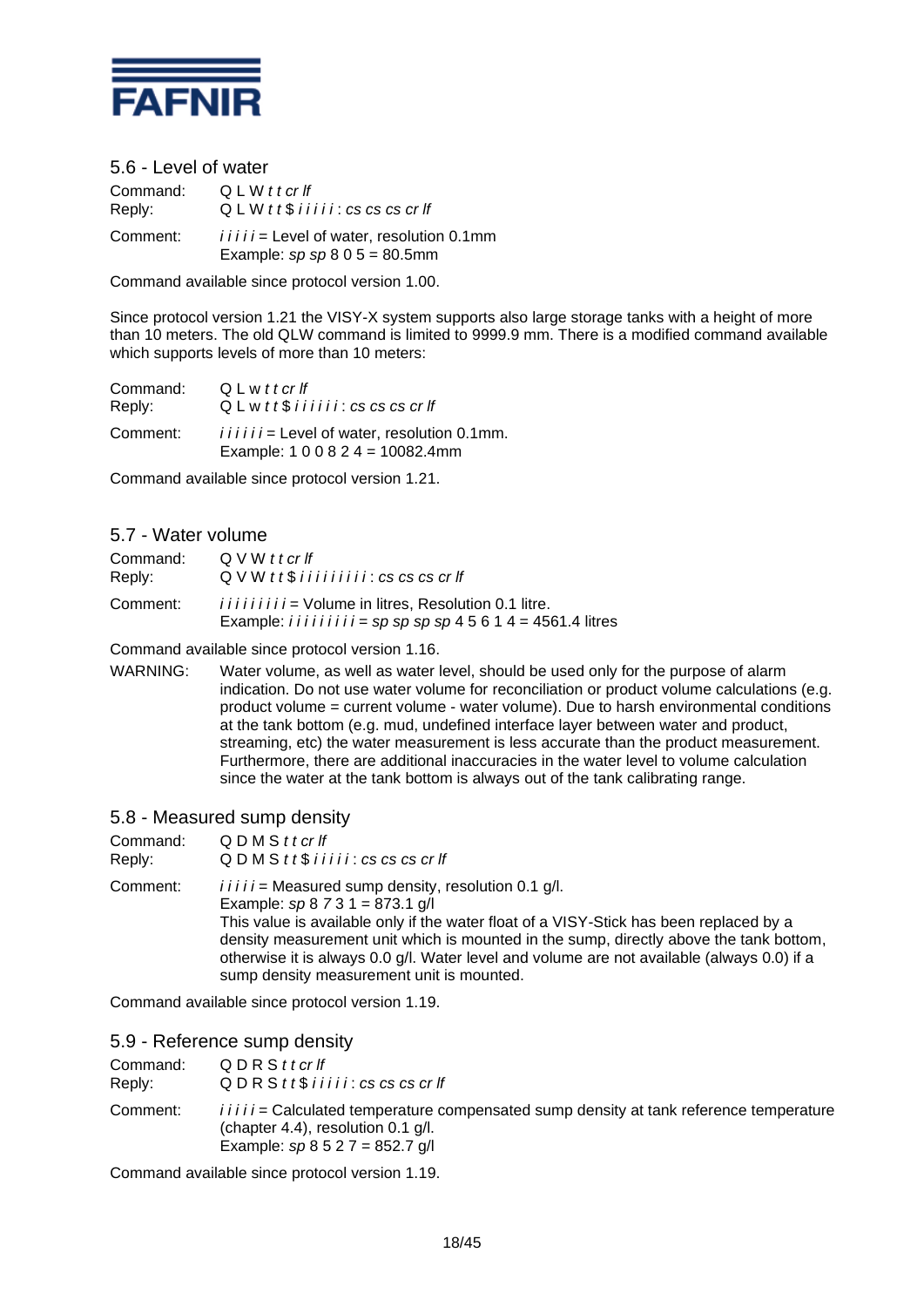## 5.6 - Level of water

Command: Q L W *t t cr lf*
Reply: Q L W *t t* $ *i i i i i* : *cs cs cs cr lf*

Comment: *i i i i i* = Level of water, resolution 0.1mm
Example: *sp sp* 8 0 5 = 80.5mm

Command available since protocol version 1.00.

Since protocol version 1.21 the VISY-X system supports also large storage tanks with a height of more than 10 meters. The old QLW command is limited to 9999.9 mm. There is a modified command available which supports levels of more than 10 meters:

Command: Q L w *t t cr lf*
Reply: Q L w *t t* $ *i i i i i i* : *cs cs cs cr lf*

Comment: *i i i i i i* = Level of water, resolution 0.1mm.
Example: 1 0 0 8 2 4 = 10082.4mm

Command available since protocol version 1.21.

## 5.7 - Water volume

Command: Q V W *t t cr lf*
Reply: Q V W *t t* $ *i i i i i i i i i* : *cs cs cs cr lf*

Comment: *i i i i i i i i i* = Volume in litres, Resolution 0.1 litre.
Example: *i i i i i i i i i* = *sp sp sp sp* 4 5 6 1 4 = 4561.4 litres

Command available since protocol version 1.16.

WARNING: Water volume, as well as water level, should be used only for the purpose of alarm indication. Do not use water volume for reconciliation or product volume calculations (e.g. product volume = current volume - water volume). Due to harsh environmental conditions at the tank bottom (e.g. mud, undefined interface layer between water and product, streaming, etc) the water measurement is less accurate than the product measurement. Furthermore, there are additional inaccuracies in the water level to volume calculation since the water at the tank bottom is always out of the tank calibrating range.

## 5.8 - Measured sump density

Command: Q D M S *t t cr lf*
Reply: Q D M S *t t* $ *i i i i i* : *cs cs cs cr lf*

Comment: *i i i i i* = Measured sump density, resolution 0.1 g/l.
Example: *sp* 8 *7* 3 1 = 873.1 g/l
This value is available only if the water float of a VISY-Stick has been replaced by a density measurement unit which is mounted in the sump, directly above the tank bottom, otherwise it is always 0.0 g/l. Water level and volume are not available (always 0.0) if a sump density measurement unit is mounted.

Command available since protocol version 1.19.

## 5.9 - Reference sump density

Command: Q D R S *t t cr lf*
Reply: Q D R S *t t* $ *i i i i i* : *cs cs cs cr lf*

Comment: *i i i i i* = Calculated temperature compensated sump density at tank reference temperature (chapter 4.4), resolution 0.1 g/l.
Example: *sp* 8 5 2 7 = 852.7 g/l

Command available since protocol version 1.19.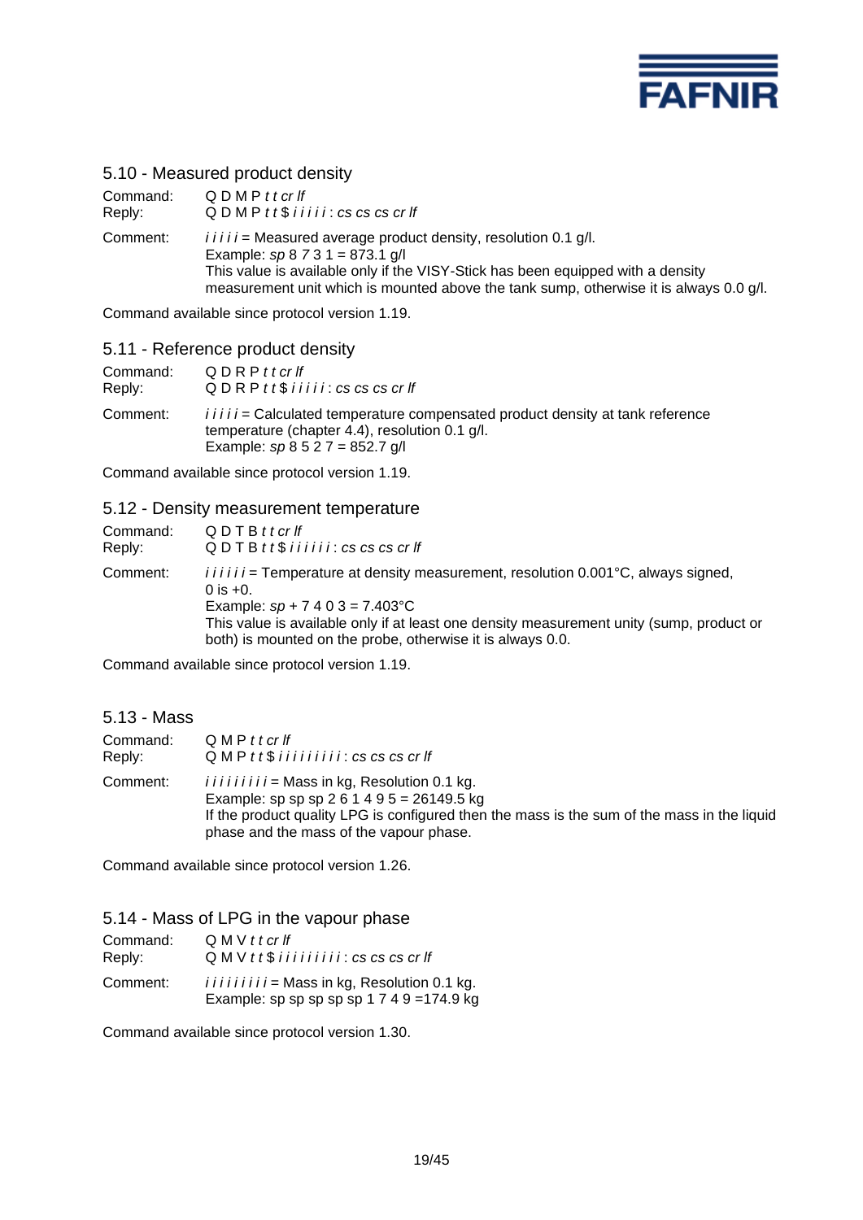## 5.10 - Measured product density

Command: Q D M P *t t cr lf*
Reply: Q D M P *t t* $ *i i i i i* : *cs cs cs cr lf*

Comment: *i i i i i* = Measured average product density, resolution 0.1 g/l.
Example: *sp* 8 *7* 3 1 = 873.1 g/l
This value is available only if the VISY-Stick has been equipped with a density measurement unit which is mounted above the tank sump, otherwise it is always 0.0 g/l.

Command available since protocol version 1.19.

## 5.11 - Reference product density

Command: Q D R P *t t cr lf*
Reply: Q D R P *t t* $ *i i i i i* : *cs cs cs cr lf*

Comment: *i i i i i* = Calculated temperature compensated product density at tank reference temperature (chapter 4.4), resolution 0.1 g/l.
Example: *sp* 8 5 2 7 = 852.7 g/l

Command available since protocol version 1.19.

## 5.12 - Density measurement temperature

Command: Q D T B *t t cr lf*
Reply: Q D T B *t t* $ *i i i i i i* : *cs cs cs cr lf*

Comment: *i i i i i i* = Temperature at density measurement, resolution 0.001°C, always signed, 0 is +0.
Example: *sp* + 7 4 0 3 = 7.403°C
This value is available only if at least one density measurement unity (sump, product or both) is mounted on the probe, otherwise it is always 0.0.

Command available since protocol version 1.19.

## 5.13 - Mass

Command: Q M P *t t cr lf*
Reply: Q M P *t t* $ *i i i i i i i i i* : *cs cs cs cr lf*

Comment: *i i i i i i i i i* = Mass in kg, Resolution 0.1 kg.
Example: sp sp sp 2 6 1 4 9 5 = 26149.5 kg
If the product quality LPG is configured then the mass is the sum of the mass in the liquid phase and the mass of the vapour phase.

Command available since protocol version 1.26.

## 5.14 - Mass of LPG in the vapour phase

Command: Q M V *t t cr lf*
Reply: Q M V *t t* $ *i i i i i i i i i* : *cs cs cs cr lf*

Comment: *i i i i i i i i i* = Mass in kg, Resolution 0.1 kg.
Example: sp sp sp sp sp 1 7 4 9 =174.9 kg

Command available since protocol version 1.30.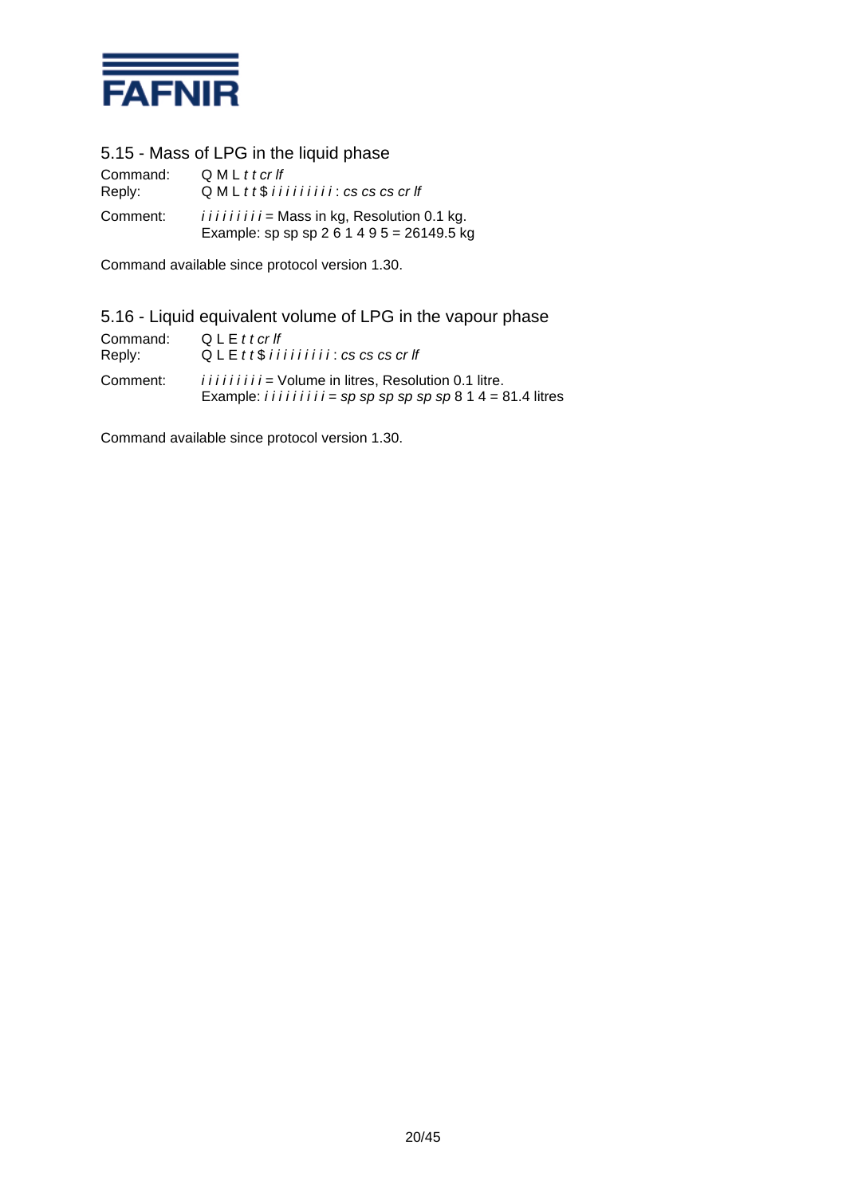## 5.15 - Mass of LPG in the liquid phase

Command: Q M L *t t cr lf*
Reply: Q M L *t t* $ *i i i i i i i i i* : *cs cs cs cr lf*

Comment: *i i i i i i i i i* = Mass in kg, Resolution 0.1 kg.
Example: sp sp sp 2 6 1 4 9 5 = 26149.5 kg

Command available since protocol version 1.30.

## 5.16 - Liquid equivalent volume of LPG in the vapour phase

Command: Q L E *t t cr lf*
Reply: Q L E *t t* $ *i i i i i i i i i* : *cs cs cs cr lf*

Comment: *i i i i i i i i i* = Volume in litres, Resolution 0.1 litre.
Example: *i i i i i i i i i* = *sp sp sp sp sp sp* 8 1 4 = 81.4 litres

Command available since protocol version 1.30.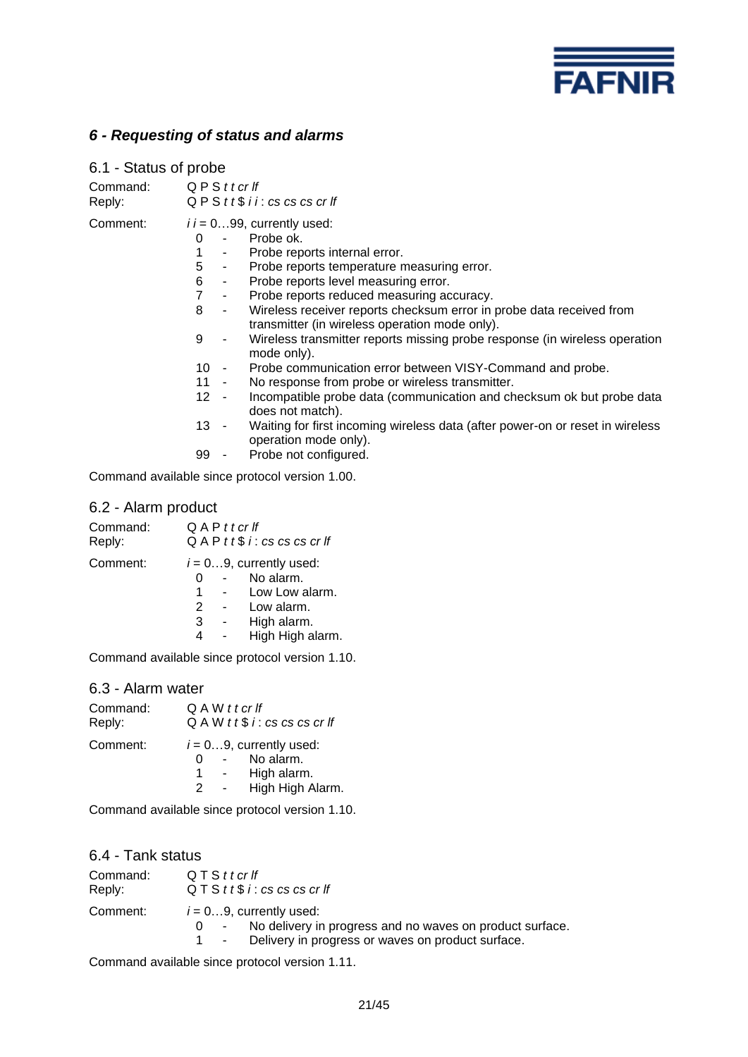## 6 - Requesting of status and alarms

### 6.1 - Status of probe

Command: Q P S *t t cr lf*
Reply: Q P S *t t* $ *i i* : *cs cs cs cr lf*

Comment: *i i* = 0…99, currently used:

- 0 - Probe ok.
- 1 - Probe reports internal error.
- 5 - Probe reports temperature measuring error.
- 6 - Probe reports level measuring error.
- 7 - Probe reports reduced measuring accuracy.
- 8 - Wireless receiver reports checksum error in probe data received from transmitter (in wireless operation mode only).
- 9 - Wireless transmitter reports missing probe response (in wireless operation mode only).
- 10 - Probe communication error between VISY-Command and probe.
- 11 - No response from probe or wireless transmitter.
- 12 - Incompatible probe data (communication and checksum ok but probe data does not match).
- 13 - Waiting for first incoming wireless data (after power-on or reset in wireless operation mode only).
- 99 - Probe not configured.

Command available since protocol version 1.00.

### 6.2 - Alarm product

Command: Q A P *t t cr lf*
Reply: Q A P *t t* $ *i* : *cs cs cs cr lf*

Comment: *i* = 0…9, currently used:

- 0 - No alarm.
- 1 - Low Low alarm.
- 2 - Low alarm.
- 3 - High alarm.
- 4 - High High alarm.

Command available since protocol version 1.10.

### 6.3 - Alarm water

Command: Q A W *t t cr lf*
Reply: Q A W *t t* $ *i* : *cs cs cs cr lf*

Comment: *i* = 0…9, currently used:

- 0 - No alarm.
- 1 - High alarm.
- 2 - High High Alarm.

Command available since protocol version 1.10.

### 6.4 - Tank status

Command: Q T S *t t cr lf*
Reply: Q T S *t t* $ *i* : *cs cs cs cr lf*

Comment: *i* = 0…9, currently used:

- 0 - No delivery in progress and no waves on product surface.
- 1 - Delivery in progress or waves on product surface.

Command available since protocol version 1.11.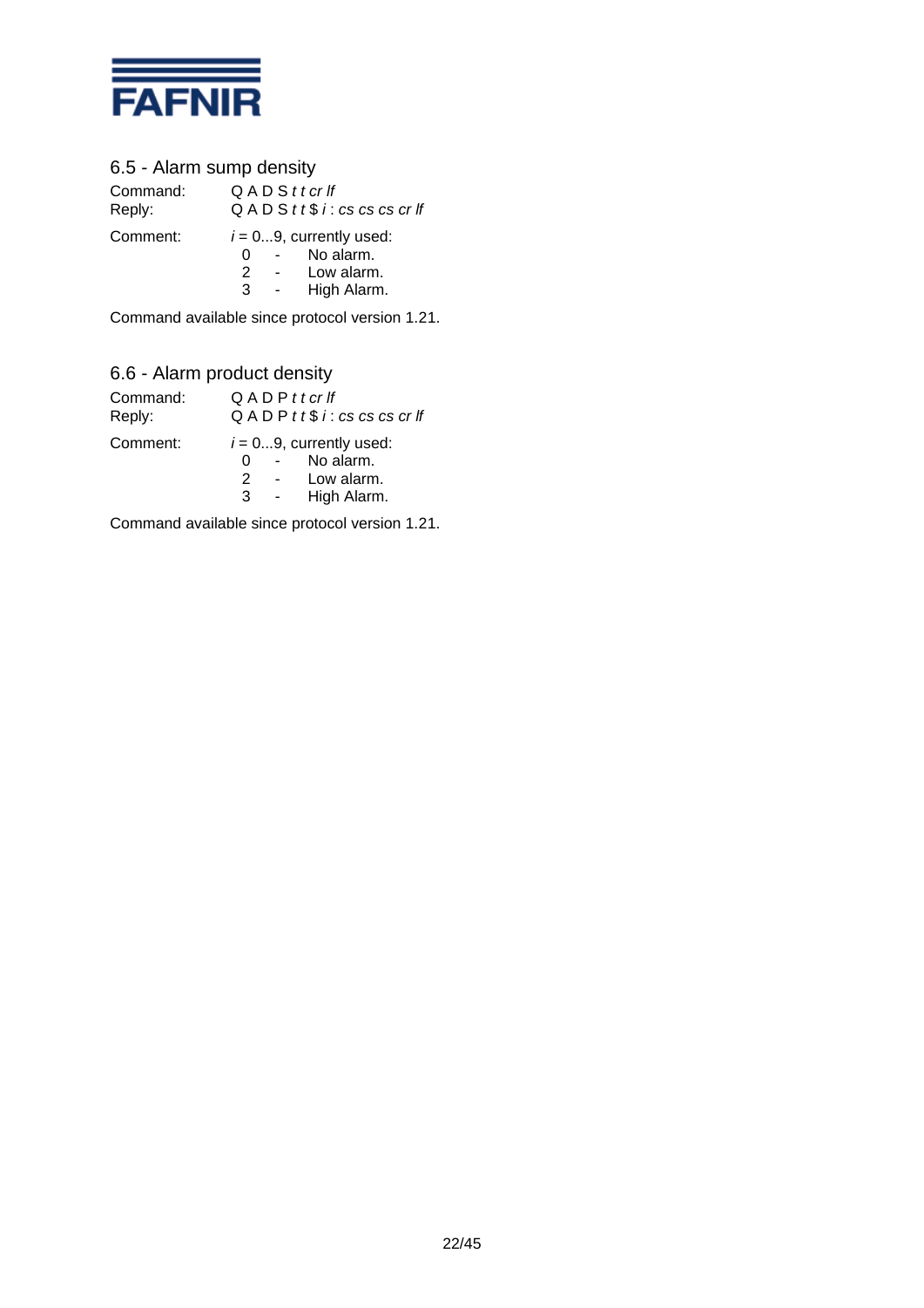## 6.5 - Alarm sump density

Command: Q A D S *t t cr lf*
Reply: Q A D S *t t* $ *i* : *cs cs cs cr lf*

Comment: *i* = 0...9, currently used:

- 0 - No alarm.
- 2 - Low alarm.
- 3 - High Alarm.

Command available since protocol version 1.21.

## 6.6 - Alarm product density

Command: Q A D P *t t cr lf*
Reply: Q A D P *t t* $ *i* : *cs cs cs cr lf*

Comment: *i* = 0...9, currently used:

- 0 - No alarm.
- 2 - Low alarm.
- 3 - High Alarm.

Command available since protocol version 1.21.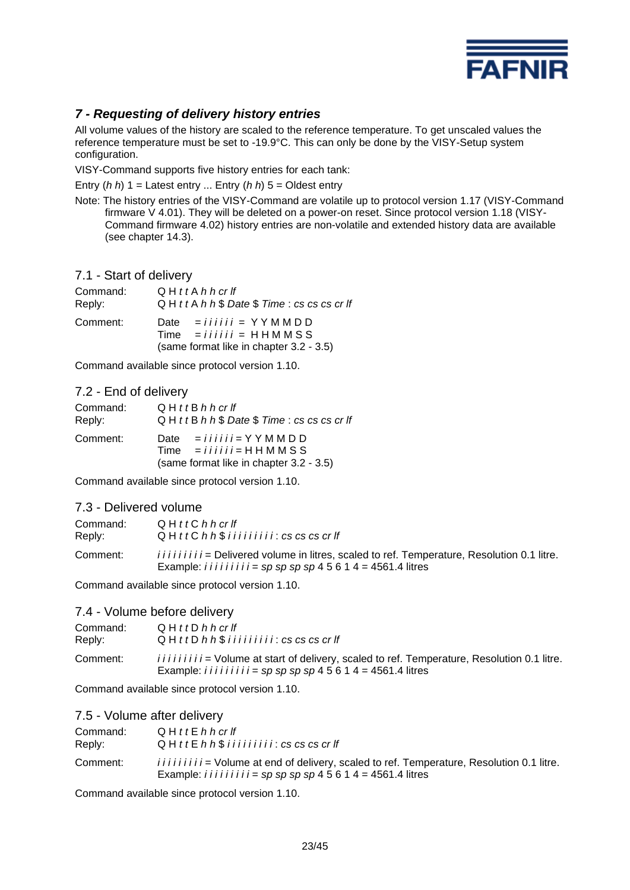## *7 - Requesting of delivery history entries*

All volume values of the history are scaled to the reference temperature. To get unscaled values the reference temperature must be set to -19.9°C. This can only be done by the VISY-Setup system configuration.

VISY-Command supports five history entries for each tank:

Entry (*h h*) 1 = Latest entry ... Entry (*h h*) 5 = Oldest entry

Note: The history entries of the VISY-Command are volatile up to protocol version 1.17 (VISY-Command firmware V 4.01). They will be deleted on a power-on reset. Since protocol version 1.18 (VISY-Command firmware 4.02) history entries are non-volatile and extended history data are available (see chapter 14.3).

### 7.1 - Start of delivery

Command: Q H *t t* A *h h cr lf*
Reply: Q H *t t* A *h h* $ *Date* $ *Time* : *cs cs cs cr lf*

Comment: Date = *i i i i i i* = Y Y M M D D
Time = *i i i i i i* = H H M M S S
(same format like in chapter 3.2 - 3.5)

Command available since protocol version 1.10.

### 7.2 - End of delivery

Command: Q H *t t* B *h h cr lf*
Reply: Q H *t t* B *h h* $ *Date* $ *Time* : *cs cs cs cr lf*

Comment: Date = *i i i i i i* = Y Y M M D D
Time = *i i i i i i* = H H M M S S
(same format like in chapter 3.2 - 3.5)

Command available since protocol version 1.10.

### 7.3 - Delivered volume

Command: Q H *t t* C *h h cr lf*
Reply: Q H *t t* C *h h* $ *i i i i i i i i i* : *cs cs cs cr lf*

Comment: *i i i i i i i i i* = Delivered volume in litres, scaled to ref. Temperature, Resolution 0.1 litre.
Example: *i i i i i i i i i* = *sp sp sp sp* 4 5 6 1 4 = 4561.4 litres

Command available since protocol version 1.10.

### 7.4 - Volume before delivery

Command: Q H *t t* D *h h cr lf*
Reply: Q H *t t* D *h h* $ *i i i i i i i i i* : *cs cs cs cr lf*

Comment: *i i i i i i i i i* = Volume at start of delivery, scaled to ref. Temperature, Resolution 0.1 litre.
Example: *i i i i i i i i i* = *sp sp sp sp* 4 5 6 1 4 = 4561.4 litres

Command available since protocol version 1.10.

### 7.5 - Volume after delivery

Command: Q H *t t* E *h h cr lf*
Reply: Q H *t t* E *h h* $ *i i i i i i i i i* : *cs cs cs cr lf*

Comment: *i i i i i i i i i* = Volume at end of delivery, scaled to ref. Temperature, Resolution 0.1 litre.
Example: *i i i i i i i i i* = *sp sp sp sp* 4 5 6 1 4 = 4561.4 litres

Command available since protocol version 1.10.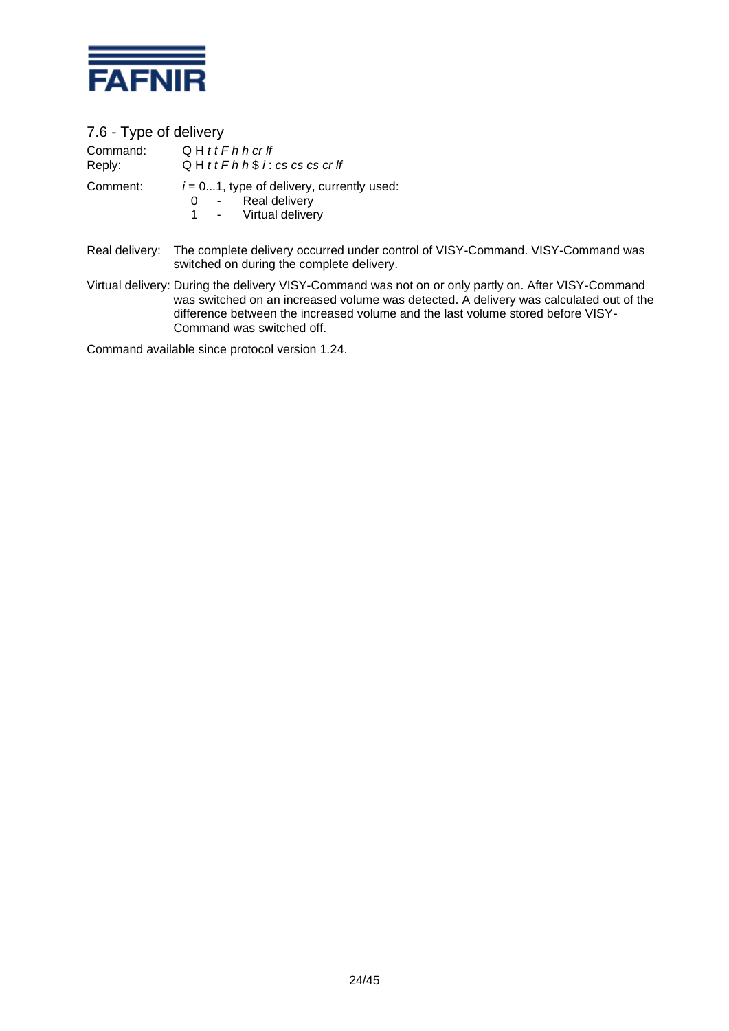## 7.6 - Type of delivery

Command: Q H *t t F h h cr lf*
Reply: Q H *t t F h h* $ *i* : *cs cs cs cr lf*

Comment: *i* = 0...1, type of delivery, currently used:

- 0 - Real delivery
- 1 - Virtual delivery

Real delivery: The complete delivery occurred under control of VISY-Command. VISY-Command was switched on during the complete delivery.

Virtual delivery: During the delivery VISY-Command was not on or only partly on. After VISY-Command was switched on an increased volume was detected. A delivery was calculated out of the difference between the increased volume and the last volume stored before VISY-Command was switched off.

Command available since protocol version 1.24.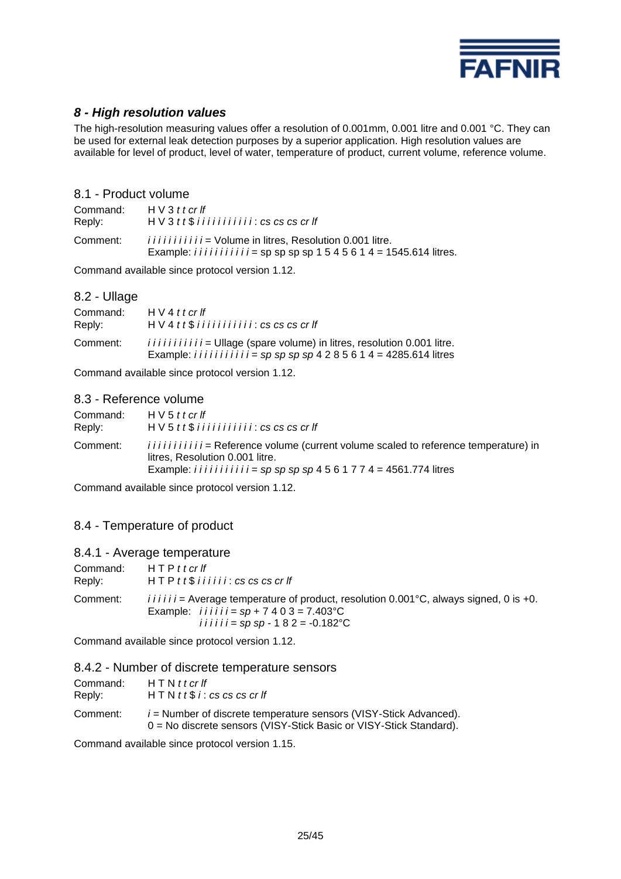## *8 - High resolution values*

The high-resolution measuring values offer a resolution of 0.001mm, 0.001 litre and 0.001 °C. They can be used for external leak detection purposes by a superior application. High resolution values are available for level of product, level of water, temperature of product, current volume, reference volume.

### 8.1 - Product volume

Command: H V 3 *t t cr lf*
Reply: H V 3 *t t* $ *i i i i i i i i i i i* : *cs cs cs cr lf*

Comment: *i i i i i i i i i i i* = Volume in litres, Resolution 0.001 litre.
Example: *i i i i i i i i i i i* = sp sp sp sp 1 5 4 5 6 1 4 = 1545.614 litres.

Command available since protocol version 1.12.

### 8.2 - Ullage

Command: H V 4 *t t cr lf*
Reply: H V 4 *t t* $ *i i i i i i i i i i i* : *cs cs cs cr lf*

Comment: *i i i i i i i i i i i* = Ullage (spare volume) in litres, resolution 0.001 litre.
Example: *i i i i i i i i i i i* = *sp sp sp sp* 4 2 8 5 6 1 4 = 4285.614 litres

Command available since protocol version 1.12.

### 8.3 - Reference volume

Command: H V 5 *t t cr lf*
Reply: H V 5 *t t* $ *i i i i i i i i i i i* : *cs cs cs cr lf*

Comment: *i i i i i i i i i i i* = Reference volume (current volume scaled to reference temperature) in litres, Resolution 0.001 litre.
Example: *i i i i i i i i i i i* = *sp sp sp sp* 4 5 6 1 7 7 4 = 4561.774 litres

Command available since protocol version 1.12.

### 8.4 - Temperature of product

#### 8.4.1 - Average temperature

Command: H T P *t t cr lf*
Reply: H T P *t t* $ *i i i i i i* : *cs cs cs cr lf*

Comment: *i i i i i i* = Average temperature of product, resolution 0.001°C, always signed, 0 is +0.
Example: *i i i i i i* = *sp* + 7 4 0 3 = 7.403°C
*i i i i i i* = *sp sp* - 1 8 2 = -0.182°C

Command available since protocol version 1.12.

#### 8.4.2 - Number of discrete temperature sensors

Command: H T N *t t cr lf*
Reply: H T N *t t* $ *i* : *cs cs cs cr lf*

Comment: *i* = Number of discrete temperature sensors (VISY-Stick Advanced).
0 = No discrete sensors (VISY-Stick Basic or VISY-Stick Standard).

Command available since protocol version 1.15.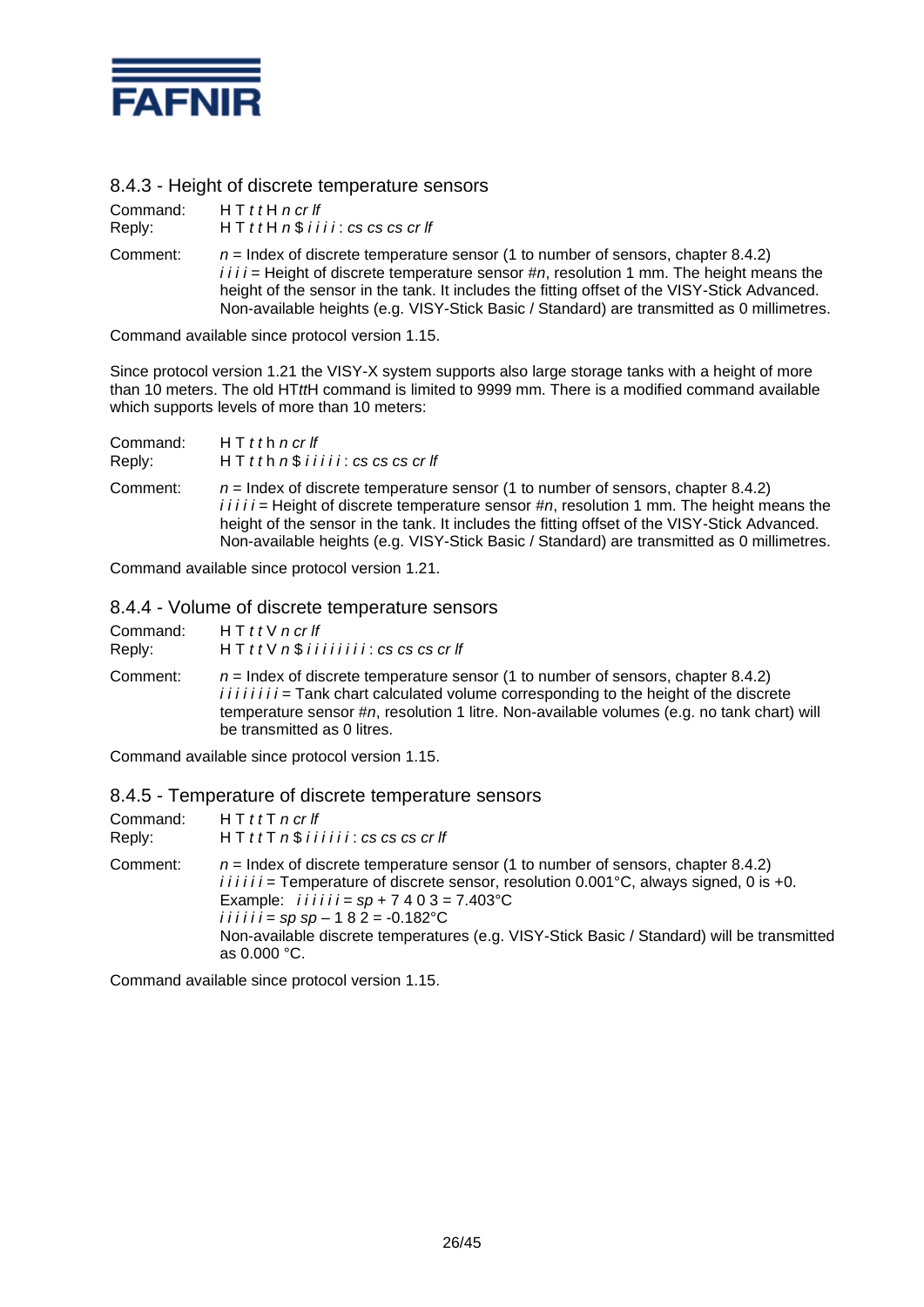### 8.4.3 - Height of discrete temperature sensors

Command: H T *t t* H *n cr lf*
Reply: H T *t t* H *n* $ *i i i i* : *cs cs cs cr lf*

Comment: *n* = Index of discrete temperature sensor (1 to number of sensors, chapter 8.4.2)
*i i i i* = Height of discrete temperature sensor #*n*, resolution 1 mm. The height means the height of the sensor in the tank. It includes the fitting offset of the VISY-Stick Advanced. Non-available heights (e.g. VISY-Stick Basic / Standard) are transmitted as 0 millimetres.

Command available since protocol version 1.15.

Since protocol version 1.21 the VISY-X system supports also large storage tanks with a height of more than 10 meters. The old HT*tt*H command is limited to 9999 mm. There is a modified command available which supports levels of more than 10 meters:

Command: H T *t t* h *n cr lf*
Reply: H T *t t* h *n* $ *i i i i i* : *cs cs cs cr lf*

Comment: *n* = Index of discrete temperature sensor (1 to number of sensors, chapter 8.4.2)
*i i i i i* = Height of discrete temperature sensor #*n*, resolution 1 mm. The height means the height of the sensor in the tank. It includes the fitting offset of the VISY-Stick Advanced. Non-available heights (e.g. VISY-Stick Basic / Standard) are transmitted as 0 millimetres.

Command available since protocol version 1.21.

### 8.4.4 - Volume of discrete temperature sensors

Command: H T *t t* V *n cr lf*
Reply: H T *t t* V *n* $ *i i i i i i i i* : *cs cs cs cr lf*

Comment: *n* = Index of discrete temperature sensor (1 to number of sensors, chapter 8.4.2)
*i i i i i i i i* = Tank chart calculated volume corresponding to the height of the discrete temperature sensor #*n*, resolution 1 litre. Non-available volumes (e.g. no tank chart) will be transmitted as 0 litres.

Command available since protocol version 1.15.

### 8.4.5 - Temperature of discrete temperature sensors

Command: H T *t t* T *n cr lf*
Reply: H T *t t* T *n* $ *i i i i i i* : *cs cs cs cr lf*

Comment: *n* = Index of discrete temperature sensor (1 to number of sensors, chapter 8.4.2)
*i i i i i i* = Temperature of discrete sensor, resolution 0.001°C, always signed, 0 is +0.
Example: *i i i i i i* = *sp* + 7 4 0 3 = 7.403°C
*i i i i i i* = *sp sp* – 1 8 2 = -0.182°C
Non-available discrete temperatures (e.g. VISY-Stick Basic / Standard) will be transmitted as 0.000 °C.

Command available since protocol version 1.15.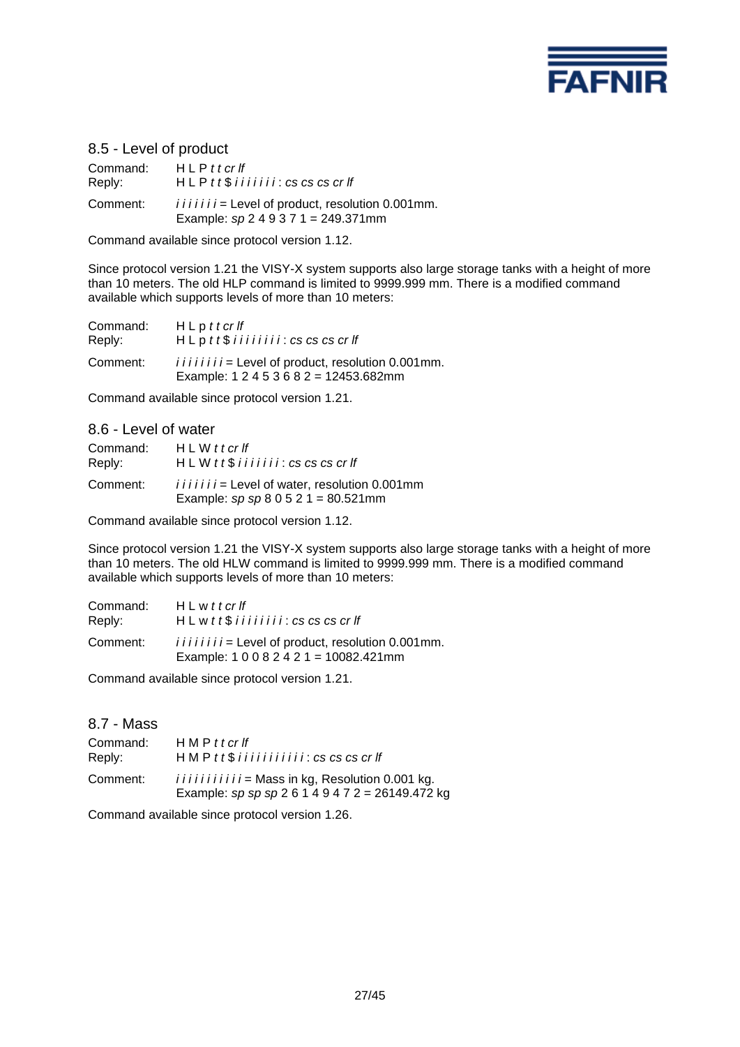## 8.5 - Level of product

Command: H L P *t t cr lf*
Reply: H L P *t t* $ *i i i i i i i* : *cs cs cs cr lf*

Comment: *i i i i i i i* = Level of product, resolution 0.001mm.
Example: *sp* 2 4 9 3 7 1 = 249.371mm

Command available since protocol version 1.12.

Since protocol version 1.21 the VISY-X system supports also large storage tanks with a height of more than 10 meters. The old HLP command is limited to 9999.999 mm. There is a modified command available which supports levels of more than 10 meters:

Command: H L p *t t cr lf*
Reply: H L p *t t* $ *i i i i i i i i* : *cs cs cs cr lf*

Comment: *i i i i i i i i* = Level of product, resolution 0.001mm.
Example: 1 2 4 5 3 6 8 2 = 12453.682mm

Command available since protocol version 1.21.

## 8.6 - Level of water

Command: H L W *t t cr lf*
Reply: H L W *t t* $ *i i i i i i i* : *cs cs cs cr lf*

Comment: *i i i i i i i* = Level of water, resolution 0.001mm
Example: *sp sp* 8 0 5 2 1 = 80.521mm

Command available since protocol version 1.12.

Since protocol version 1.21 the VISY-X system supports also large storage tanks with a height of more than 10 meters. The old HLW command is limited to 9999.999 mm. There is a modified command available which supports levels of more than 10 meters:

Command: H L w *t t cr lf*
Reply: H L w *t t* $ *i i i i i i i i* : *cs cs cs cr lf*

Comment: *i i i i i i i i* = Level of product, resolution 0.001mm.
Example: 1 0 0 8 2 4 2 1 = 10082.421mm

Command available since protocol version 1.21.

## 8.7 - Mass

Command: H M P *t t cr lf*
Reply: H M P *t t* $ *i i i i i i i i i i i* : *cs cs cs cr lf*

Comment: *i i i i i i i i i i i* = Mass in kg, Resolution 0.001 kg.
Example: *sp sp sp* 2 6 1 4 9 4 7 2 = 26149.472 kg

Command available since protocol version 1.26.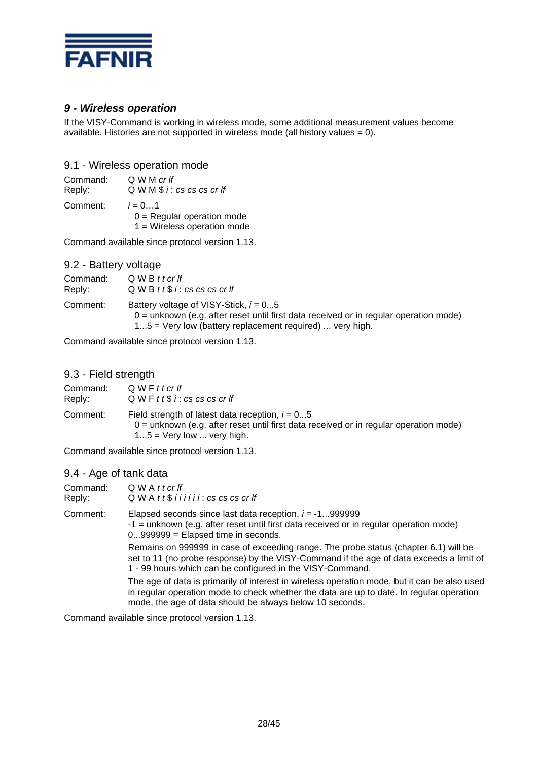## 9 - Wireless operation

If the VISY-Command is working in wireless mode, some additional measurement values become available. Histories are not supported in wireless mode (all history values = 0).

### 9.1 - Wireless operation mode

Command: Q W M *cr lf*
Reply: Q W M $ *i* : *cs cs cs cr lf*

Comment: *i* = 0…1
- 0 = Regular operation mode
- 1 = Wireless operation mode

Command available since protocol version 1.13.

### 9.2 - Battery voltage

Command: Q W B *t t cr lf*
Reply: Q W B *t t* $ *i* : *cs cs cs cr lf*

Comment: Battery voltage of VISY-Stick, *i* = 0...5
- 0 = unknown (e.g. after reset until first data received or in regular operation mode)
- 1...5 = Very low (battery replacement required) ... very high.

Command available since protocol version 1.13.

### 9.3 - Field strength

Command: Q W F *t t cr lf*
Reply: Q W F *t t* $ *i* : *cs cs cs cr lf*

Comment: Field strength of latest data reception, *i* = 0...5
- 0 = unknown (e.g. after reset until first data received or in regular operation mode)
- 1...5 = Very low ... very high.

Command available since protocol version 1.13.

### 9.4 - Age of tank data

Command: Q W A *t t cr lf*
Reply: Q W A *t t* $ *i i i i i i* : *cs cs cs cr lf*

Comment: Elapsed seconds since last data reception, *i* = -1...999999
-1 = unknown (e.g. after reset until first data received or in regular operation mode)
0...999999 = Elapsed time in seconds.

Remains on 999999 in case of exceeding range. The probe status (chapter 6.1) will be set to 11 (no probe response) by the VISY-Command if the age of data exceeds a limit of 1 - 99 hours which can be configured in the VISY-Command.

The age of data is primarily of interest in wireless operation mode, but it can be also used in regular operation mode to check whether the data are up to date. In regular operation mode, the age of data should be always below 10 seconds.

Command available since protocol version 1.13.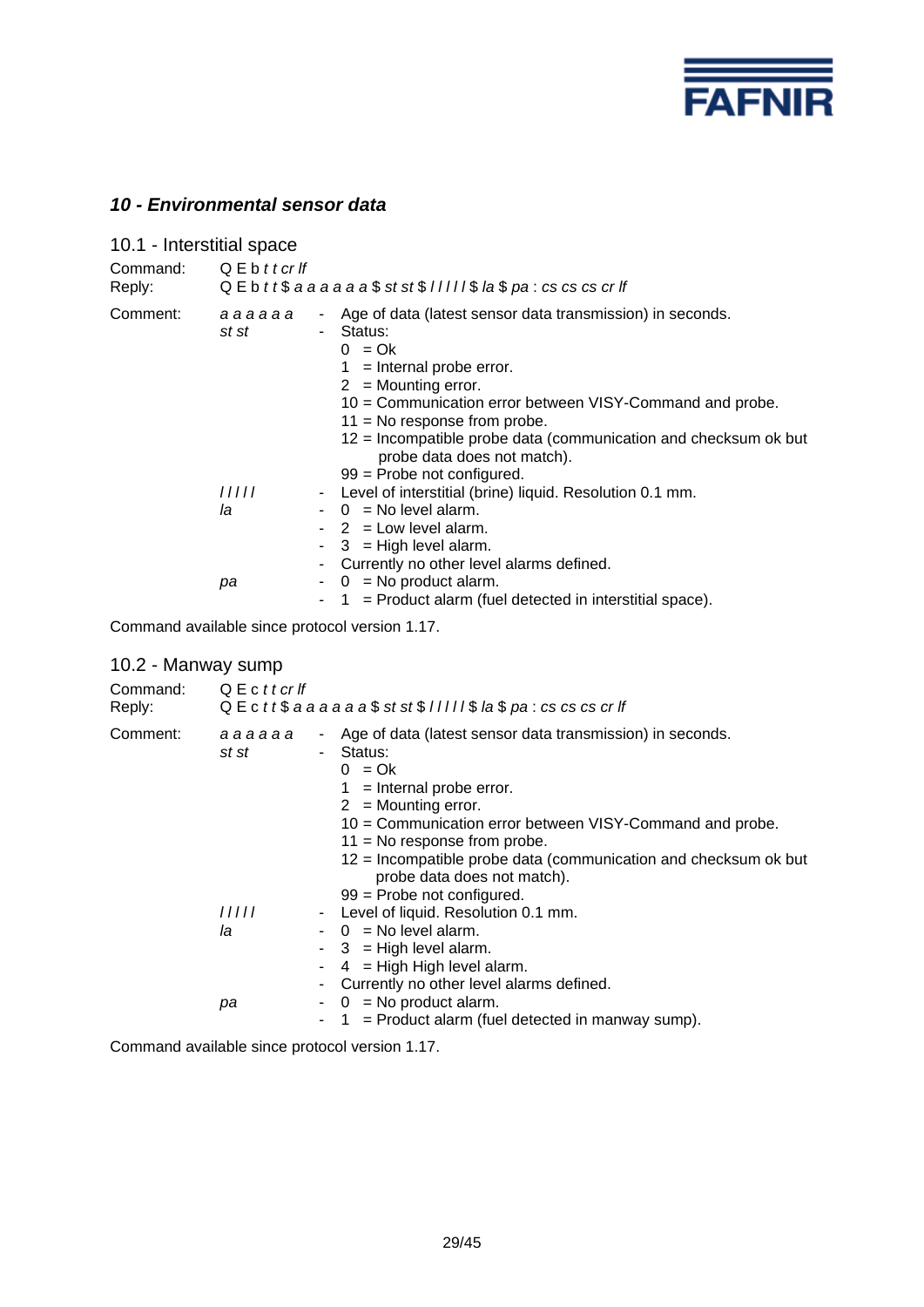## *10 - Environmental sensor data*

### 10.1 - Interstitial space

Command: Q E b *t t cr lf*
Reply: Q E b *t t* $ *a a a a a a* $ *st st* $ *l l l l l* $ *la* $ *pa* : *cs cs cs cs cr lf*

Comment:

*a a a a a a* - Age of data (latest sensor data transmission) in seconds.

*st st* - Status:
- 0 = Ok
- 1 = Internal probe error.
- 2 = Mounting error.
- 10 = Communication error between VISY-Command and probe.
- 11 = No response from probe.
- 12 = Incompatible probe data (communication and checksum ok but probe data does not match).
- 99 = Probe not configured.

*l l l l l* - Level of interstitial (brine) liquid. Resolution 0.1 mm.

*la*
- 0 = No level alarm.
- 2 = Low level alarm.
- 3 = High level alarm.
- Currently no other level alarms defined.

*pa*
- 0 = No product alarm.
- 1 = Product alarm (fuel detected in interstitial space).

Command available since protocol version 1.17.

### 10.2 - Manway sump

Command: Q E c *t t cr lf*
Reply: Q E c *t t* $ *a a a a a a* $ *st st* $ *l l l l l* $ *la* $ *pa* : *cs cs cs cs cr lf*

Comment:

*a a a a a a* - Age of data (latest sensor data transmission) in seconds.

*st st* - Status:
- 0 = Ok
- 1 = Internal probe error.
- 2 = Mounting error.
- 10 = Communication error between VISY-Command and probe.
- 11 = No response from probe.
- 12 = Incompatible probe data (communication and checksum ok but probe data does not match).
- 99 = Probe not configured.

*l l l l l* - Level of liquid. Resolution 0.1 mm.

*la*
- 0 = No level alarm.
- 3 = High level alarm.
- 4 = High High level alarm.
- Currently no other level alarms defined.

*pa*
- 0 = No product alarm.
- 1 = Product alarm (fuel detected in manway sump).

Command available since protocol version 1.17.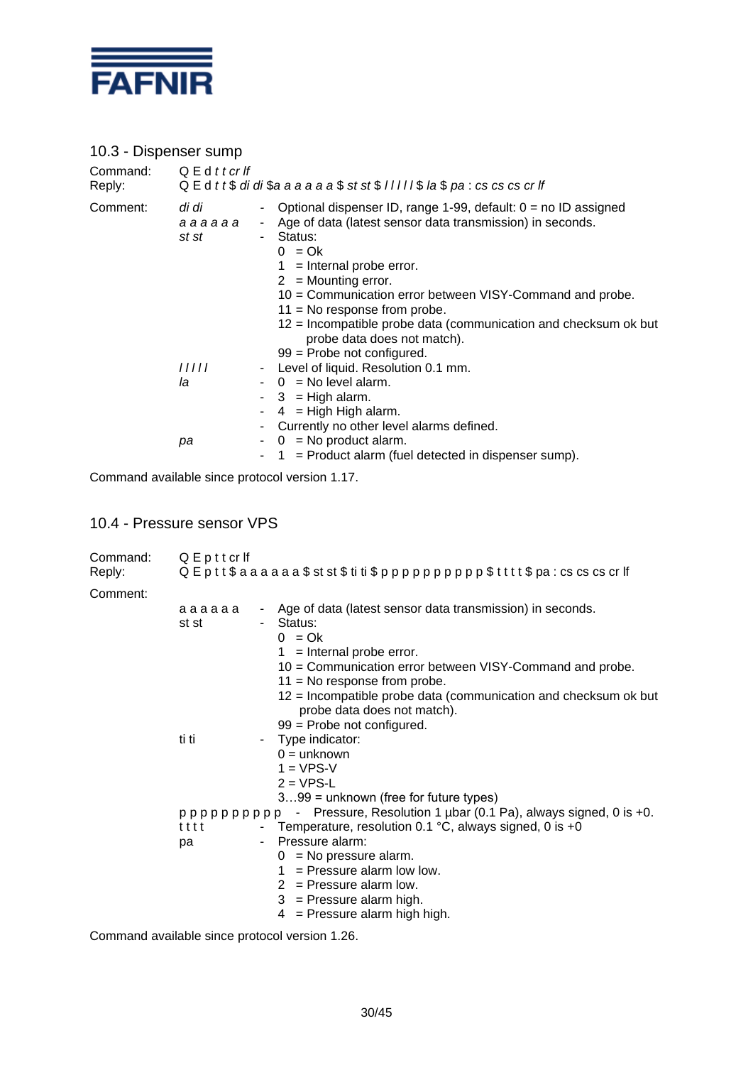## 10.3 - Dispenser sump

Command: Q E d *t t cr lf*
Reply: Q E d *t t* $ *di di* $*a a a a a a* $ *st st* $ *l l l l l* $ *la* $ *pa* : *cs cs cs cr lf*

Comment:

*di di* - Optional dispenser ID, range 1-99, default: 0 = no ID assigned

*a a a a a a* - Age of data (latest sensor data transmission) in seconds.

*st st* - Status:
- 0 = Ok
- 1 = Internal probe error.
- 2 = Mounting error.
- 10 = Communication error between VISY-Command and probe.
- 11 = No response from probe.
- 12 = Incompatible probe data (communication and checksum ok but probe data does not match).
- 99 = Probe not configured.

*l l l l l* - Level of liquid. Resolution 0.1 mm.

*la*
- 0 = No level alarm.
- 3 = High alarm.
- 4 = High High alarm.
- Currently no other level alarms defined.

*pa*
- 0 = No product alarm.
- 1 = Product alarm (fuel detected in dispenser sump).

Command available since protocol version 1.17.

## 10.4 - Pressure sensor VPS

Command: Q E p t t cr lf
Reply: Q E p t t $ a a a a a a $ st st $ ti ti $ p p p p p p p p p p $ t t t t $ pa : cs cs cs cr lf

Comment:

a a a a a a - Age of data (latest sensor data transmission) in seconds.

st st - Status:
- 0 = Ok
- 1 = Internal probe error.
- 10 = Communication error between VISY-Command and probe.
- 11 = No response from probe.
- 12 = Incompatible probe data (communication and checksum ok but probe data does not match).
- 99 = Probe not configured.

ti ti - Type indicator:
- 0 = unknown
- 1 = VPS-V
- 2 = VPS-L
- 3…99 = unknown (free for future types)

p p p p p p p p p p - Pressure, Resolution 1 µbar (0.1 Pa), always signed, 0 is +0.

t t t t - Temperature, resolution 0.1 °C, always signed, 0 is +0

pa - Pressure alarm:
- 0 = No pressure alarm.
- 1 = Pressure alarm low low.
- 2 = Pressure alarm low.
- 3 = Pressure alarm high.
- 4 = Pressure alarm high high.

Command available since protocol version 1.26.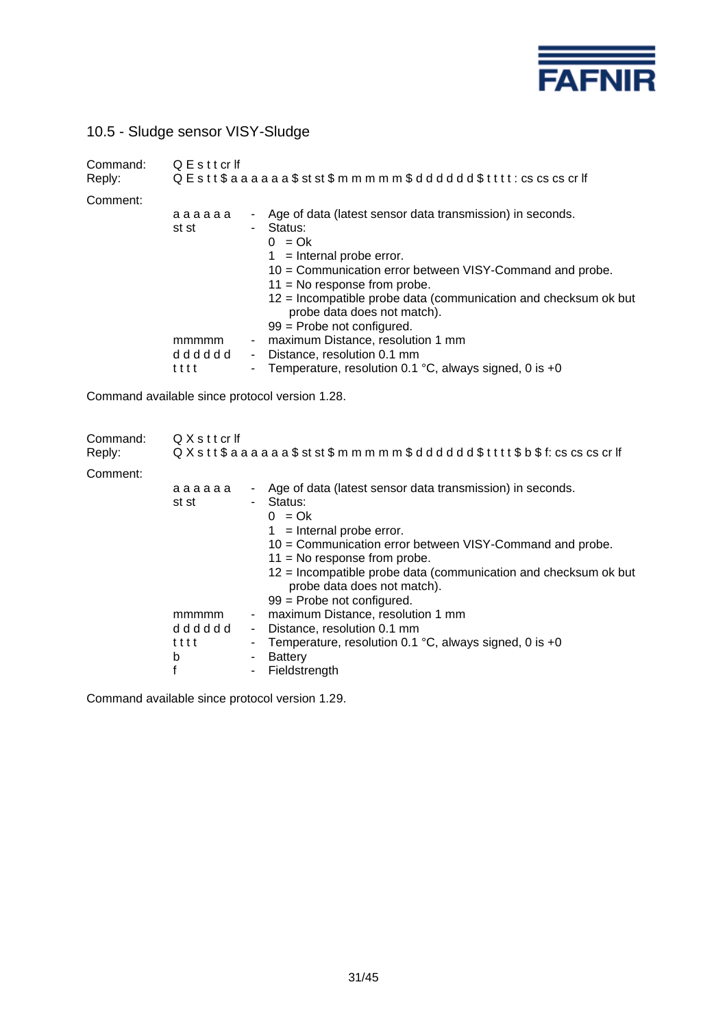## 10.5 - Sludge sensor VISY-Sludge

Command: Q E s t t cr lf
Reply: Q E s t t $ a a a a a a $ st st $ m m m m m $ d d d d d d $ t t t t : cs cs cs cr lf

Comment:

| | | |
|---|---|---|
| a a a a a a | - | Age of data (latest sensor data transmission) in seconds. |
| st st | - | Status:<br>0 = Ok<br>1 = Internal probe error.<br>10 = Communication error between VISY-Command and probe.<br>11 = No response from probe.<br>12 = Incompatible probe data (communication and checksum ok but probe data does not match).<br>99 = Probe not configured. |
| mmmmm | - | maximum Distance, resolution 1 mm |
| d d d d d d | - | Distance, resolution 0.1 mm |
| t t t t | - | Temperature, resolution 0.1 °C, always signed, 0 is +0 |

Command available since protocol version 1.28.

Command: Q X s t t cr lf
Reply: Q X s t t $ a a a a a a $ st st $ m m m m m $ d d d d d d $ t t t t $ b $ f: cs cs cs cr lf

Comment:

| | | |
|---|---|---|
| a a a a a a | - | Age of data (latest sensor data transmission) in seconds. |
| st st | - | Status:<br>0 = Ok<br>1 = Internal probe error.<br>10 = Communication error between VISY-Command and probe.<br>11 = No response from probe.<br>12 = Incompatible probe data (communication and checksum ok but probe data does not match).<br>99 = Probe not configured. |
| mmmmm | - | maximum Distance, resolution 1 mm |
| d d d d d d | - | Distance, resolution 0.1 mm |
| t t t t | - | Temperature, resolution 0.1 °C, always signed, 0 is +0 |
| b | - | Battery |
| f | - | Fieldstrength |

Command available since protocol version 1.29.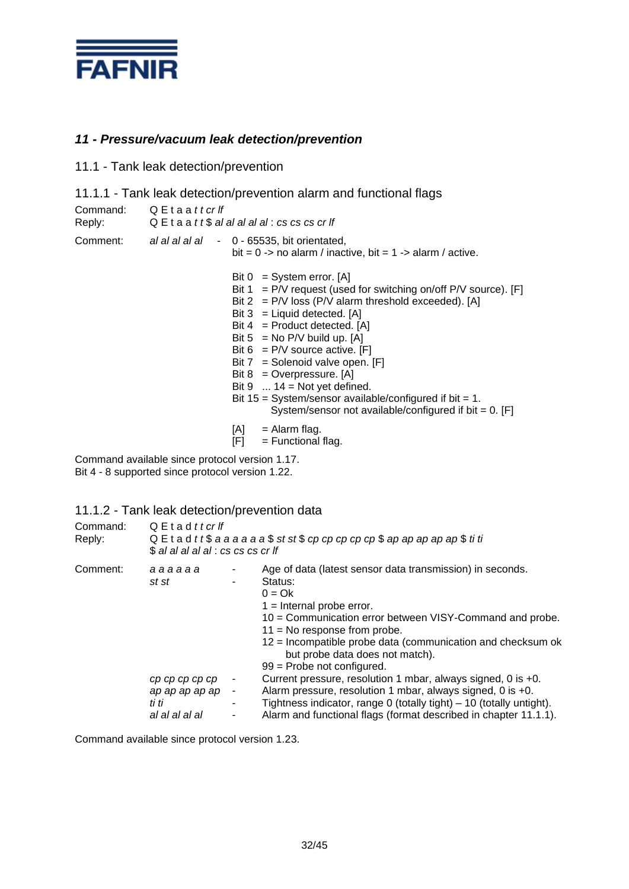**FAFNIR**

## *11 - Pressure/vacuum leak detection/prevention*

### 11.1 - Tank leak detection/prevention

#### 11.1.1 - Tank leak detection/prevention alarm and functional flags

Command: Q E t a a *t t cr lf*
Reply: Q E t a a *t t* $ *al al al al al* : *cs cs cs cr lf*

Comment: *al al al al al* - 0 - 65535, bit orientated,
bit = 0 -> no alarm / inactive, bit = 1 -> alarm / active.

Bit 0 = System error. [A]
Bit 1 = P/V request (used for switching on/off P/V source). [F]
Bit 2 = P/V loss (P/V alarm threshold exceeded). [A]
Bit 3 = Liquid detected. [A]
Bit 4 = Product detected. [A]
Bit 5 = No P/V build up. [A]
Bit 6 = P/V source active. [F]
Bit 7 = Solenoid valve open. [F]
Bit 8 = Overpressure. [A]
Bit 9 ... 14 = Not yet defined.
Bit 15 = System/sensor available/configured if bit = 1.
System/sensor not available/configured if bit = 0. [F]

[A] = Alarm flag.
[F] = Functional flag.

Command available since protocol version 1.17.
Bit 4 - 8 supported since protocol version 1.22.

#### 11.1.2 - Tank leak detection/prevention data

Command: Q E t a d *t t cr lf*
Reply: Q E t a d *t t* $ *a a a a a a* $ *st st* $ *cp cp cp cp cp* $ *ap ap ap ap ap* $ *ti ti* $ *al al al al al* : *cs cs cs cr lf*

Comment:

*a a a a a a* - Age of data (latest sensor data transmission) in seconds.

*st st* - Status:
0 = Ok
1 = Internal probe error.
10 = Communication error between VISY-Command and probe.
11 = No response from probe.
12 = Incompatible probe data (communication and checksum ok but probe data does not match).
99 = Probe not configured.

*cp cp cp cp cp* - Current pressure, resolution 1 mbar, always signed, 0 is +0.

*ap ap ap ap ap* - Alarm pressure, resolution 1 mbar, always signed, 0 is +0.

*ti ti* - Tightness indicator, range 0 (totally tight) – 10 (totally untight).

*al al al al al* - Alarm and functional flags (format described in chapter 11.1.1).

Command available since protocol version 1.23.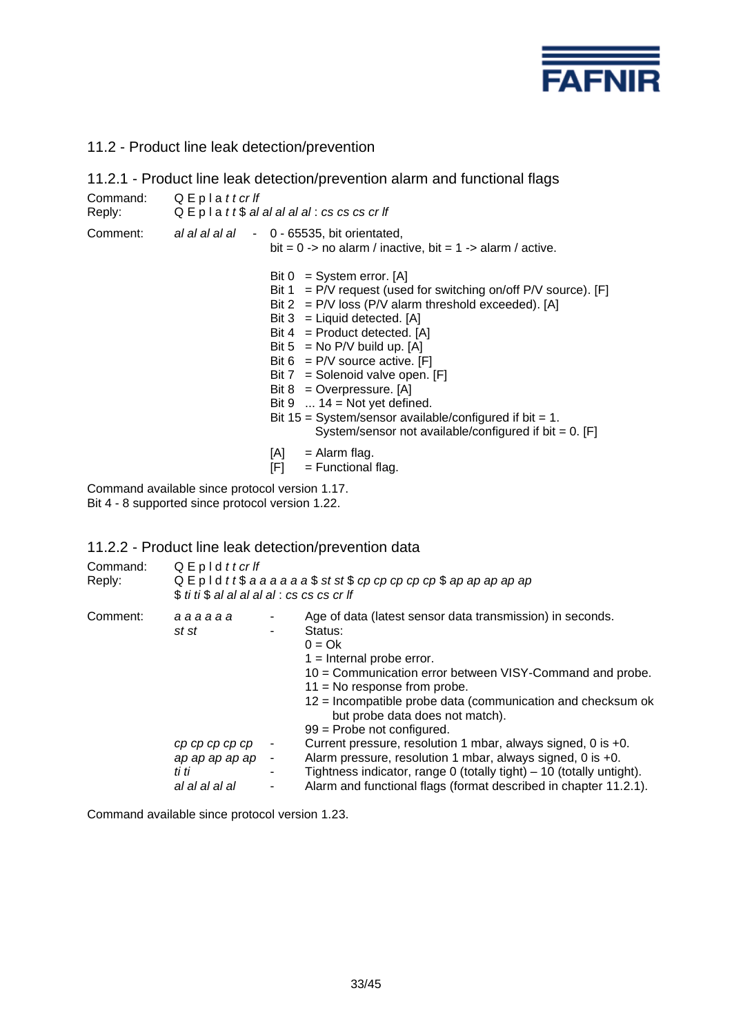## 11.2 - Product line leak detection/prevention

### 11.2.1 - Product line leak detection/prevention alarm and functional flags

Command: Q E p l a *t t cr lf*
Reply: Q E p l a *t t* $ *al al al al al* : *cs cs cs cr lf*

Comment: *al al al al al* - 0 - 65535, bit orientated,
bit = 0 -> no alarm / inactive, bit = 1 -> alarm / active.

Bit 0 = System error. [A]
Bit 1 = P/V request (used for switching on/off P/V source). [F]
Bit 2 = P/V loss (P/V alarm threshold exceeded). [A]
Bit 3 = Liquid detected. [A]
Bit 4 = Product detected. [A]
Bit 5 = No P/V build up. [A]
Bit 6 = P/V source active. [F]
Bit 7 = Solenoid valve open. [F]
Bit 8 = Overpressure. [A]
Bit 9 ... 14 = Not yet defined.
Bit 15 = System/sensor available/configured if bit = 1.
System/sensor not available/configured if bit = 0. [F]

[A] = Alarm flag.
[F] = Functional flag.

Command available since protocol version 1.17.
Bit 4 - 8 supported since protocol version 1.22.

### 11.2.2 - Product line leak detection/prevention data

Command: Q E p l d *t t cr lf*
Reply: Q E p l d *t t* $ *a a a a a a* $ *st st* $ *cp cp cp cp cp* $ *ap ap ap ap ap* $ *ti ti* $ *al al al al al* : *cs cs cs cr lf*

Comment:

*a a a a a a* - Age of data (latest sensor data transmission) in seconds.

*st st* - Status:
0 = Ok
1 = Internal probe error.
10 = Communication error between VISY-Command and probe.
11 = No response from probe.
12 = Incompatible probe data (communication and checksum ok but probe data does not match).
99 = Probe not configured.

*cp cp cp cp cp* - Current pressure, resolution 1 mbar, always signed, 0 is +0.

*ap ap ap ap ap* - Alarm pressure, resolution 1 mbar, always signed, 0 is +0.

*ti ti* - Tightness indicator, range 0 (totally tight) – 10 (totally untight).

*al al al al al* - Alarm and functional flags (format described in chapter 11.2.1).

Command available since protocol version 1.23.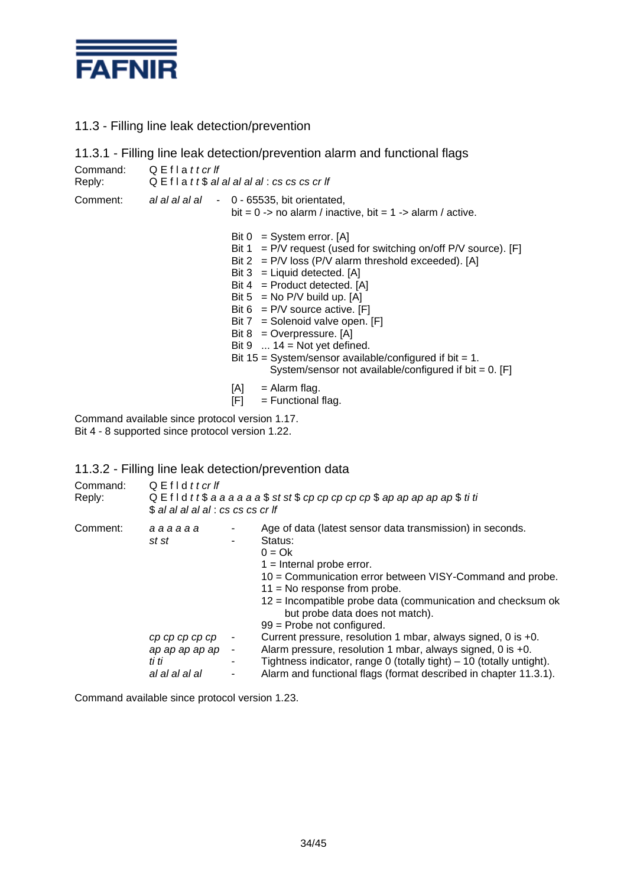## 11.3 - Filling line leak detection/prevention

### 11.3.1 - Filling line leak detection/prevention alarm and functional flags

Command: Q E f l a *t t cr lf*
Reply: Q E f l a *t t* $ *al al al al al* : *cs cs cs cr lf*

Comment: *al al al al al* - 0 - 65535, bit orientated,
bit = 0 -> no alarm / inactive, bit = 1 -> alarm / active.

Bit 0 = System error. [A]
Bit 1 = P/V request (used for switching on/off P/V source). [F]
Bit 2 = P/V loss (P/V alarm threshold exceeded). [A]
Bit 3 = Liquid detected. [A]
Bit 4 = Product detected. [A]
Bit 5 = No P/V build up. [A]
Bit 6 = P/V source active. [F]
Bit 7 = Solenoid valve open. [F]
Bit 8 = Overpressure. [A]
Bit 9 ... 14 = Not yet defined.
Bit 15 = System/sensor available/configured if bit = 1.
System/sensor not available/configured if bit = 0. [F]

[A] = Alarm flag.
[F] = Functional flag.

Command available since protocol version 1.17.
Bit 4 - 8 supported since protocol version 1.22.

### 11.3.2 - Filling line leak detection/prevention data

Command: Q E f l d *t t cr lf*
Reply: Q E f l d *t t* $ *a a a a a a* $ *st st* $ *cp cp cp cp cp* $ *ap ap ap ap ap* $ *ti ti*
$ *al al al al al* : *cs cs cs cr lf*

Comment:

*a a a a a a* - Age of data (latest sensor data transmission) in seconds.
*st st* - Status:
0 = Ok
1 = Internal probe error.
10 = Communication error between VISY-Command and probe.
11 = No response from probe.
12 = Incompatible probe data (communication and checksum ok but probe data does not match).
99 = Probe not configured.
*cp cp cp cp cp* - Current pressure, resolution 1 mbar, always signed, 0 is +0.
*ap ap ap ap ap* - Alarm pressure, resolution 1 mbar, always signed, 0 is +0.
*ti ti* - Tightness indicator, range 0 (totally tight) – 10 (totally untight).
*al al al al al* - Alarm and functional flags (format described in chapter 11.3.1).

Command available since protocol version 1.23.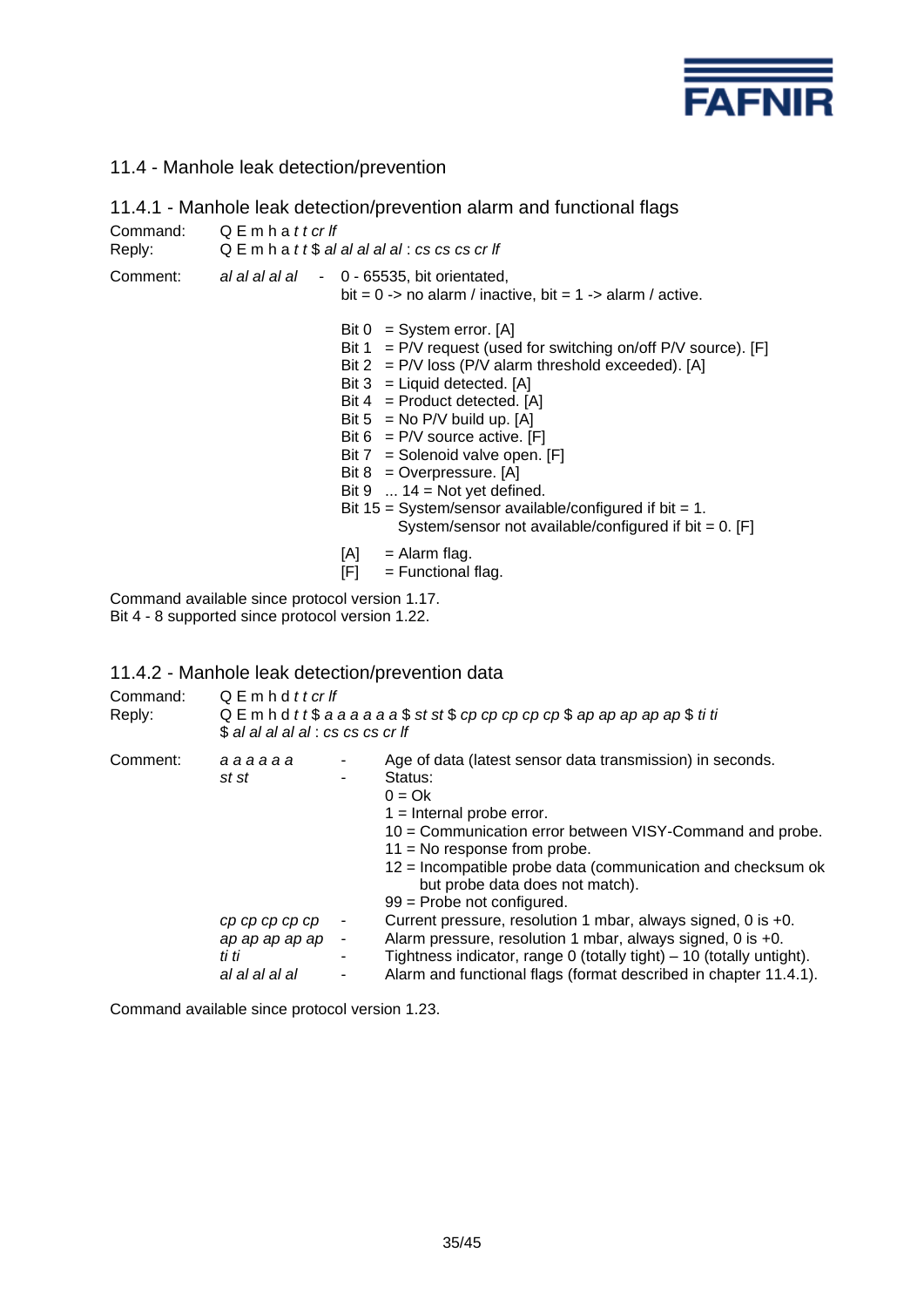## 11.4 - Manhole leak detection/prevention

### 11.4.1 - Manhole leak detection/prevention alarm and functional flags

Command: Q E m h a *t t cr lf*
Reply: Q E m h a *t t* $ *al al al al al* : *cs cs cs cr lf*

Comment: *al al al al al* - 0 - 65535, bit orientated,
bit = 0 -> no alarm / inactive, bit = 1 -> alarm / active.

Bit 0 = System error. [A]
Bit 1 = P/V request (used for switching on/off P/V source). [F]
Bit 2 = P/V loss (P/V alarm threshold exceeded). [A]
Bit 3 = Liquid detected. [A]
Bit 4 = Product detected. [A]
Bit 5 = No P/V build up. [A]
Bit 6 = P/V source active. [F]
Bit 7 = Solenoid valve open. [F]
Bit 8 = Overpressure. [A]
Bit 9 ... 14 = Not yet defined.
Bit 15 = System/sensor available/configured if bit = 1.
System/sensor not available/configured if bit = 0. [F]

[A] = Alarm flag.
[F] = Functional flag.

Command available since protocol version 1.17.
Bit 4 - 8 supported since protocol version 1.22.

### 11.4.2 - Manhole leak detection/prevention data

Command: Q E m h d *t t cr lf*
Reply: Q E m h d *t t* $ *a a a a a a* $ *st st* $ *cp cp cp cp cp* $ *ap ap ap ap ap* $ *ti ti* $ *al al al al al* : *cs cs cs cr lf*

Comment:

*a a a a a a* - Age of data (latest sensor data transmission) in seconds.

*st st* - Status:
0 = Ok
1 = Internal probe error.
10 = Communication error between VISY-Command and probe.
11 = No response from probe.
12 = Incompatible probe data (communication and checksum ok but probe data does not match).
99 = Probe not configured.

*cp cp cp cp cp* - Current pressure, resolution 1 mbar, always signed, 0 is +0.

*ap ap ap ap ap* - Alarm pressure, resolution 1 mbar, always signed, 0 is +0.

*ti ti* - Tightness indicator, range 0 (totally tight) – 10 (totally untight).

*al al al al al* - Alarm and functional flags (format described in chapter 11.4.1).

Command available since protocol version 1.23.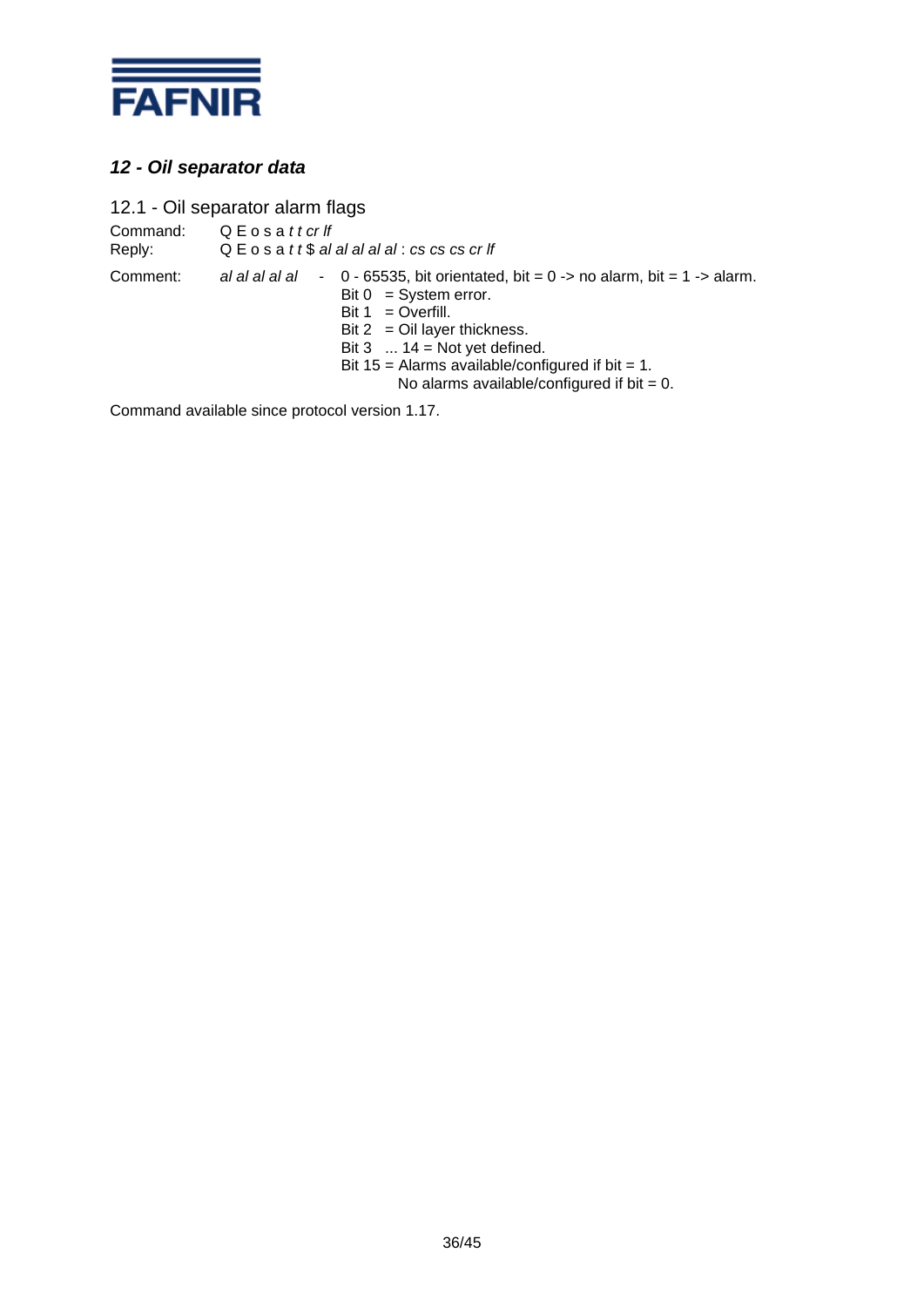## *12 - Oil separator data*

### 12.1 - Oil separator alarm flags

Command: Q E o s a *t t cr lf*
Reply: Q E o s a *t t* $ *al al al al al* : *cs cs cs cr lf*

Comment: *al al al al al* - 0 - 65535, bit orientated, bit = 0 -> no alarm, bit = 1 -> alarm.
Bit 0 = System error.
Bit 1 = Overfill.
Bit 2 = Oil layer thickness.
Bit 3 ... 14 = Not yet defined.
Bit 15 = Alarms available/configured if bit = 1.
No alarms available/configured if bit = 0.

Command available since protocol version 1.17.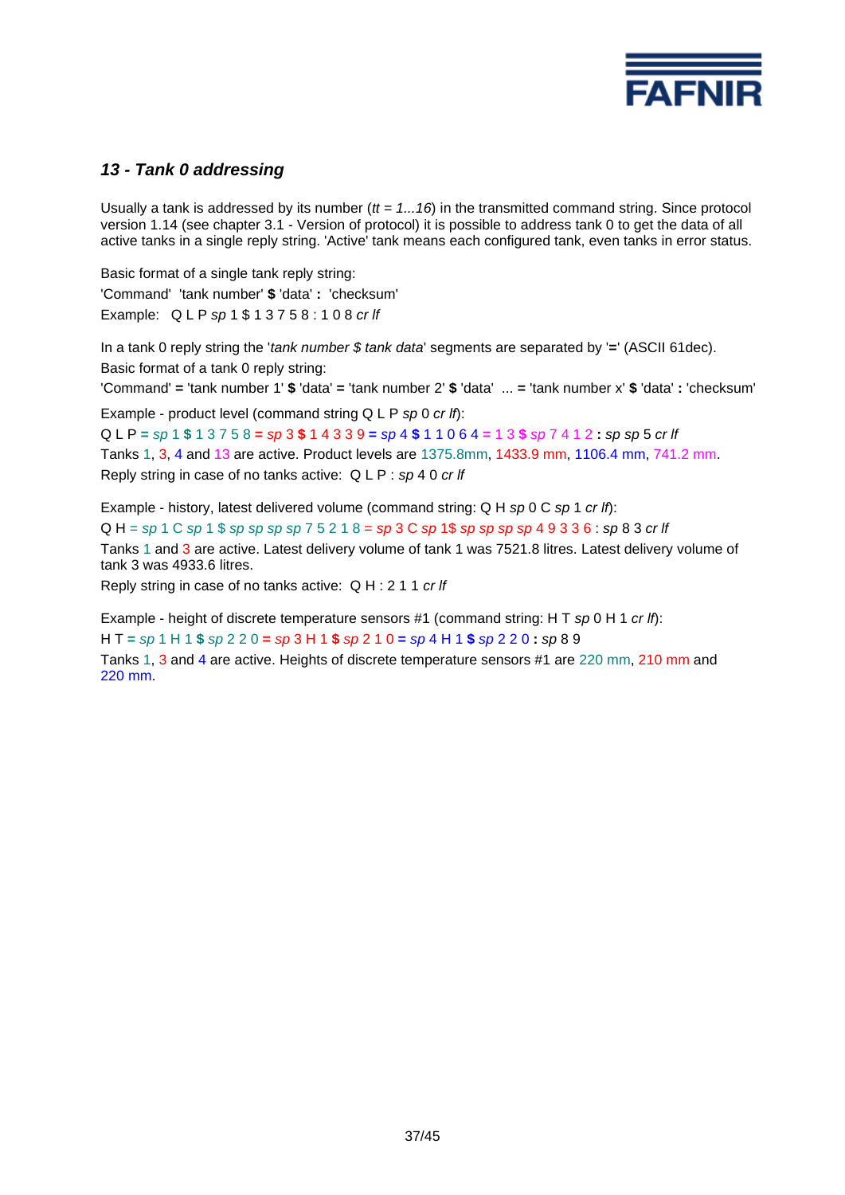### 13 - Tank 0 addressing

Usually a tank is addressed by its number (*tt = 1...16*) in the transmitted command string. Since protocol version 1.14 (see chapter 3.1 - Version of protocol) it is possible to address tank 0 to get the data of all active tanks in a single reply string. 'Active' tank means each configured tank, even tanks in error status.

Basic format of a single tank reply string:

'Command' 'tank number' **$** 'data' **:** 'checksum'

Example: Q L P *sp* 1 $ 1 3 7 5 8 : 1 0 8 *cr lf*

In a tank 0 reply string the '*tank number $ tank data*' segments are separated by '**=**' (ASCII 61dec).

Basic format of a tank 0 reply string:

'Command' **=** 'tank number 1' **$** 'data' **=** 'tank number 2' **$** 'data' ... **=** 'tank number x' **$** 'data' **:** 'checksum'

Example - product level (command string Q L P *sp* 0 *cr lf*):

Q L P **=** *sp* 1 **$** 1 3 7 5 8 **=** *sp* 3 **$** 1 4 3 3 9 **=** *sp* 4 **$** 1 1 0 6 4 **=** 1 3 **$** *sp* 7 4 1 2 **:** *sp sp* 5 *cr lf*

Tanks 1, 3, 4 and 13 are active. Product levels are 1375.8mm, 1433.9 mm, 1106.4 mm, 741.2 mm.

Reply string in case of no tanks active: Q L P : *sp* 4 0 *cr lf*

Example - history, latest delivered volume (command string: Q H *sp* 0 C *sp* 1 *cr lf*):

Q H = *sp* 1 C *sp* 1 $ *sp sp sp sp* 7 5 2 1 8 = *sp* 3 C *sp* 1$ *sp sp sp sp* 4 9 3 3 6 : *sp* 8 3 *cr lf*

Tanks 1 and 3 are active. Latest delivery volume of tank 1 was 7521.8 litres. Latest delivery volume of tank 3 was 4933.6 litres.

Reply string in case of no tanks active: Q H : 2 1 1 *cr lf*

Example - height of discrete temperature sensors #1 (command string: H T *sp* 0 H 1 *cr lf*):

H T **=** *sp* 1 H 1 **$** *sp* 2 2 0 **=** *sp* 3 H 1 **$** *sp* 2 1 0 **=** *sp* 4 H 1 **$** *sp* 2 2 0 **:** *sp* 8 9

Tanks 1, 3 and 4 are active. Heights of discrete temperature sensors #1 are 220 mm, 210 mm and 220 mm.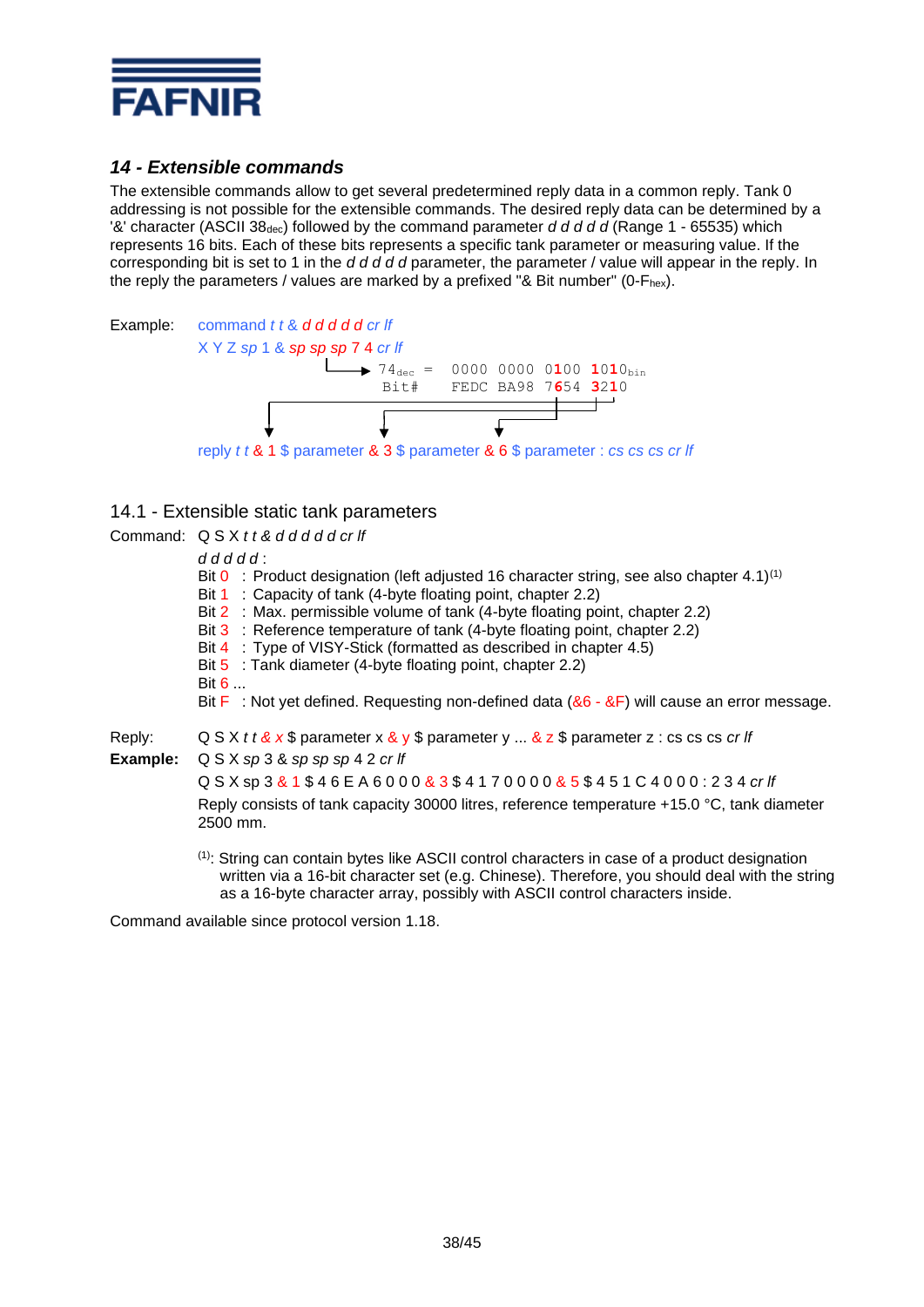## 14 - Extensible commands

The extensible commands allow to get several predetermined reply data in a common reply. Tank 0 addressing is not possible for the extensible commands. The desired reply data can be determined by a '&' character (ASCII $38_{dec}$) followed by the command parameter *d d d d d* (Range 1 - 65535) which represents 16 bits. Each of these bits represents a specific tank parameter or measuring value. If the corresponding bit is set to 1 in the *d d d d d* parameter, the parameter / value will appear in the reply. In the reply the parameters / values are marked by a prefixed "& Bit number" (0-$F_{hex}$).

Example: command *t t* & *d d d d d cr lf*

X Y Z *sp* 1 & *sp sp sp* 7 4 *cr lf*

```
74dec =  0000 0000 0100 1010bin
Bit#     FEDC BA98 7654 3210
```

reply *t t* & 1 $ parameter & 3 $ parameter & 6 $ parameter : *cs cs cs cr lf*

### 14.1 - Extensible static tank parameters

Command: Q S X *t t* & *d d d d d cr lf*

*d d d d d* :

- Bit 0 : Product designation (left adjusted 16 character string, see also chapter 4.1)[1]
- Bit 1 : Capacity of tank (4-byte floating point, chapter 2.2)
- Bit 2 : Max. permissible volume of tank (4-byte floating point, chapter 2.2)
- Bit 3 : Reference temperature of tank (4-byte floating point, chapter 2.2)
- Bit 4 : Type of VISY-Stick (formatted as described in chapter 4.5)
- Bit 5 : Tank diameter (4-byte floating point, chapter 2.2)
- Bit 6 ...
- Bit F : Not yet defined. Requesting non-defined data (&6 - &F) will cause an error message.

Reply: Q S X *t t* & *x* $ parameter x & *y* $ parameter y ... & *z* $ parameter z : cs cs cs *cr lf*

**Example:** Q S X *sp* 3 & *sp sp sp* 4 2 *cr lf*

Q S X sp 3 & 1 $ 4 6 E A 6 0 0 0 & 3 $ 4 1 7 0 0 0 0 & 5 $ 4 5 1 C 4 0 0 0 : 2 3 4 *cr lf*

Reply consists of tank capacity 30000 litres, reference temperature +15.0 °C, tank diameter 2500 mm.

[1]: String can contain bytes like ASCII control characters in case of a product designation written via a 16-bit character set (e.g. Chinese). Therefore, you should deal with the string as a 16-byte character array, possibly with ASCII control characters inside.

Command available since protocol version 1.18.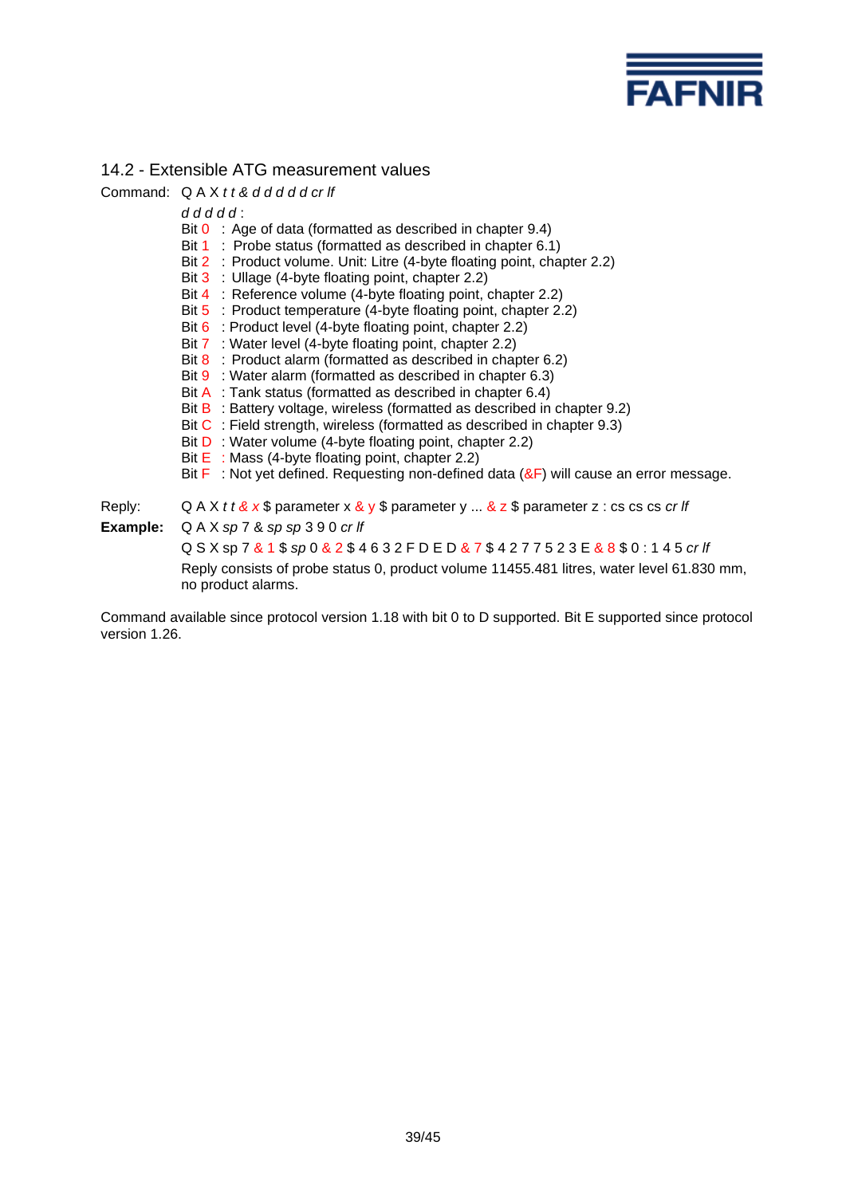## 14.2 - Extensible ATG measurement values

Command: Q A X *t t & d d d d d cr lf*

*d d d d d* :

Bit 0 : Age of data (formatted as described in chapter 9.4)
Bit 1 : Probe status (formatted as described in chapter 6.1)
Bit 2 : Product volume. Unit: Litre (4-byte floating point, chapter 2.2)
Bit 3 : Ullage (4-byte floating point, chapter 2.2)
Bit 4 : Reference volume (4-byte floating point, chapter 2.2)
Bit 5 : Product temperature (4-byte floating point, chapter 2.2)
Bit 6 : Product level (4-byte floating point, chapter 2.2)
Bit 7 : Water level (4-byte floating point, chapter 2.2)
Bit 8 : Product alarm (formatted as described in chapter 6.2)
Bit 9 : Water alarm (formatted as described in chapter 6.3)
Bit A : Tank status (formatted as described in chapter 6.4)
Bit B : Battery voltage, wireless (formatted as described in chapter 9.2)
Bit C : Field strength, wireless (formatted as described in chapter 9.3)
Bit D : Water volume (4-byte floating point, chapter 2.2)
Bit E : Mass (4-byte floating point, chapter 2.2)
Bit F : Not yet defined. Requesting non-defined data (&F) will cause an error message.

Reply: Q A X *t t & x* $ parameter x & y $ parameter y ... & z $ parameter z : cs cs cs *cr lf*

**Example:** Q A X *sp* 7 & *sp sp* 3 9 0 *cr lf*

Q S X sp 7 & 1 $ *sp* 0 & 2 $ 4 6 3 2 F D E D & 7 $ 4 2 7 7 5 2 3 E & 8 $ 0 : 1 4 5 *cr lf*

Reply consists of probe status 0, product volume 11455.481 litres, water level 61.830 mm, no product alarms.

Command available since protocol version 1.18 with bit 0 to D supported. Bit E supported since protocol version 1.26.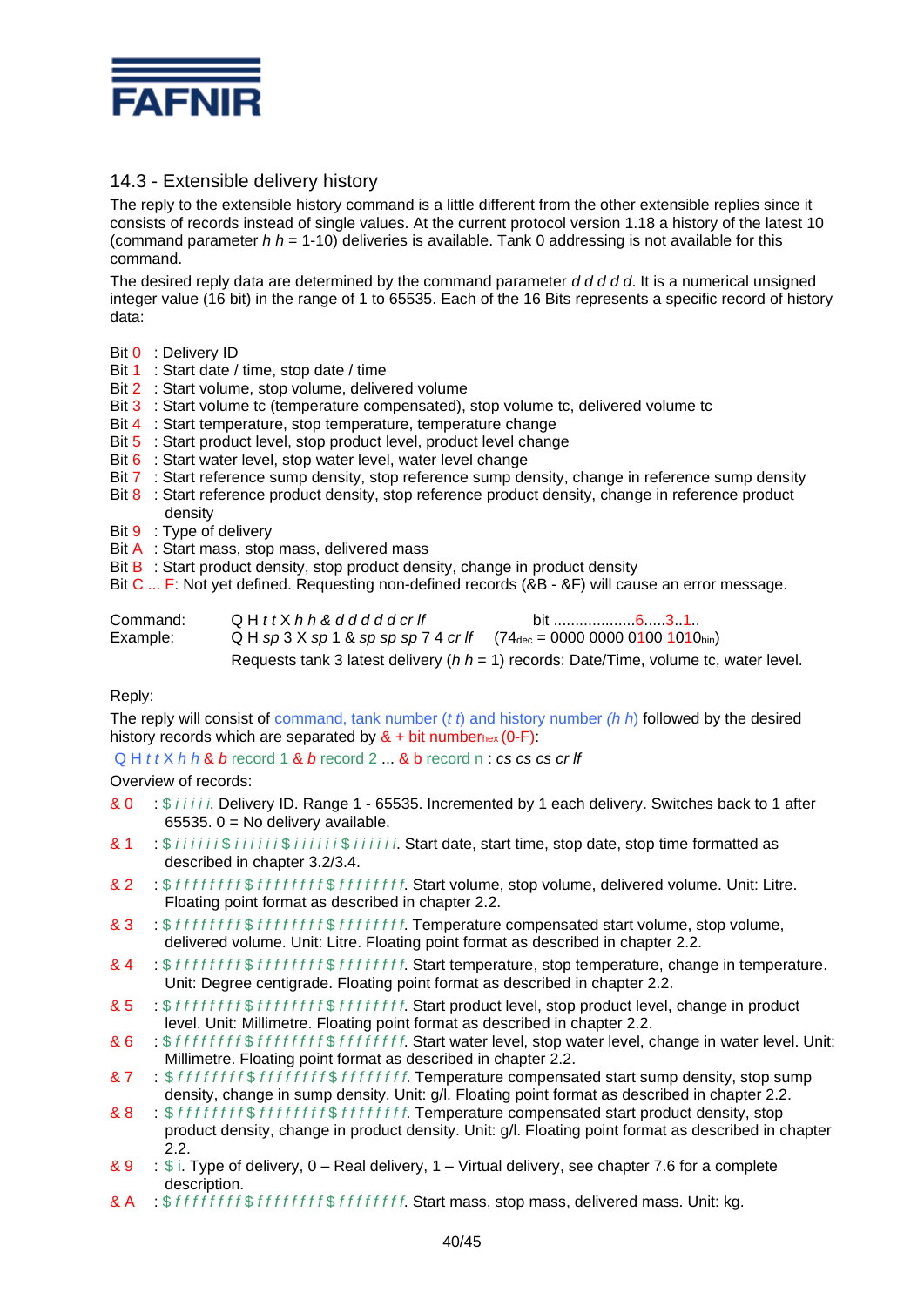## 14.3 - Extensible delivery history

The reply to the extensible history command is a little different from the other extensible replies since it consists of records instead of single values. At the current protocol version 1.18 a history of the latest 10 (command parameter *h h* = 1-10) deliveries is available. Tank 0 addressing is not available for this command.

The desired reply data are determined by the command parameter *d d d d d*. It is a numerical unsigned integer value (16 bit) in the range of 1 to 65535. Each of the 16 Bits represents a specific record of history data:

Bit 0 : Delivery ID
Bit 1 : Start date / time, stop date / time
Bit 2 : Start volume, stop volume, delivered volume
Bit 3 : Start volume tc (temperature compensated), stop volume tc, delivered volume tc
Bit 4 : Start temperature, stop temperature, temperature change
Bit 5 : Start product level, stop product level, product level change
Bit 6 : Start water level, stop water level, water level change
Bit 7 : Start reference sump density, stop reference sump density, change in reference sump density
Bit 8 : Start reference product density, stop reference product density, change in reference product density
Bit 9 : Type of delivery
Bit A : Start mass, stop mass, delivered mass
Bit B : Start product density, stop product density, change in product density
Bit C ... F: Not yet defined. Requesting non-defined records (&B - &F) will cause an error message.

Command: Q H *t t* X *h h* & *d d d d d cr lf* bit ...................6.....3..1..
Example: Q H *sp* 3 X *sp* 1 & *sp sp sp* 7 4 *cr lf* ($74_{dec}$ = 0000 0000 0100 $1010_{bin}$)
Requests tank 3 latest delivery (*h h* = 1) records: Date/Time, volume tc, water level.

Reply:

The reply will consist of command, tank number (*t t*) and history number (*h h*) followed by the desired history records which are separated by & + bit number$_{hex}$ (0-F):

Q H *t t* X *h h* & *b* record 1 & *b* record 2 ... & b record n : *cs cs cs cr lf*

Overview of records:

- & 0 : $ *i i i i i*. Delivery ID. Range 1 - 65535. Incremented by 1 each delivery. Switches back to 1 after 65535. 0 = No delivery available.
- & 1 : $ *i i i i i i* $ *i i i i i i* $ *i i i i i i* $ *i i i i i i*. Start date, start time, stop date, stop time formatted as described in chapter 3.2/3.4.
- & 2 : $ *f f f f f f f f* $ *f f f f f f f f* $ *f f f f f f f f*. Start volume, stop volume, delivered volume. Unit: Litre. Floating point format as described in chapter 2.2.
- & 3 : $ *f f f f f f f f* $ *f f f f f f f f* $ *f f f f f f f f*. Temperature compensated start volume, stop volume, delivered volume. Unit: Litre. Floating point format as described in chapter 2.2.
- & 4 : $ *f f f f f f f f* $ *f f f f f f f f* $ *f f f f f f f f*. Start temperature, stop temperature, change in temperature. Unit: Degree centigrade. Floating point format as described in chapter 2.2.
- & 5 : $ *f f f f f f f f* $ *f f f f f f f f* $ *f f f f f f f f*. Start product level, stop product level, change in product level. Unit: Millimetre. Floating point format as described in chapter 2.2.
- & 6 : $ *f f f f f f f f* $ *f f f f f f f f* $ *f f f f f f f f*. Start water level, stop water level, change in water level. Unit: Millimetre. Floating point format as described in chapter 2.2.
- & 7 : $ *f f f f f f f f* $ *f f f f f f f f* $ *f f f f f f f f*. Temperature compensated start sump density, stop sump density, change in sump density. Unit: g/l. Floating point format as described in chapter 2.2.
- & 8 : $ *f f f f f f f f* $ *f f f f f f f f* $ *f f f f f f f f*. Temperature compensated start product density, stop product density, change in product density. Unit: g/l. Floating point format as described in chapter 2.2.
- & 9 : $ i. Type of delivery, 0 – Real delivery, 1 – Virtual delivery, see chapter 7.6 for a complete description.
- & A : $ *f f f f f f f f* $ *f f f f f f f f* $ *f f f f f f f f*. Start mass, stop mass, delivered mass. Unit: kg.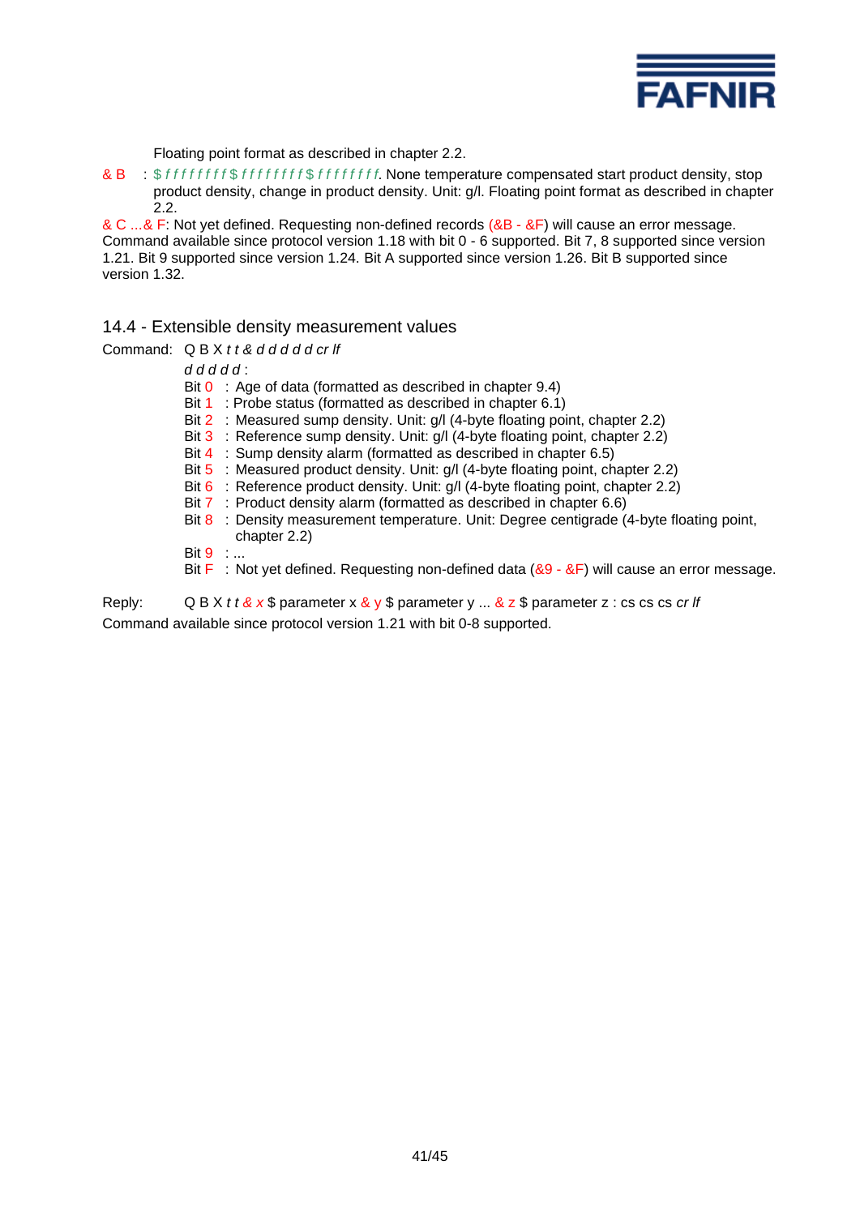Floating point format as described in chapter 2.2.

& B : $ *f f f f f f f f* $ *f f f f f f f f* $ *f f f f f f f f*. None temperature compensated start product density, stop product density, change in product density. Unit: g/l. Floating point format as described in chapter 2.2.

& C ...& F: Not yet defined. Requesting non-defined records (&B - &F) will cause an error message. Command available since protocol version 1.18 with bit 0 - 6 supported. Bit 7, 8 supported since version 1.21. Bit 9 supported since version 1.24. Bit A supported since version 1.26. Bit B supported since version 1.32.

## 14.4 - Extensible density measurement values

Command: Q B X *t t & d d d d d cr lf*

*d d d d d* :

- Bit 0 : Age of data (formatted as described in chapter 9.4)
- Bit 1 : Probe status (formatted as described in chapter 6.1)
- Bit 2 : Measured sump density. Unit: g/l (4-byte floating point, chapter 2.2)
- Bit 3 : Reference sump density. Unit: g/l (4-byte floating point, chapter 2.2)
- Bit 4 : Sump density alarm (formatted as described in chapter 6.5)
- Bit 5 : Measured product density. Unit: g/l (4-byte floating point, chapter 2.2)
- Bit 6 : Reference product density. Unit: g/l (4-byte floating point, chapter 2.2)
- Bit 7 : Product density alarm (formatted as described in chapter 6.6)
- Bit 8 : Density measurement temperature. Unit: Degree centigrade (4-byte floating point, chapter 2.2)
- Bit 9 : ...
- Bit F : Not yet defined. Requesting non-defined data (&9 - &F) will cause an error message.

Reply: Q B X *t t & x* $ parameter x & y $ parameter y ... & z $ parameter z : cs cs cs *cr lf*

Command available since protocol version 1.21 with bit 0-8 supported.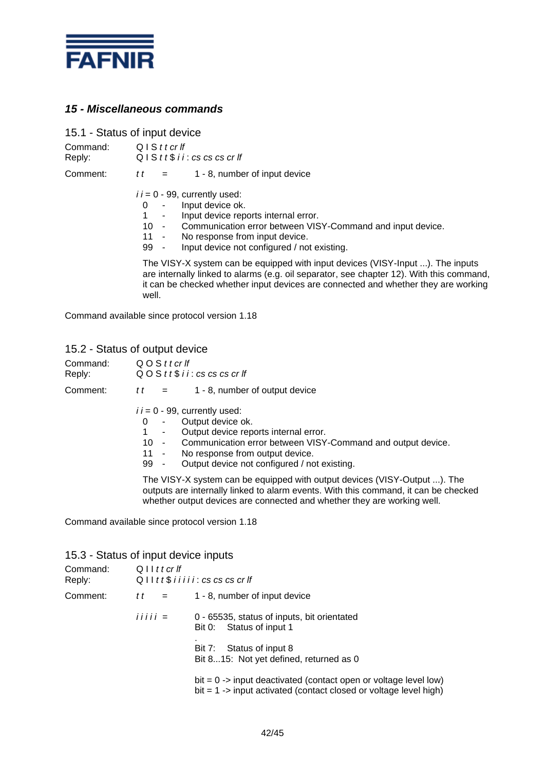## *15 - Miscellaneous commands*

### 15.1 - Status of input device

Command: Q I S *t t cr lf*
Reply: Q I S *t t* $ *i i* : *cs cs cs cr lf*

Comment: *t t* = 1 - 8, number of input device

*i i* = 0 - 99, currently used:

- 0 - Input device ok.
- 1 - Input device reports internal error.
- 10 - Communication error between VISY-Command and input device.
- 11 - No response from input device.
- 99 - Input device not configured / not existing.

The VISY-X system can be equipped with input devices (VISY-Input ...). The inputs are internally linked to alarms (e.g. oil separator, see chapter 12). With this command, it can be checked whether input devices are connected and whether they are working well.

Command available since protocol version 1.18

### 15.2 - Status of output device

Command: Q O S *t t cr lf*
Reply: Q O S *t t* $ *i i* : *cs cs cs cr lf*

Comment: *t t* = 1 - 8, number of output device

*i i* = 0 - 99, currently used:

- 0 - Output device ok.
- 1 - Output device reports internal error.
- 10 - Communication error between VISY-Command and output device.
- 11 - No response from output device.
- 99 - Output device not configured / not existing.

The VISY-X system can be equipped with output devices (VISY-Output ...). The outputs are internally linked to alarm events. With this command, it can be checked whether output devices are connected and whether they are working well.

Command available since protocol version 1.18

### 15.3 - Status of input device inputs

Command: Q I I *t t cr lf*
Reply: Q I I *t t* $ *i i i i i* : *cs cs cs cr lf*

Comment: *t t* = 1 - 8, number of input device

*i i i i i* = 0 - 65535, status of inputs, bit orientated
Bit 0: Status of input 1
.
Bit 7: Status of input 8
Bit 8...15: Not yet defined, returned as 0

bit = 0 -> input deactivated (contact open or voltage level low)
bit = 1 -> input activated (contact closed or voltage level high)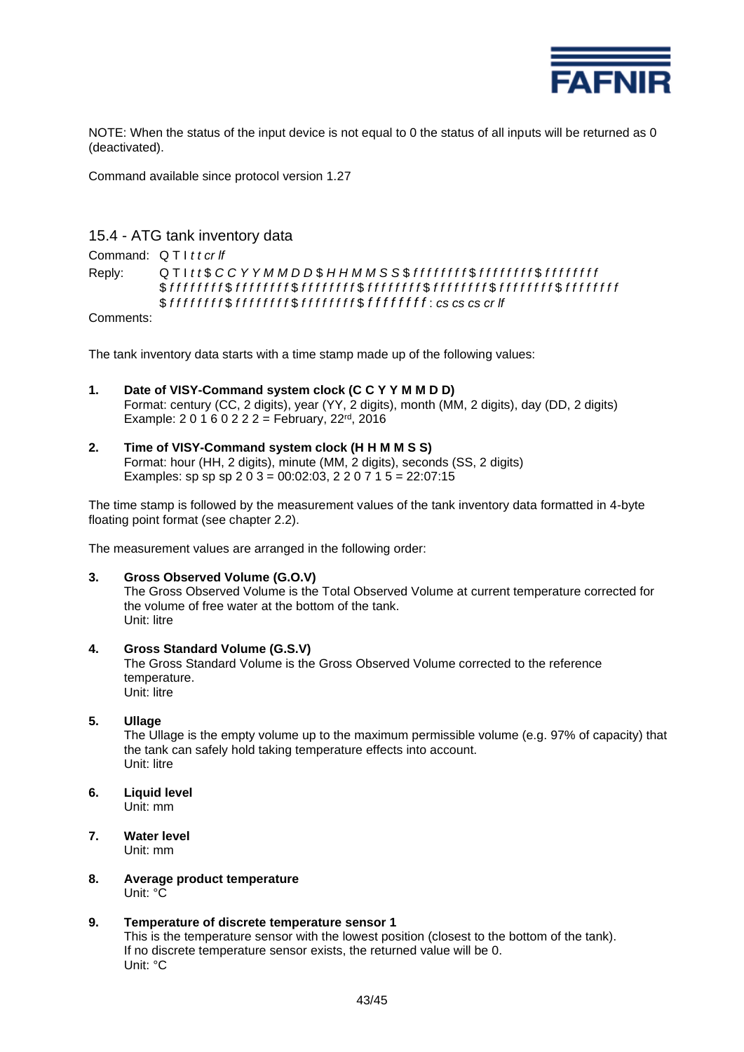NOTE: When the status of the input device is not equal to 0 the status of all inputs will be returned as 0 (deactivated).

Command available since protocol version 1.27

## 15.4 - ATG tank inventory data

Command: Q T I *t t cr lf*

Reply: Q T I *t t* $ *C C Y Y M M D D* $ *H H M M S S* $ *f f f f f f f f* $ *f f f f f f f f* $ *f f f f f f f f* $ *f f f f f f f f* $ *f f f f f f f f* $ *f f f f f f f f* $ *f f f f f f f f* $ *f f f f f f f f* $ *f f f f f f f f* $ *f f f f f f f f* $ *f f f f f f f f* $ *f f f f f f f f* $ *f f f f f f f f* $ *f f f f f f f f* : *cs cs cs cs cr lf*

Comments:

The tank inventory data starts with a time stamp made up of the following values:

1. **Date of VISY-Command system clock (C C Y Y M M D D)**
   Format: century (CC, 2 digits), year (YY, 2 digits), month (MM, 2 digits), day (DD, 2 digits)
   Example: 2 0 1 6 0 2 2 2 = February, 22rd, 2016

2. **Time of VISY-Command system clock (H H M M S S)**
   Format: hour (HH, 2 digits), minute (MM, 2 digits), seconds (SS, 2 digits)
   Examples: sp sp sp 2 0 3 = 00:02:03, 2 2 0 7 1 5 = 22:07:15

The time stamp is followed by the measurement values of the tank inventory data formatted in 4-byte floating point format (see chapter 2.2).

The measurement values are arranged in the following order:

3. **Gross Observed Volume (G.O.V)**
   The Gross Observed Volume is the Total Observed Volume at current temperature corrected for the volume of free water at the bottom of the tank.
   Unit: litre

4. **Gross Standard Volume (G.S.V)**
   The Gross Standard Volume is the Gross Observed Volume corrected to the reference temperature.
   Unit: litre

5. **Ullage**
   The Ullage is the empty volume up to the maximum permissible volume (e.g. 97% of capacity) that the tank can safely hold taking temperature effects into account.
   Unit: litre

6. **Liquid level**
   Unit: mm

7. **Water level**
   Unit: mm

8. **Average product temperature**
   Unit: °C

9. **Temperature of discrete temperature sensor 1**
   This is the temperature sensor with the lowest position (closest to the bottom of the tank).
   If no discrete temperature sensor exists, the returned value will be 0.
   Unit: °C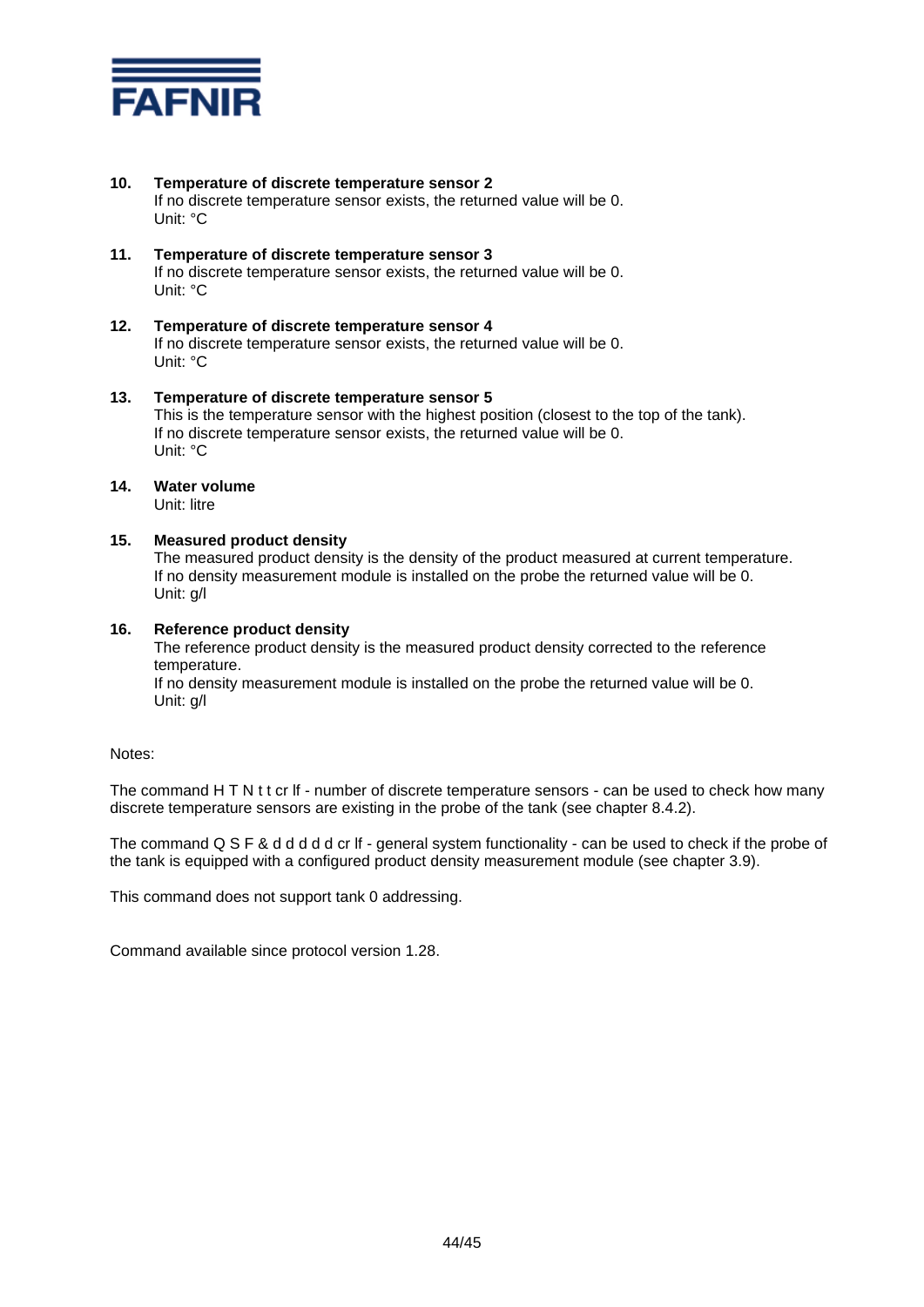**10. Temperature of discrete temperature sensor 2**
If no discrete temperature sensor exists, the returned value will be 0.
Unit: °C

**11. Temperature of discrete temperature sensor 3**
If no discrete temperature sensor exists, the returned value will be 0.
Unit: °C

**12. Temperature of discrete temperature sensor 4**
If no discrete temperature sensor exists, the returned value will be 0.
Unit: °C

**13. Temperature of discrete temperature sensor 5**
This is the temperature sensor with the highest position (closest to the top of the tank).
If no discrete temperature sensor exists, the returned value will be 0.
Unit: °C

**14. Water volume**
Unit: litre

**15. Measured product density**
The measured product density is the density of the product measured at current temperature.
If no density measurement module is installed on the probe the returned value will be 0.
Unit: g/l

**16. Reference product density**
The reference product density is the measured product density corrected to the reference temperature.
If no density measurement module is installed on the probe the returned value will be 0.
Unit: g/l

Notes:

The command H T N t t cr lf - number of discrete temperature sensors - can be used to check how many discrete temperature sensors are existing in the probe of the tank (see chapter 8.4.2).

The command Q S F & d d d d d cr lf - general system functionality - can be used to check if the probe of the tank is equipped with a configured product density measurement module (see chapter 3.9).

This command does not support tank 0 addressing.

Command available since protocol version 1.28.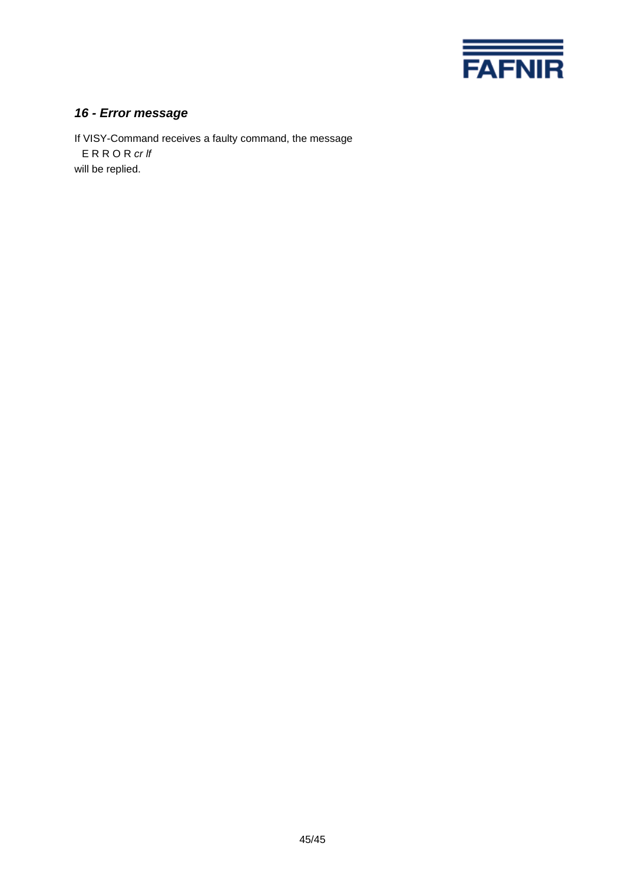## *16 - Error message*

If VISY-Command receives a faulty command, the message
  E R R O R *cr lf*
will be replied.